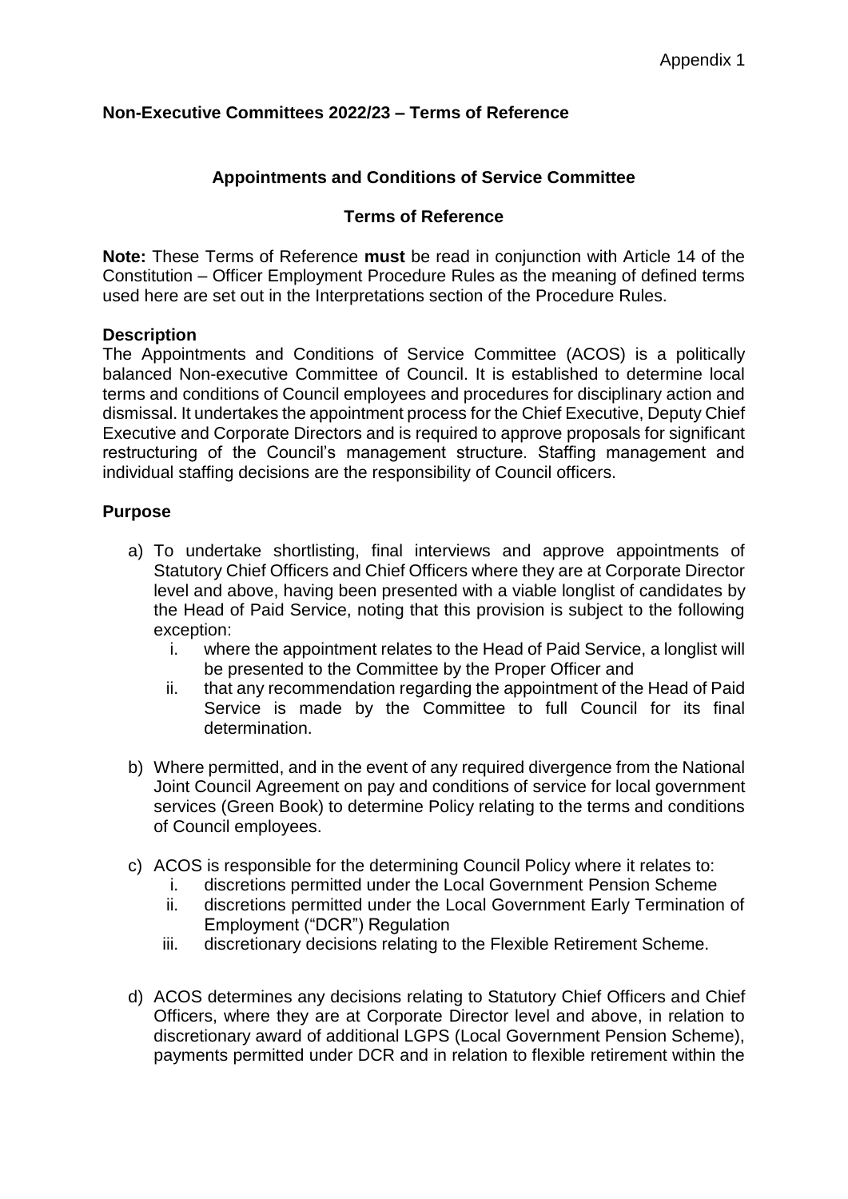Appendix 1

**Non-Executive Committees 2022/23 – Terms of Reference**

## Appointments and Conditions of Service Committee

### Terms of Reference

**Note:** These Terms of Reference **must** be read in conjunction with Article 14 of the Constitution – Officer Employment Procedure Rules as the meaning of defined terms used here are set out in the Interpretations section of the Procedure Rules.

**Description**

The Appointments and Conditions of Service Committee (ACOS) is a politically balanced Non-executive Committee of Council. It is established to determine local terms and conditions of Council employees and procedures for disciplinary action and dismissal. It undertakes the appointment process for the Chief Executive, Deputy Chief Executive and Corporate Directors and is required to approve proposals for significant restructuring of the Council's management structure. Staffing management and individual staffing decisions are the responsibility of Council officers.

**Purpose**

a) To undertake shortlisting, final interviews and approve appointments of Statutory Chief Officers and Chief Officers where they are at Corporate Director level and above, having been presented with a viable longlist of candidates by the Head of Paid Service, noting that this provision is subject to the following exception:
   i. where the appointment relates to the Head of Paid Service, a longlist will be presented to the Committee by the Proper Officer and
   ii. that any recommendation regarding the appointment of the Head of Paid Service is made by the Committee to full Council for its final determination.

b) Where permitted, and in the event of any required divergence from the National Joint Council Agreement on pay and conditions of service for local government services (Green Book) to determine Policy relating to the terms and conditions of Council employees.

c) ACOS is responsible for the determining Council Policy where it relates to:
   i. discretions permitted under the Local Government Pension Scheme
   ii. discretions permitted under the Local Government Early Termination of Employment ("DCR") Regulation
   iii. discretionary decisions relating to the Flexible Retirement Scheme.

d) ACOS determines any decisions relating to Statutory Chief Officers and Chief Officers, where they are at Corporate Director level and above, in relation to discretionary award of additional LGPS (Local Government Pension Scheme), payments permitted under DCR and in relation to flexible retirement within the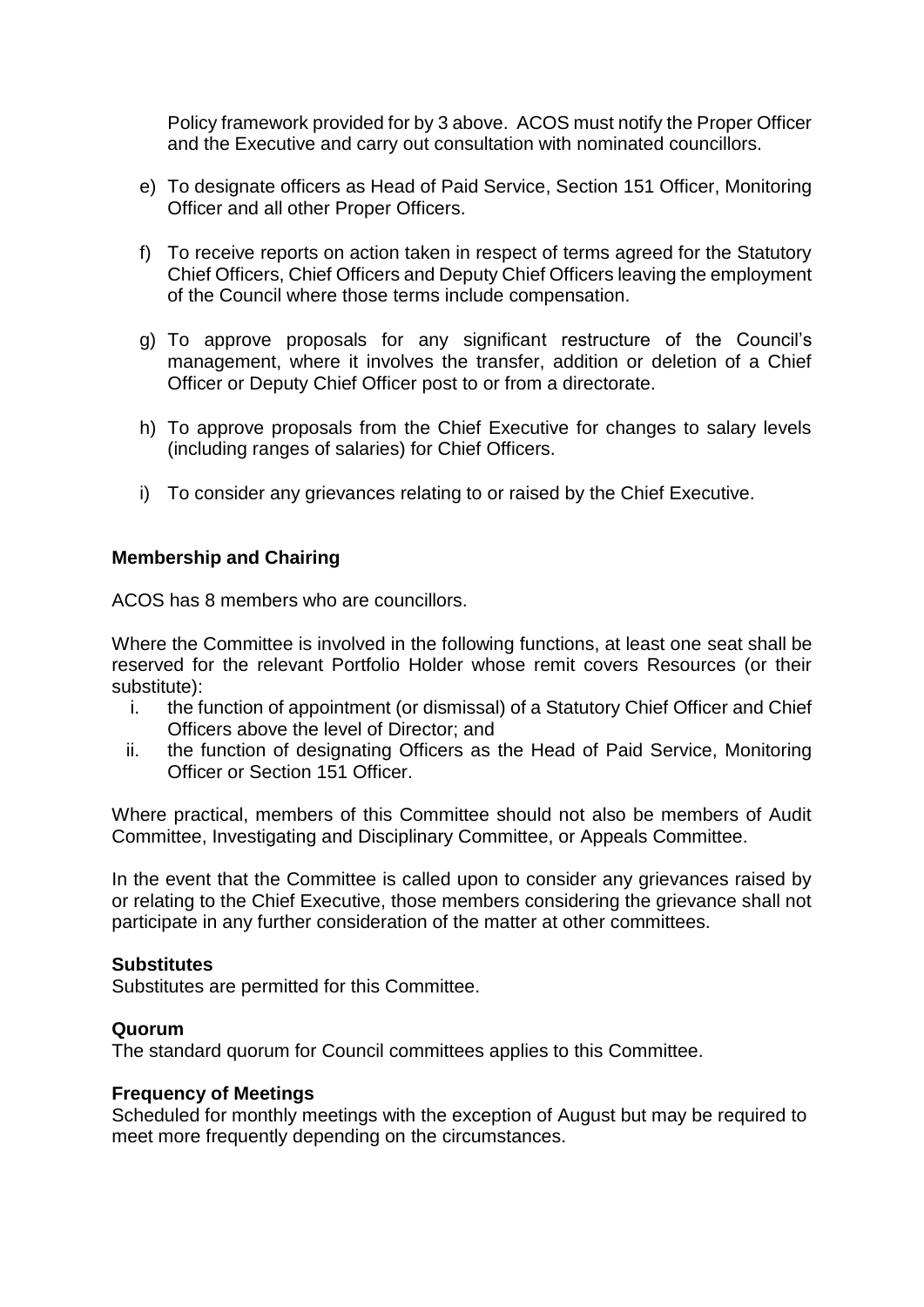Policy framework provided for by 3 above. ACOS must notify the Proper Officer and the Executive and carry out consultation with nominated councillors.

e) To designate officers as Head of Paid Service, Section 151 Officer, Monitoring Officer and all other Proper Officers.

f) To receive reports on action taken in respect of terms agreed for the Statutory Chief Officers, Chief Officers and Deputy Chief Officers leaving the employment of the Council where those terms include compensation.

g) To approve proposals for any significant restructure of the Council's management, where it involves the transfer, addition or deletion of a Chief Officer or Deputy Chief Officer post to or from a directorate.

h) To approve proposals from the Chief Executive for changes to salary levels (including ranges of salaries) for Chief Officers.

i) To consider any grievances relating to or raised by the Chief Executive.

**Membership and Chairing**

ACOS has 8 members who are councillors.

Where the Committee is involved in the following functions, at least one seat shall be reserved for the relevant Portfolio Holder whose remit covers Resources (or their substitute):

i. the function of appointment (or dismissal) of a Statutory Chief Officer and Chief Officers above the level of Director; and
ii. the function of designating Officers as the Head of Paid Service, Monitoring Officer or Section 151 Officer.

Where practical, members of this Committee should not also be members of Audit Committee, Investigating and Disciplinary Committee, or Appeals Committee.

In the event that the Committee is called upon to consider any grievances raised by or relating to the Chief Executive, those members considering the grievance shall not participate in any further consideration of the matter at other committees.

**Substitutes**

Substitutes are permitted for this Committee.

**Quorum**

The standard quorum for Council committees applies to this Committee.

**Frequency of Meetings**

Scheduled for monthly meetings with the exception of August but may be required to meet more frequently depending on the circumstances.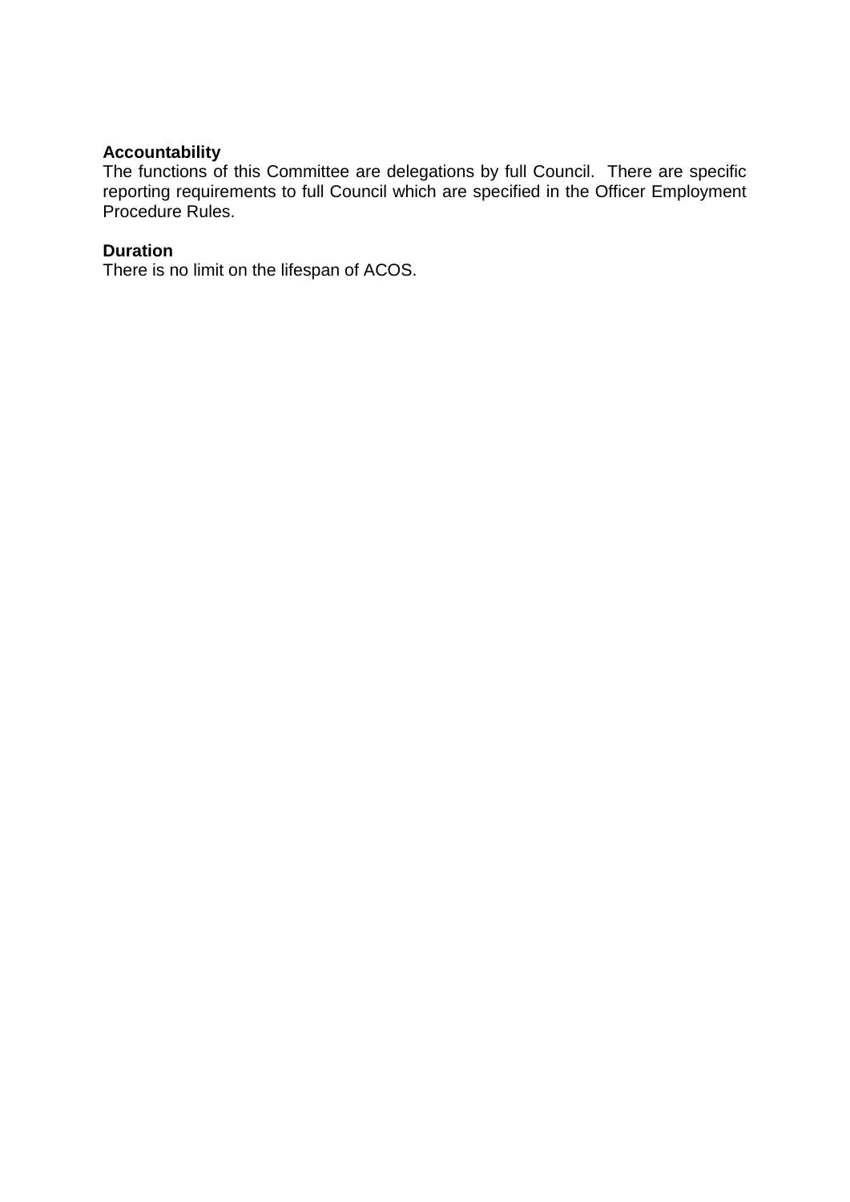**Accountability**
The functions of this Committee are delegations by full Council. There are specific reporting requirements to full Council which are specified in the Officer Employment Procedure Rules.

**Duration**
There is no limit on the lifespan of ACOS.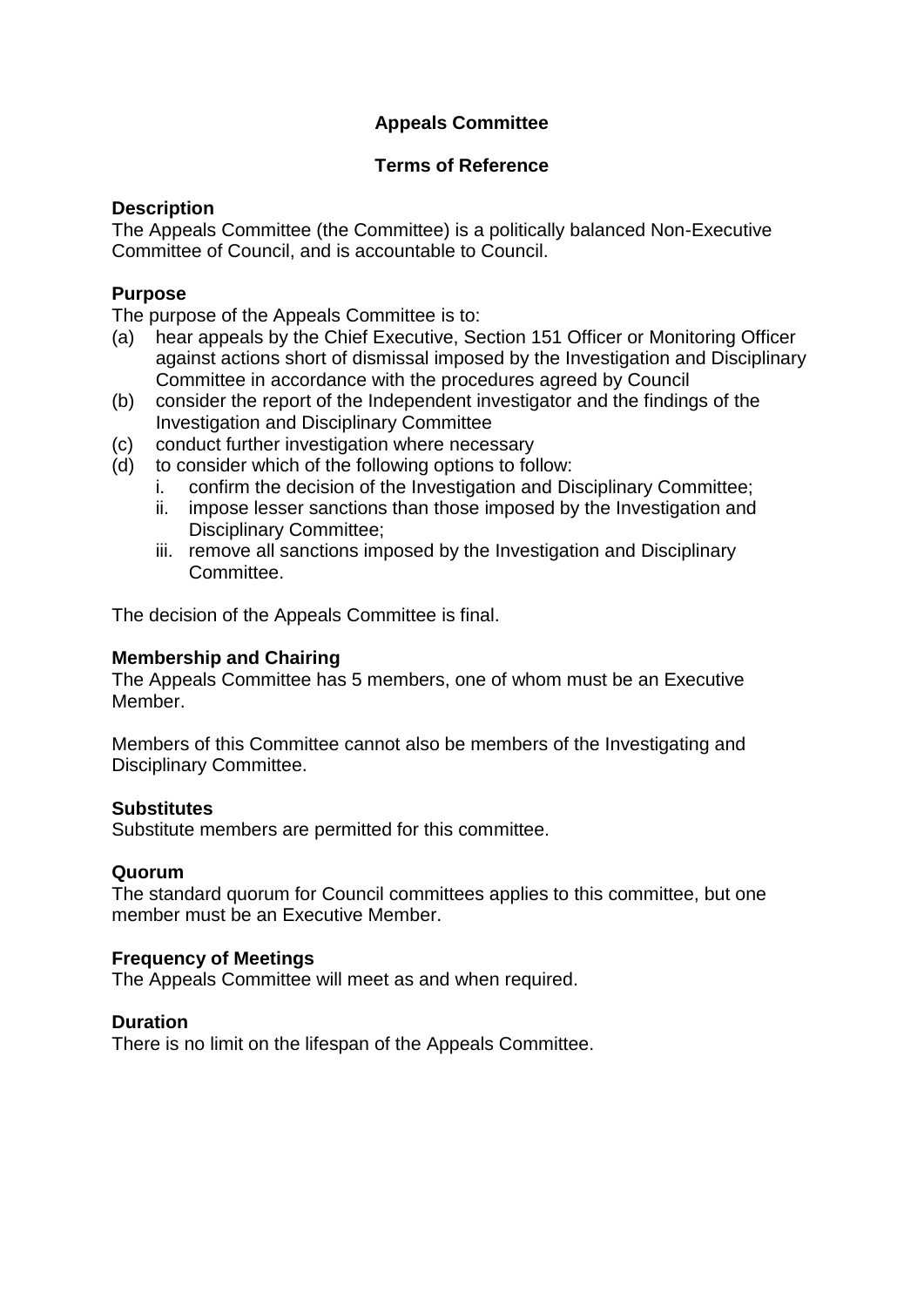**Appeals Committee**

**Terms of Reference**

**Description**

The Appeals Committee (the Committee) is a politically balanced Non-Executive Committee of Council, and is accountable to Council.

**Purpose**

The purpose of the Appeals Committee is to:

(a) hear appeals by the Chief Executive, Section 151 Officer or Monitoring Officer against actions short of dismissal imposed by the Investigation and Disciplinary Committee in accordance with the procedures agreed by Council
(b) consider the report of the Independent investigator and the findings of the Investigation and Disciplinary Committee
(c) conduct further investigation where necessary
(d) to consider which of the following options to follow:
  i. confirm the decision of the Investigation and Disciplinary Committee;
  ii. impose lesser sanctions than those imposed by the Investigation and Disciplinary Committee;
  iii. remove all sanctions imposed by the Investigation and Disciplinary Committee.

The decision of the Appeals Committee is final.

**Membership and Chairing**

The Appeals Committee has 5 members, one of whom must be an Executive Member.

Members of this Committee cannot also be members of the Investigating and Disciplinary Committee.

**Substitutes**

Substitute members are permitted for this committee.

**Quorum**

The standard quorum for Council committees applies to this committee, but one member must be an Executive Member.

**Frequency of Meetings**

The Appeals Committee will meet as and when required.

**Duration**

There is no limit on the lifespan of the Appeals Committee.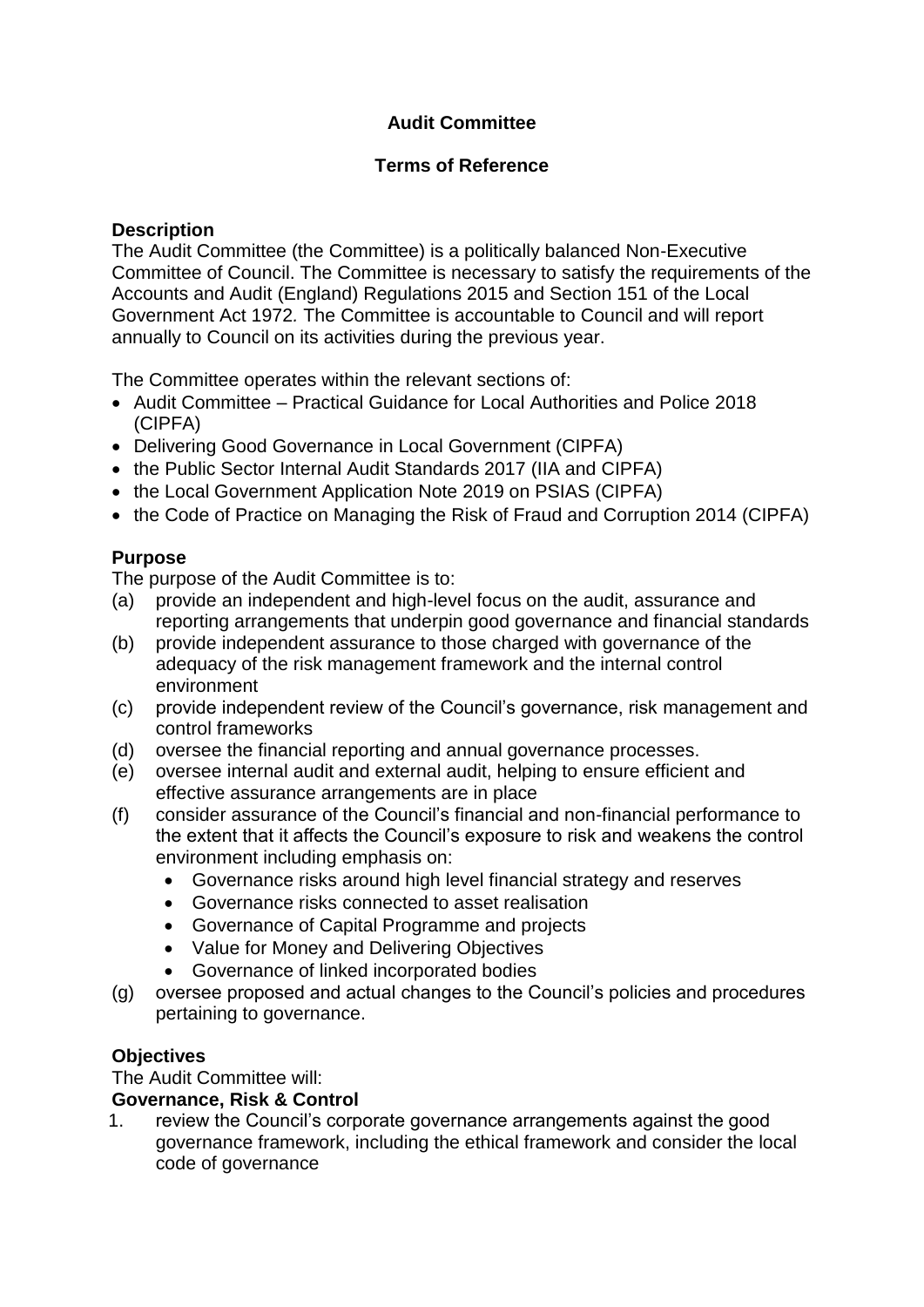# Audit Committee

## Terms of Reference

### Description

The Audit Committee (the Committee) is a politically balanced Non-Executive Committee of Council. The Committee is necessary to satisfy the requirements of the Accounts and Audit (England) Regulations 2015 and Section 151 of the Local Government Act 1972. The Committee is accountable to Council and will report annually to Council on its activities during the previous year.

The Committee operates within the relevant sections of:

- Audit Committee – Practical Guidance for Local Authorities and Police 2018 (CIPFA)
- Delivering Good Governance in Local Government (CIPFA)
- the Public Sector Internal Audit Standards 2017 (IIA and CIPFA)
- the Local Government Application Note 2019 on PSIAS (CIPFA)
- the Code of Practice on Managing the Risk of Fraud and Corruption 2014 (CIPFA)

### Purpose

The purpose of the Audit Committee is to:

(a) provide an independent and high-level focus on the audit, assurance and reporting arrangements that underpin good governance and financial standards

(b) provide independent assurance to those charged with governance of the adequacy of the risk management framework and the internal control environment

(c) provide independent review of the Council's governance, risk management and control frameworks

(d) oversee the financial reporting and annual governance processes.

(e) oversee internal audit and external audit, helping to ensure efficient and effective assurance arrangements are in place

(f) consider assurance of the Council's financial and non-financial performance to the extent that it affects the Council's exposure to risk and weakens the control environment including emphasis on:
  - Governance risks around high level financial strategy and reserves
  - Governance risks connected to asset realisation
  - Governance of Capital Programme and projects
  - Value for Money and Delivering Objectives
  - Governance of linked incorporated bodies

(g) oversee proposed and actual changes to the Council's policies and procedures pertaining to governance.

### Objectives

The Audit Committee will:

**Governance, Risk & Control**

1. review the Council's corporate governance arrangements against the good governance framework, including the ethical framework and consider the local code of governance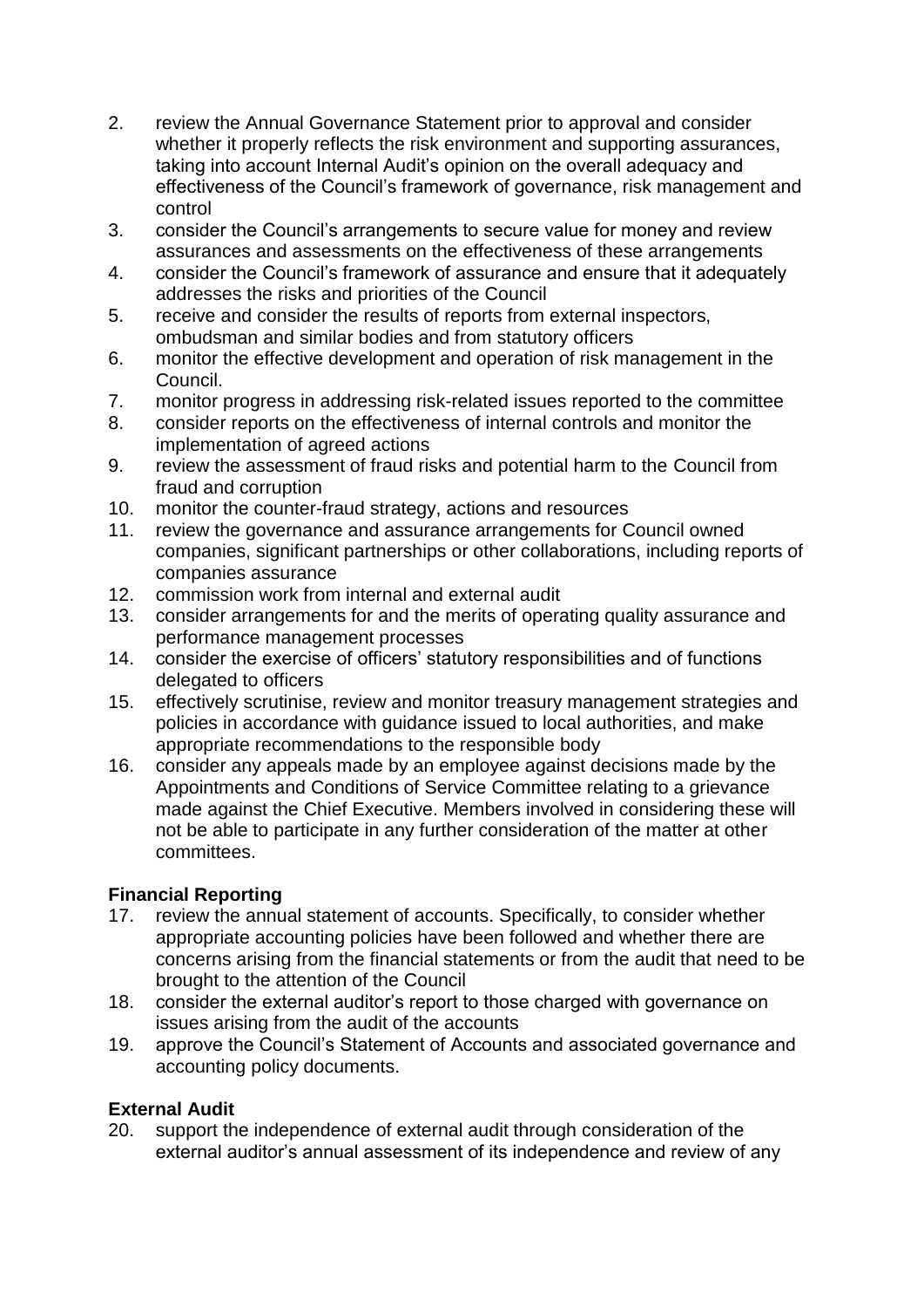2. review the Annual Governance Statement prior to approval and consider whether it properly reflects the risk environment and supporting assurances, taking into account Internal Audit's opinion on the overall adequacy and effectiveness of the Council's framework of governance, risk management and control
3. consider the Council's arrangements to secure value for money and review assurances and assessments on the effectiveness of these arrangements
4. consider the Council's framework of assurance and ensure that it adequately addresses the risks and priorities of the Council
5. receive and consider the results of reports from external inspectors, ombudsman and similar bodies and from statutory officers
6. monitor the effective development and operation of risk management in the Council.
7. monitor progress in addressing risk-related issues reported to the committee
8. consider reports on the effectiveness of internal controls and monitor the implementation of agreed actions
9. review the assessment of fraud risks and potential harm to the Council from fraud and corruption
10. monitor the counter-fraud strategy, actions and resources
11. review the governance and assurance arrangements for Council owned companies, significant partnerships or other collaborations, including reports of companies assurance
12. commission work from internal and external audit
13. consider arrangements for and the merits of operating quality assurance and performance management processes
14. consider the exercise of officers' statutory responsibilities and of functions delegated to officers
15. effectively scrutinise, review and monitor treasury management strategies and policies in accordance with guidance issued to local authorities, and make appropriate recommendations to the responsible body
16. consider any appeals made by an employee against decisions made by the Appointments and Conditions of Service Committee relating to a grievance made against the Chief Executive. Members involved in considering these will not be able to participate in any further consideration of the matter at other committees.

**Financial Reporting**

17. review the annual statement of accounts. Specifically, to consider whether appropriate accounting policies have been followed and whether there are concerns arising from the financial statements or from the audit that need to be brought to the attention of the Council
18. consider the external auditor's report to those charged with governance on issues arising from the audit of the accounts
19. approve the Council's Statement of Accounts and associated governance and accounting policy documents.

**External Audit**

20. support the independence of external audit through consideration of the external auditor's annual assessment of its independence and review of any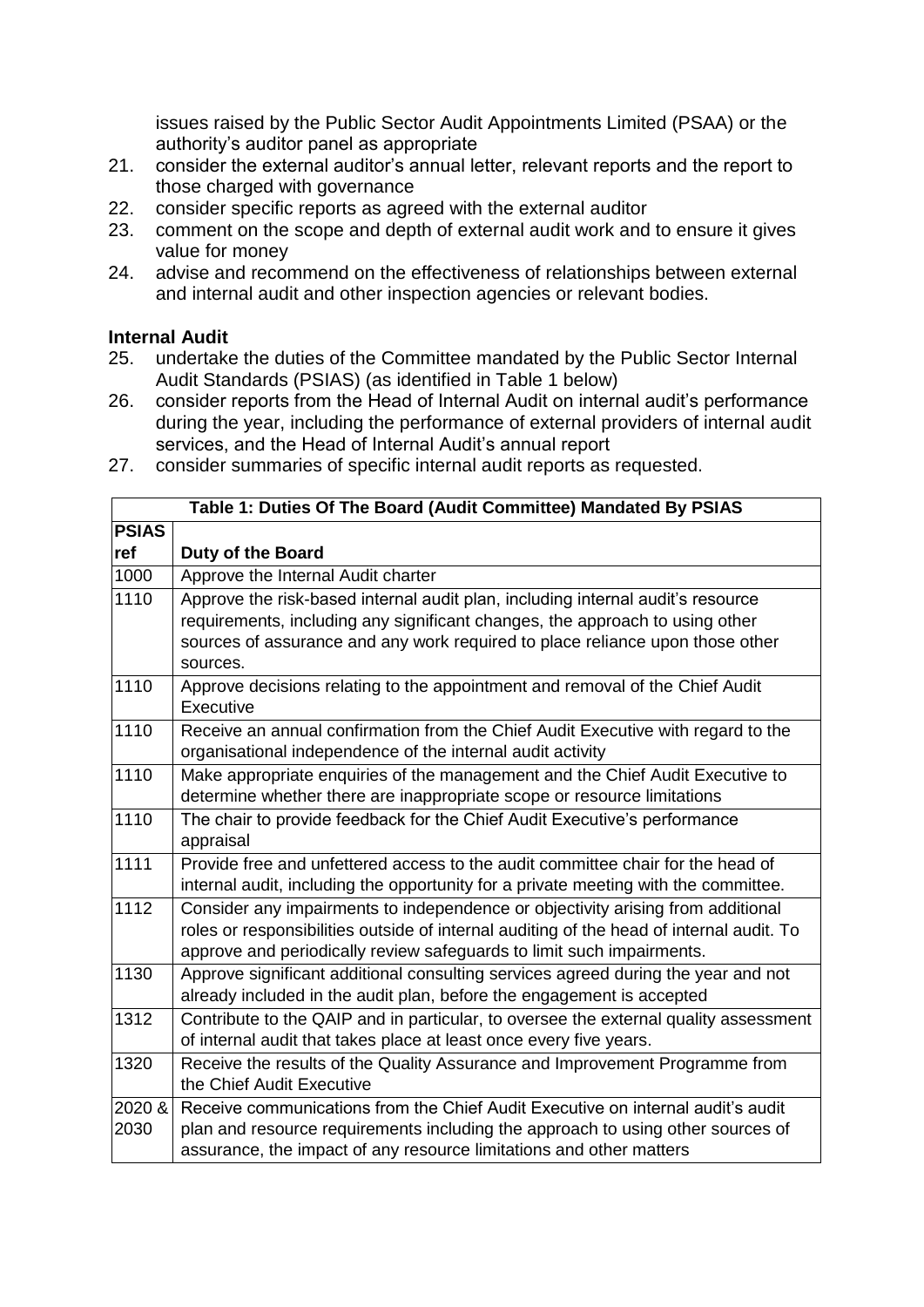issues raised by the Public Sector Audit Appointments Limited (PSAA) or the authority's auditor panel as appropriate

21. consider the external auditor's annual letter, relevant reports and the report to those charged with governance
22. consider specific reports as agreed with the external auditor
23. comment on the scope and depth of external audit work and to ensure it gives value for money
24. advise and recommend on the effectiveness of relationships between external and internal audit and other inspection agencies or relevant bodies.

**Internal Audit**

25. undertake the duties of the Committee mandated by the Public Sector Internal Audit Standards (PSIAS) (as identified in Table 1 below)
26. consider reports from the Head of Internal Audit on internal audit's performance during the year, including the performance of external providers of internal audit services, and the Head of Internal Audit's annual report
27. consider summaries of specific internal audit reports as requested.

| **Table 1: Duties Of The Board (Audit Committee) Mandated By PSIAS** | |
|---|---|
| **PSIAS ref** | **Duty of the Board** |
| 1000 | Approve the Internal Audit charter |
| 1110 | Approve the risk-based internal audit plan, including internal audit's resource requirements, including any significant changes, the approach to using other sources of assurance and any work required to place reliance upon those other sources. |
| 1110 | Approve decisions relating to the appointment and removal of the Chief Audit Executive |
| 1110 | Receive an annual confirmation from the Chief Audit Executive with regard to the organisational independence of the internal audit activity |
| 1110 | Make appropriate enquiries of the management and the Chief Audit Executive to determine whether there are inappropriate scope or resource limitations |
| 1110 | The chair to provide feedback for the Chief Audit Executive's performance appraisal |
| 1111 | Provide free and unfettered access to the audit committee chair for the head of internal audit, including the opportunity for a private meeting with the committee. |
| 1112 | Consider any impairments to independence or objectivity arising from additional roles or responsibilities outside of internal auditing of the head of internal audit. To approve and periodically review safeguards to limit such impairments. |
| 1130 | Approve significant additional consulting services agreed during the year and not already included in the audit plan, before the engagement is accepted |
| 1312 | Contribute to the QAIP and in particular, to oversee the external quality assessment of internal audit that takes place at least once every five years. |
| 1320 | Receive the results of the Quality Assurance and Improvement Programme from the Chief Audit Executive |
| 2020 & 2030 | Receive communications from the Chief Audit Executive on internal audit's audit plan and resource requirements including the approach to using other sources of assurance, the impact of any resource limitations and other matters |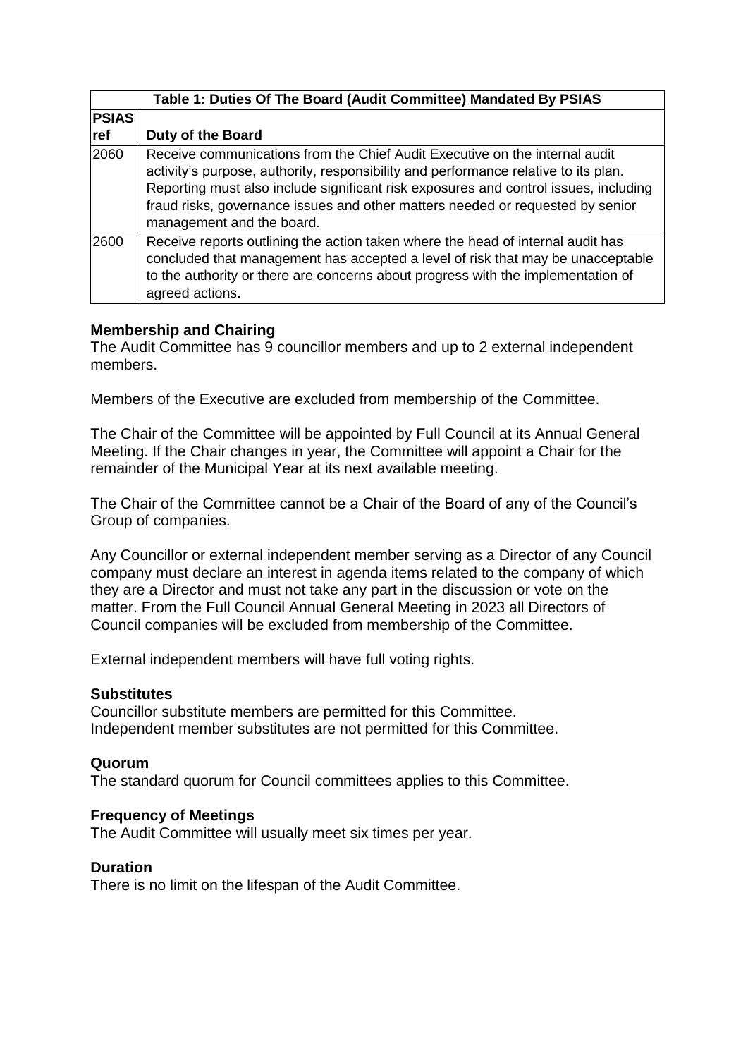| Table 1: Duties Of The Board (Audit Committee) Mandated By PSIAS | |
|---|---|
| **PSIAS ref** | **Duty of the Board** |
| 2060 | Receive communications from the Chief Audit Executive on the internal audit activity's purpose, authority, responsibility and performance relative to its plan. Reporting must also include significant risk exposures and control issues, including fraud risks, governance issues and other matters needed or requested by senior management and the board. |
| 2600 | Receive reports outlining the action taken where the head of internal audit has concluded that management has accepted a level of risk that may be unacceptable to the authority or there are concerns about progress with the implementation of agreed actions. |

**Membership and Chairing**

The Audit Committee has 9 councillor members and up to 2 external independent members.

Members of the Executive are excluded from membership of the Committee.

The Chair of the Committee will be appointed by Full Council at its Annual General Meeting. If the Chair changes in year, the Committee will appoint a Chair for the remainder of the Municipal Year at its next available meeting.

The Chair of the Committee cannot be a Chair of the Board of any of the Council's Group of companies.

Any Councillor or external independent member serving as a Director of any Council company must declare an interest in agenda items related to the company of which they are a Director and must not take any part in the discussion or vote on the matter. From the Full Council Annual General Meeting in 2023 all Directors of Council companies will be excluded from membership of the Committee.

External independent members will have full voting rights.

**Substitutes**

Councillor substitute members are permitted for this Committee.
Independent member substitutes are not permitted for this Committee.

**Quorum**

The standard quorum for Council committees applies to this Committee.

**Frequency of Meetings**

The Audit Committee will usually meet six times per year.

**Duration**

There is no limit on the lifespan of the Audit Committee.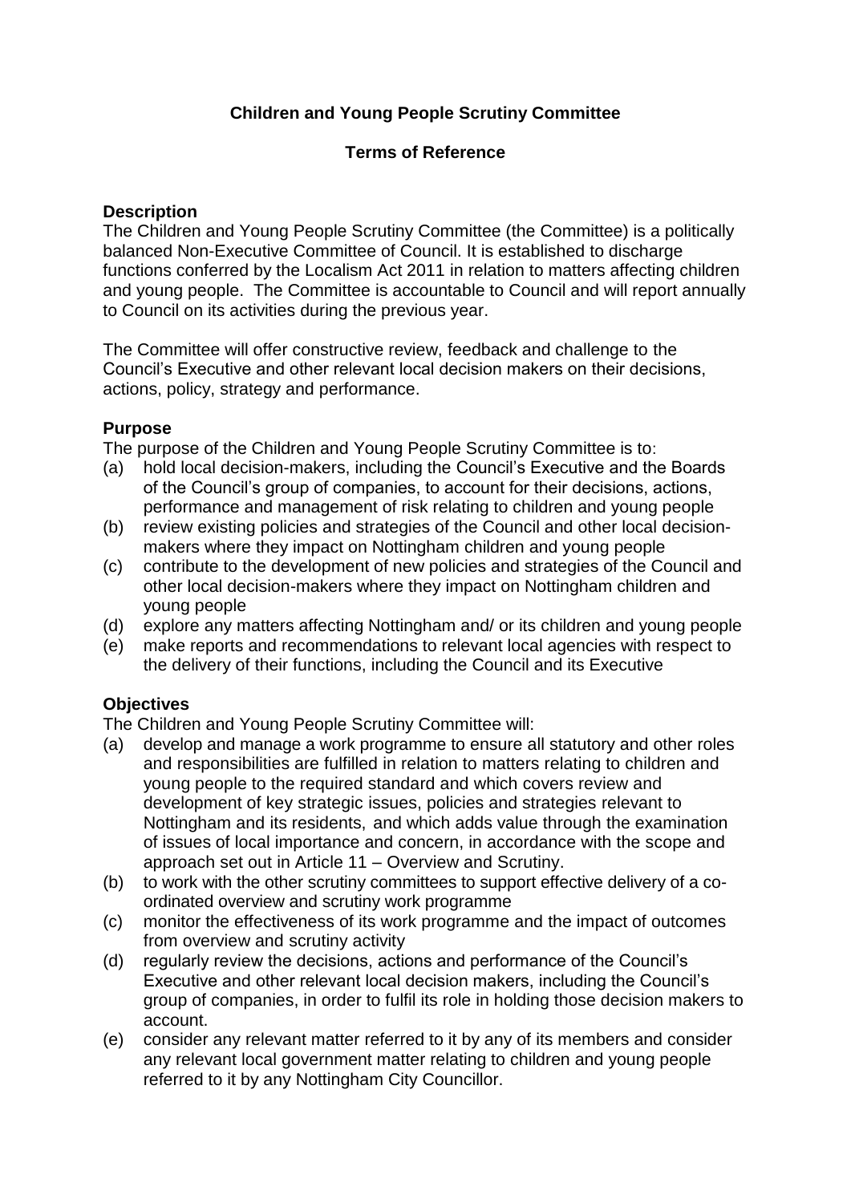# Children and Young People Scrutiny Committee

## Terms of Reference

### Description

The Children and Young People Scrutiny Committee (the Committee) is a politically balanced Non-Executive Committee of Council. It is established to discharge functions conferred by the Localism Act 2011 in relation to matters affecting children and young people. The Committee is accountable to Council and will report annually to Council on its activities during the previous year.

The Committee will offer constructive review, feedback and challenge to the Council's Executive and other relevant local decision makers on their decisions, actions, policy, strategy and performance.

### Purpose

The purpose of the Children and Young People Scrutiny Committee is to:

(a) hold local decision-makers, including the Council's Executive and the Boards of the Council's group of companies, to account for their decisions, actions, performance and management of risk relating to children and young people

(b) review existing policies and strategies of the Council and other local decision-makers where they impact on Nottingham children and young people

(c) contribute to the development of new policies and strategies of the Council and other local decision-makers where they impact on Nottingham children and young people

(d) explore any matters affecting Nottingham and/ or its children and young people

(e) make reports and recommendations to relevant local agencies with respect to the delivery of their functions, including the Council and its Executive

### Objectives

The Children and Young People Scrutiny Committee will:

(a) develop and manage a work programme to ensure all statutory and other roles and responsibilities are fulfilled in relation to matters relating to children and young people to the required standard and which covers review and development of key strategic issues, policies and strategies relevant to Nottingham and its residents, and which adds value through the examination of issues of local importance and concern, in accordance with the scope and approach set out in Article 11 – Overview and Scrutiny.

(b) to work with the other scrutiny committees to support effective delivery of a co-ordinated overview and scrutiny work programme

(c) monitor the effectiveness of its work programme and the impact of outcomes from overview and scrutiny activity

(d) regularly review the decisions, actions and performance of the Council's Executive and other relevant local decision makers, including the Council's group of companies, in order to fulfil its role in holding those decision makers to account.

(e) consider any relevant matter referred to it by any of its members and consider any relevant local government matter relating to children and young people referred to it by any Nottingham City Councillor.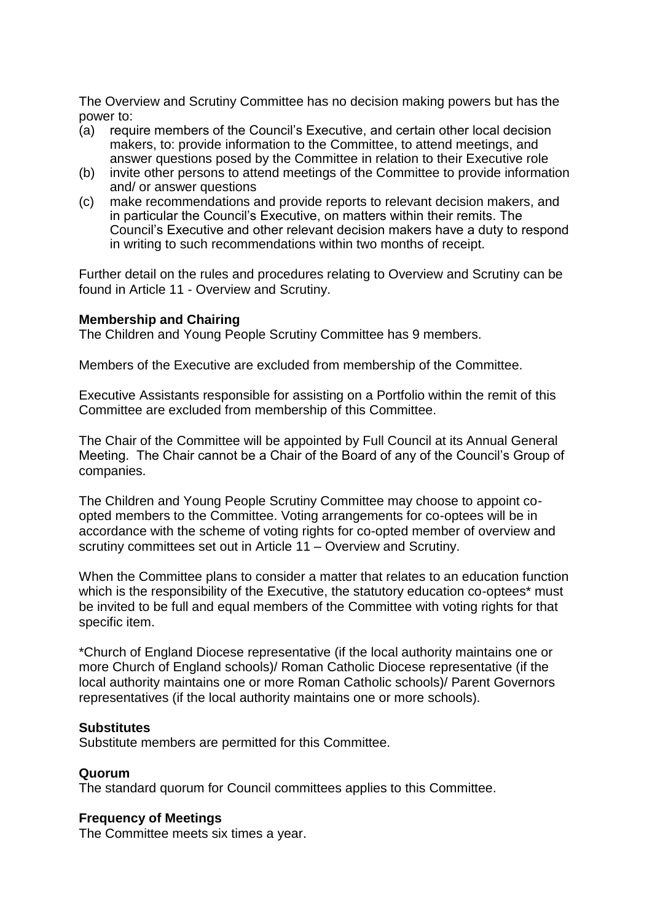The Overview and Scrutiny Committee has no decision making powers but has the power to:

(a) require members of the Council's Executive, and certain other local decision makers, to: provide information to the Committee, to attend meetings, and answer questions posed by the Committee in relation to their Executive role
(b) invite other persons to attend meetings of the Committee to provide information and/ or answer questions
(c) make recommendations and provide reports to relevant decision makers, and in particular the Council's Executive, on matters within their remits. The Council's Executive and other relevant decision makers have a duty to respond in writing to such recommendations within two months of receipt.

Further detail on the rules and procedures relating to Overview and Scrutiny can be found in Article 11 - Overview and Scrutiny.

**Membership and Chairing**
The Children and Young People Scrutiny Committee has 9 members.

Members of the Executive are excluded from membership of the Committee.

Executive Assistants responsible for assisting on a Portfolio within the remit of this Committee are excluded from membership of this Committee.

The Chair of the Committee will be appointed by Full Council at its Annual General Meeting. The Chair cannot be a Chair of the Board of any of the Council's Group of companies.

The Children and Young People Scrutiny Committee may choose to appoint co-opted members to the Committee. Voting arrangements for co-optees will be in accordance with the scheme of voting rights for co-opted member of overview and scrutiny committees set out in Article 11 – Overview and Scrutiny.

When the Committee plans to consider a matter that relates to an education function which is the responsibility of the Executive, the statutory education co-optees* must be invited to be full and equal members of the Committee with voting rights for that specific item.

*Church of England Diocese representative (if the local authority maintains one or more Church of England schools)/ Roman Catholic Diocese representative (if the local authority maintains one or more Roman Catholic schools)/ Parent Governors representatives (if the local authority maintains one or more schools).

**Substitutes**
Substitute members are permitted for this Committee.

**Quorum**
The standard quorum for Council committees applies to this Committee.

**Frequency of Meetings**
The Committee meets six times a year.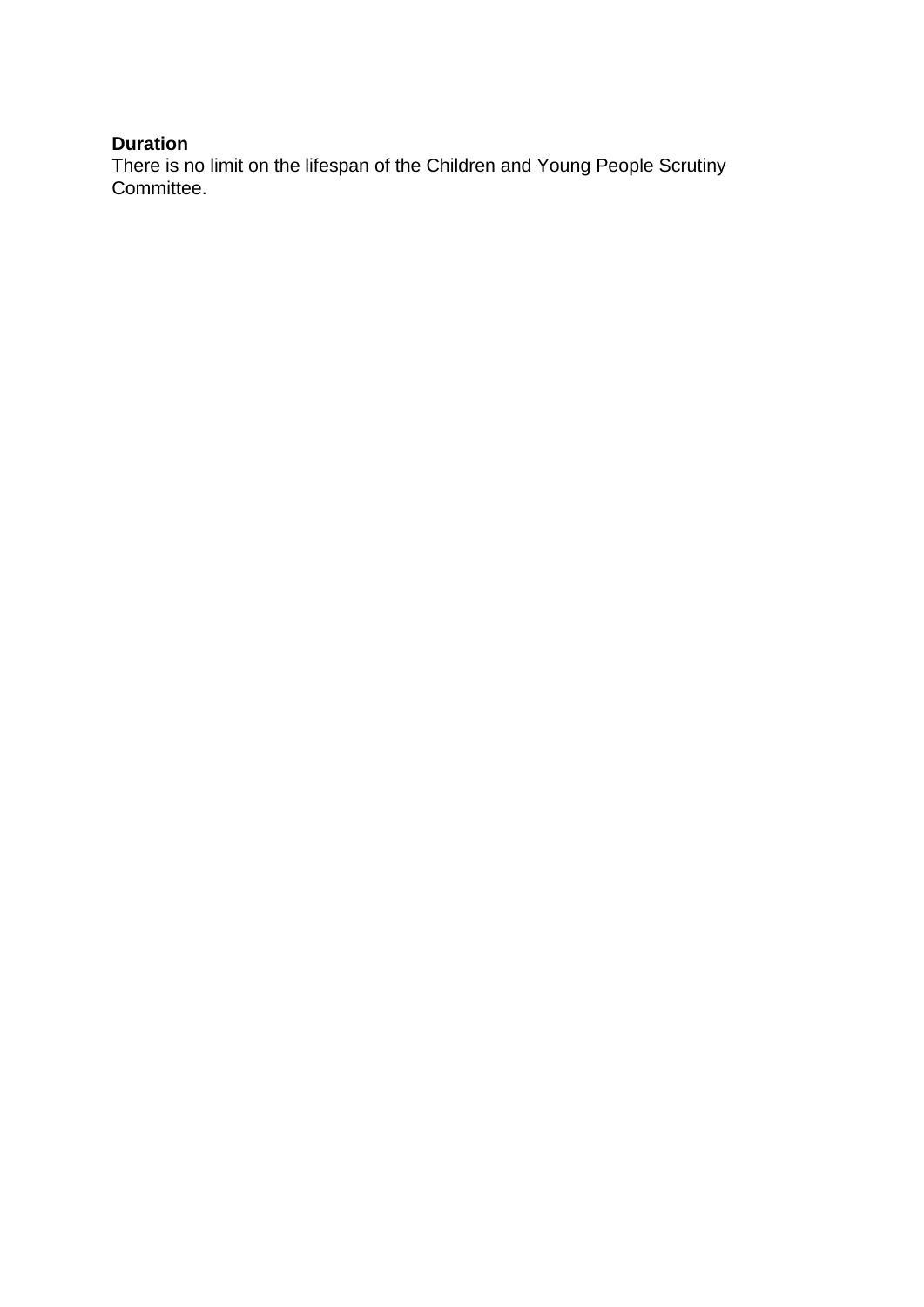**Duration**
There is no limit on the lifespan of the Children and Young People Scrutiny Committee.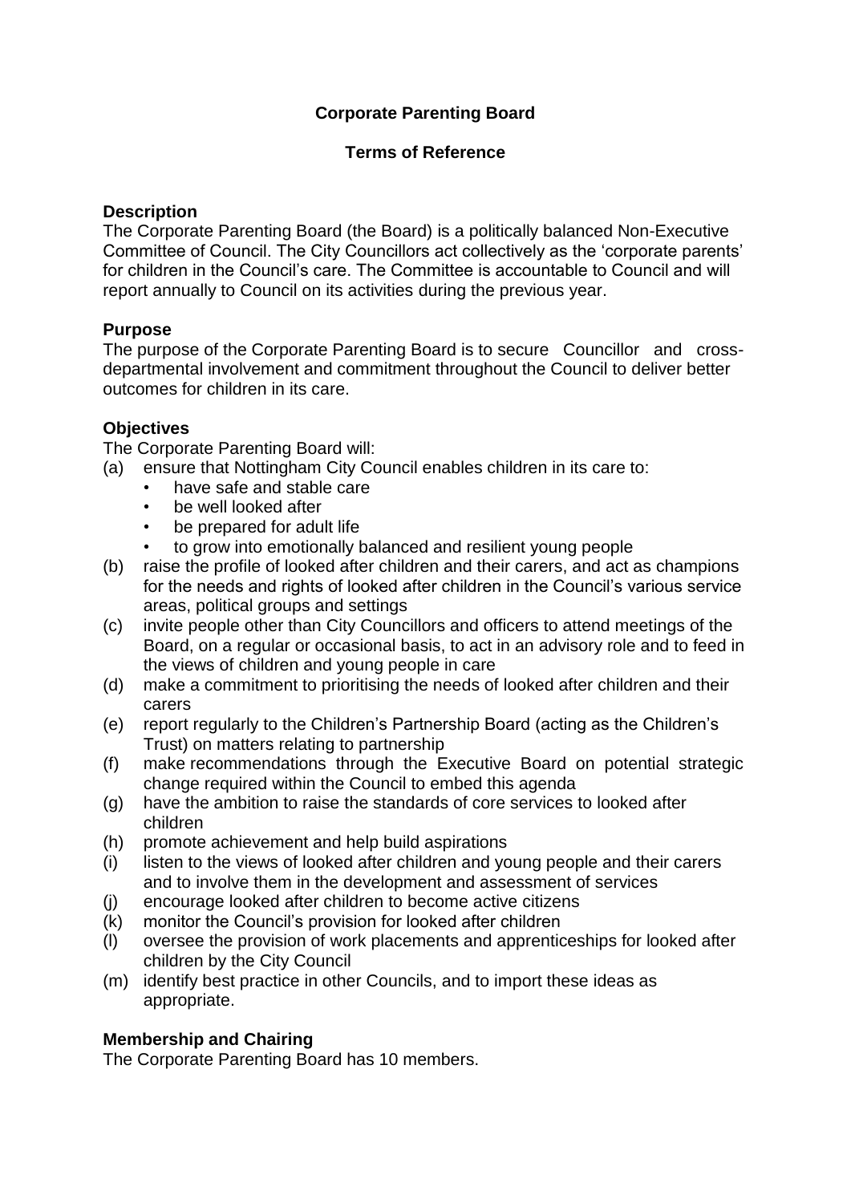**Corporate Parenting Board**

**Terms of Reference**

**Description**

The Corporate Parenting Board (the Board) is a politically balanced Non-Executive Committee of Council. The City Councillors act collectively as the 'corporate parents' for children in the Council's care. The Committee is accountable to Council and will report annually to Council on its activities during the previous year.

**Purpose**

The purpose of the Corporate Parenting Board is to secure Councillor and cross-departmental involvement and commitment throughout the Council to deliver better outcomes for children in its care.

**Objectives**

The Corporate Parenting Board will:

(a) ensure that Nottingham City Council enables children in its care to:
- have safe and stable care
- be well looked after
- be prepared for adult life
- to grow into emotionally balanced and resilient young people

(b) raise the profile of looked after children and their carers, and act as champions for the needs and rights of looked after children in the Council's various service areas, political groups and settings

(c) invite people other than City Councillors and officers to attend meetings of the Board, on a regular or occasional basis, to act in an advisory role and to feed in the views of children and young people in care

(d) make a commitment to prioritising the needs of looked after children and their carers

(e) report regularly to the Children's Partnership Board (acting as the Children's Trust) on matters relating to partnership

(f) make recommendations through the Executive Board on potential strategic change required within the Council to embed this agenda

(g) have the ambition to raise the standards of core services to looked after children

(h) promote achievement and help build aspirations

(i) listen to the views of looked after children and young people and their carers and to involve them in the development and assessment of services

(j) encourage looked after children to become active citizens

(k) monitor the Council's provision for looked after children

(l) oversee the provision of work placements and apprenticeships for looked after children by the City Council

(m) identify best practice in other Councils, and to import these ideas as appropriate.

**Membership and Chairing**

The Corporate Parenting Board has 10 members.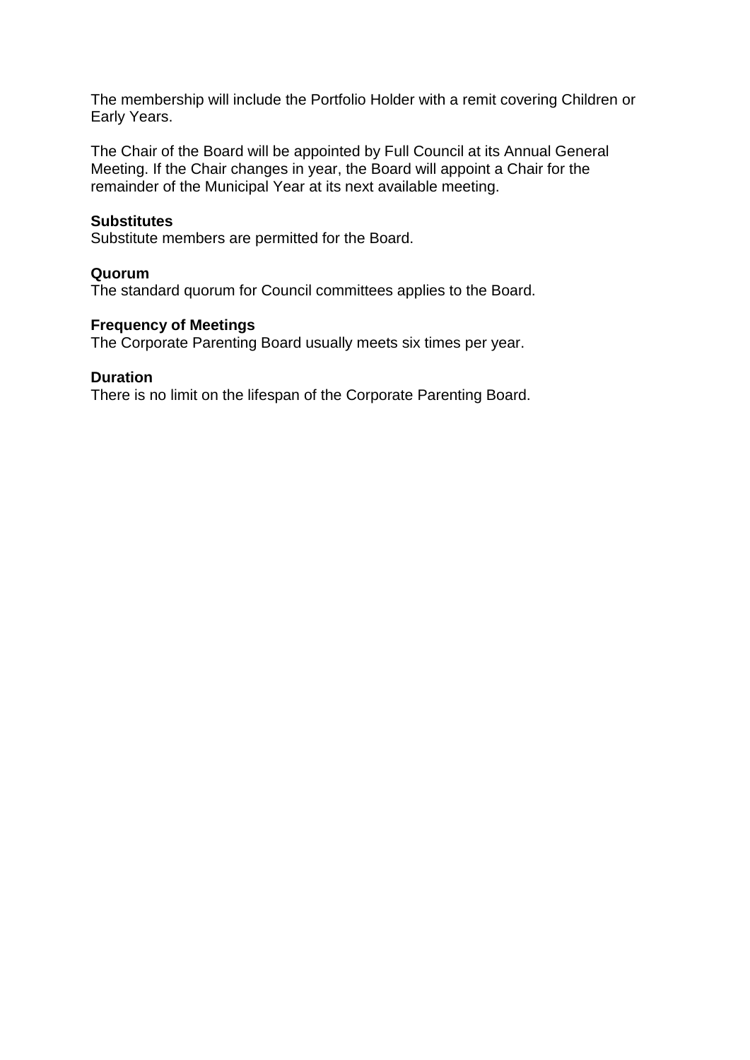The membership will include the Portfolio Holder with a remit covering Children or Early Years.

The Chair of the Board will be appointed by Full Council at its Annual General Meeting. If the Chair changes in year, the Board will appoint a Chair for the remainder of the Municipal Year at its next available meeting.

**Substitutes**
Substitute members are permitted for the Board.

**Quorum**
The standard quorum for Council committees applies to the Board.

**Frequency of Meetings**
The Corporate Parenting Board usually meets six times per year.

**Duration**
There is no limit on the lifespan of the Corporate Parenting Board.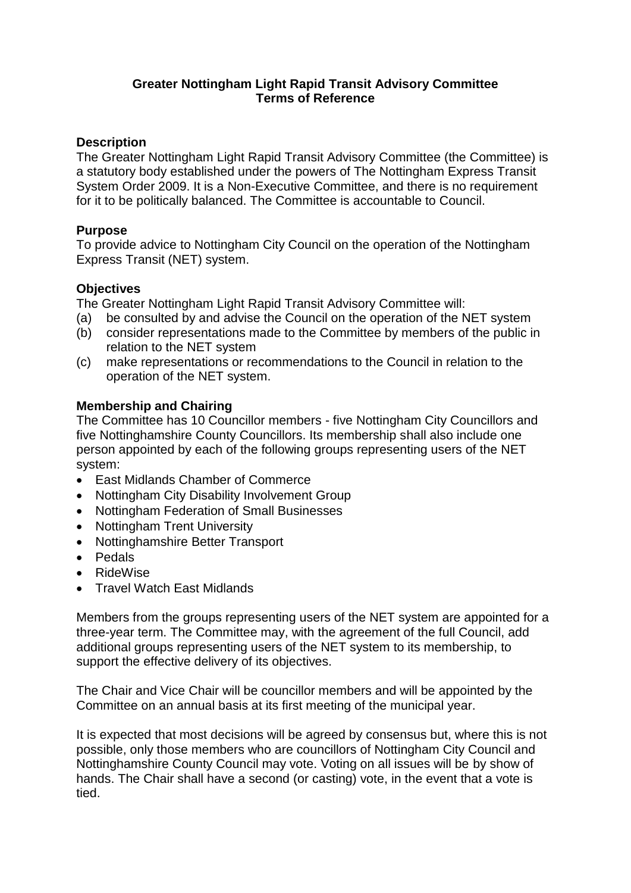**Greater Nottingham Light Rapid Transit Advisory Committee**
**Terms of Reference**

**Description**

The Greater Nottingham Light Rapid Transit Advisory Committee (the Committee) is a statutory body established under the powers of The Nottingham Express Transit System Order 2009. It is a Non-Executive Committee, and there is no requirement for it to be politically balanced. The Committee is accountable to Council.

**Purpose**

To provide advice to Nottingham City Council on the operation of the Nottingham Express Transit (NET) system.

**Objectives**

The Greater Nottingham Light Rapid Transit Advisory Committee will:

(a) be consulted by and advise the Council on the operation of the NET system
(b) consider representations made to the Committee by members of the public in relation to the NET system
(c) make representations or recommendations to the Council in relation to the operation of the NET system.

**Membership and Chairing**

The Committee has 10 Councillor members - five Nottingham City Councillors and five Nottinghamshire County Councillors. Its membership shall also include one person appointed by each of the following groups representing users of the NET system:

- East Midlands Chamber of Commerce
- Nottingham City Disability Involvement Group
- Nottingham Federation of Small Businesses
- Nottingham Trent University
- Nottinghamshire Better Transport
- Pedals
- RideWise
- Travel Watch East Midlands

Members from the groups representing users of the NET system are appointed for a three-year term. The Committee may, with the agreement of the full Council, add additional groups representing users of the NET system to its membership, to support the effective delivery of its objectives.

The Chair and Vice Chair will be councillor members and will be appointed by the Committee on an annual basis at its first meeting of the municipal year.

It is expected that most decisions will be agreed by consensus but, where this is not possible, only those members who are councillors of Nottingham City Council and Nottinghamshire County Council may vote. Voting on all issues will be by show of hands. The Chair shall have a second (or casting) vote, in the event that a vote is tied.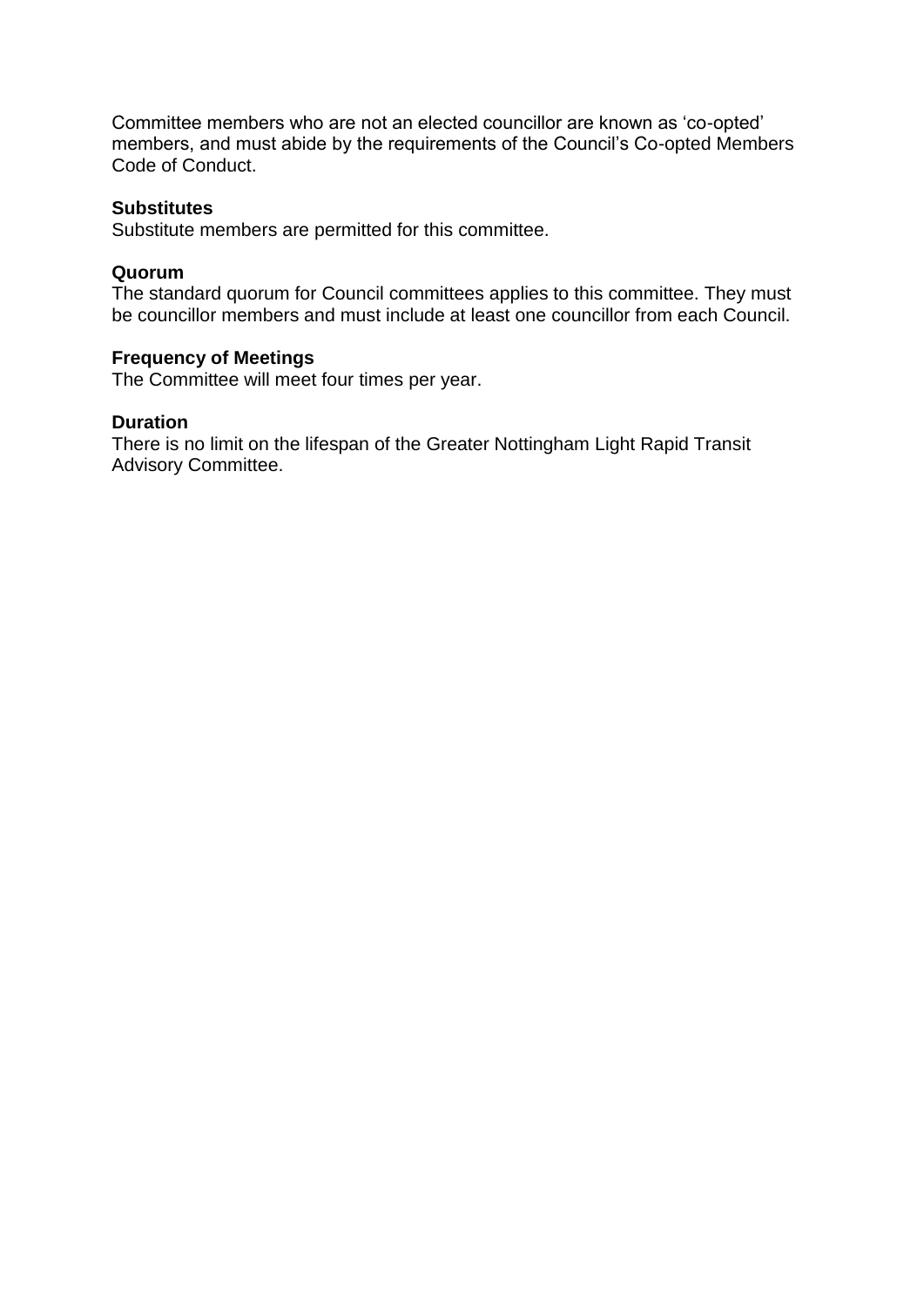Committee members who are not an elected councillor are known as 'co-opted' members, and must abide by the requirements of the Council's Co-opted Members Code of Conduct.

**Substitutes**
Substitute members are permitted for this committee.

**Quorum**
The standard quorum for Council committees applies to this committee. They must be councillor members and must include at least one councillor from each Council.

**Frequency of Meetings**
The Committee will meet four times per year.

**Duration**
There is no limit on the lifespan of the Greater Nottingham Light Rapid Transit Advisory Committee.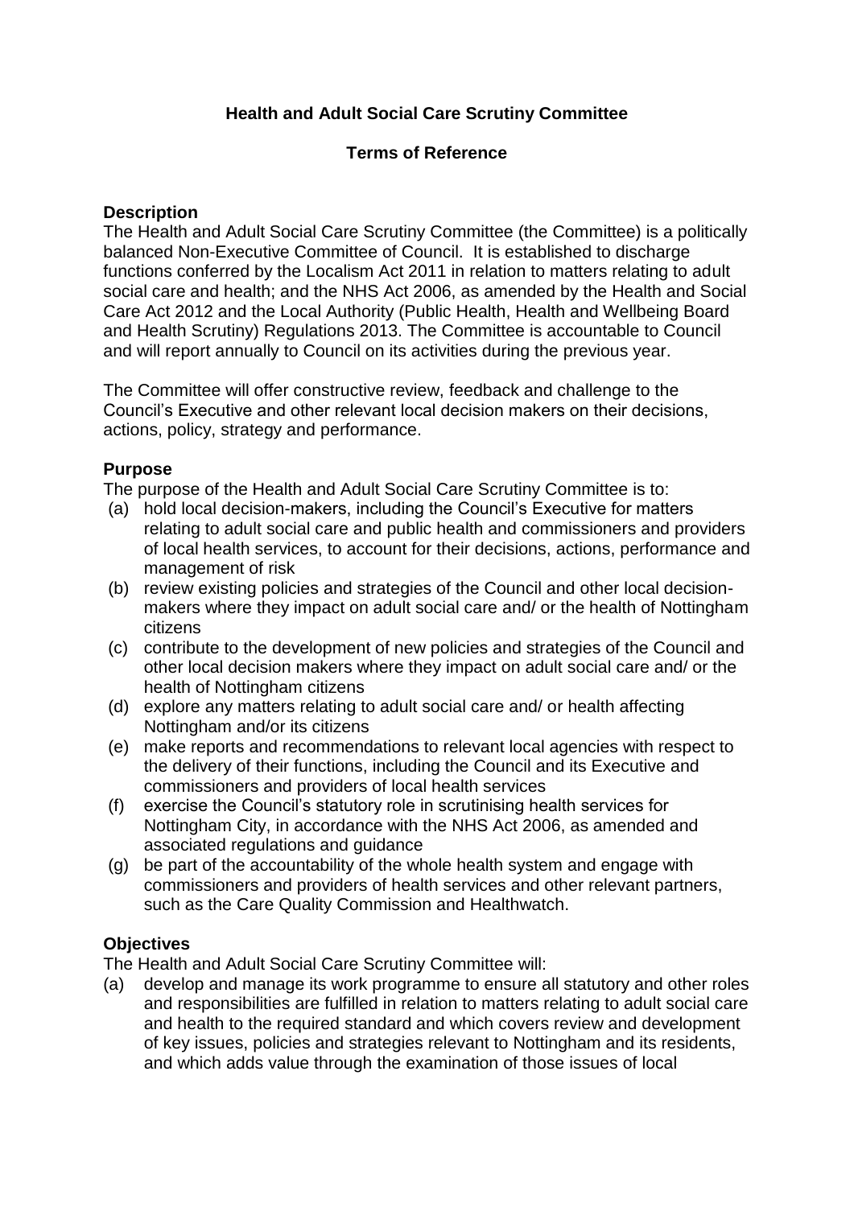# Health and Adult Social Care Scrutiny Committee

## Terms of Reference

### Description

The Health and Adult Social Care Scrutiny Committee (the Committee) is a politically balanced Non-Executive Committee of Council. It is established to discharge functions conferred by the Localism Act 2011 in relation to matters relating to adult social care and health; and the NHS Act 2006, as amended by the Health and Social Care Act 2012 and the Local Authority (Public Health, Health and Wellbeing Board and Health Scrutiny) Regulations 2013. The Committee is accountable to Council and will report annually to Council on its activities during the previous year.

The Committee will offer constructive review, feedback and challenge to the Council's Executive and other relevant local decision makers on their decisions, actions, policy, strategy and performance.

### Purpose

The purpose of the Health and Adult Social Care Scrutiny Committee is to:

(a) hold local decision-makers, including the Council's Executive for matters relating to adult social care and public health and commissioners and providers of local health services, to account for their decisions, actions, performance and management of risk

(b) review existing policies and strategies of the Council and other local decision-makers where they impact on adult social care and/ or the health of Nottingham citizens

(c) contribute to the development of new policies and strategies of the Council and other local decision makers where they impact on adult social care and/ or the health of Nottingham citizens

(d) explore any matters relating to adult social care and/ or health affecting Nottingham and/or its citizens

(e) make reports and recommendations to relevant local agencies with respect to the delivery of their functions, including the Council and its Executive and commissioners and providers of local health services

(f) exercise the Council's statutory role in scrutinising health services for Nottingham City, in accordance with the NHS Act 2006, as amended and associated regulations and guidance

(g) be part of the accountability of the whole health system and engage with commissioners and providers of health services and other relevant partners, such as the Care Quality Commission and Healthwatch.

### Objectives

The Health and Adult Social Care Scrutiny Committee will:

(a) develop and manage its work programme to ensure all statutory and other roles and responsibilities are fulfilled in relation to matters relating to adult social care and health to the required standard and which covers review and development of key issues, policies and strategies relevant to Nottingham and its residents, and which adds value through the examination of those issues of local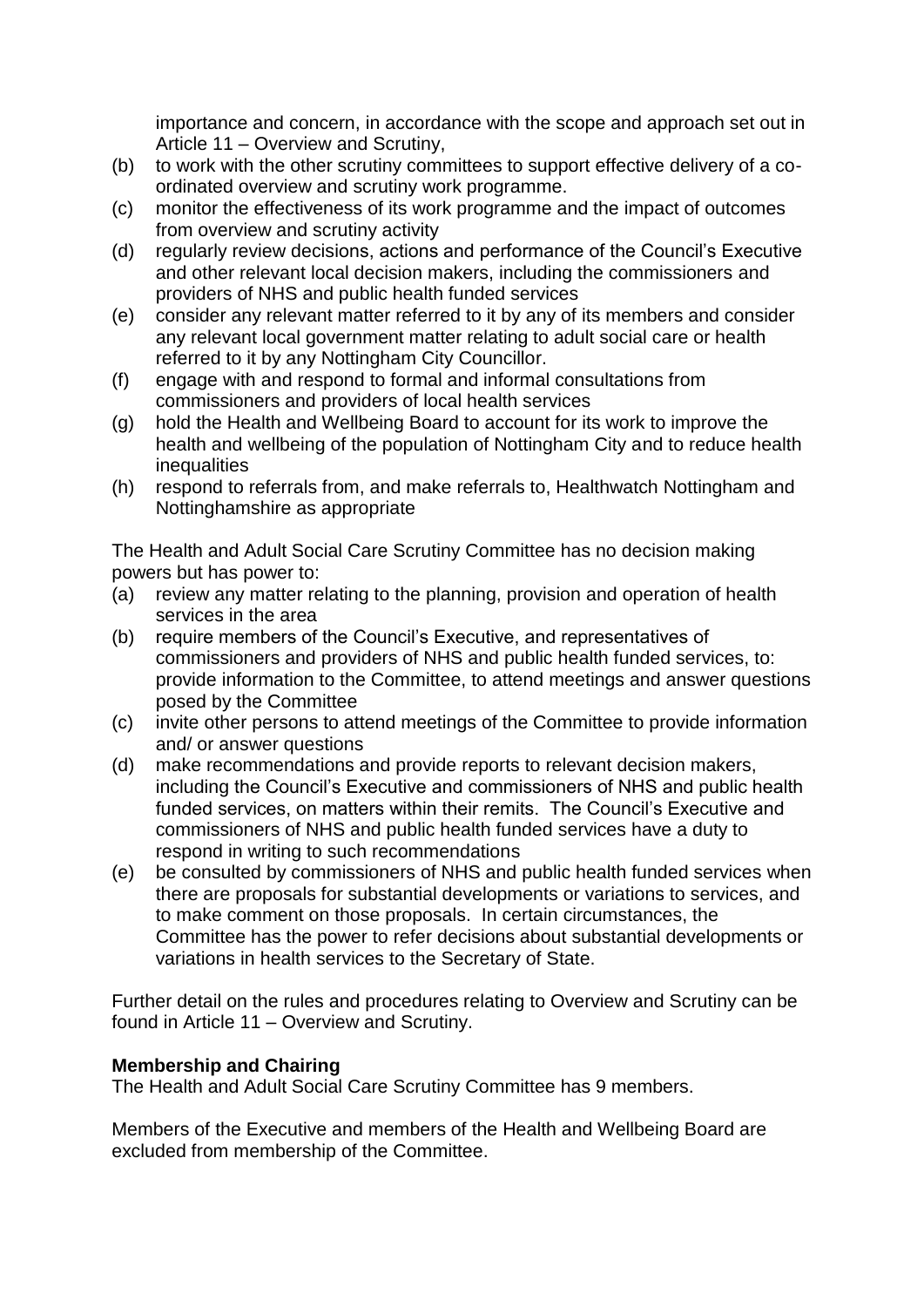importance and concern, in accordance with the scope and approach set out in Article 11 – Overview and Scrutiny,

(b) to work with the other scrutiny committees to support effective delivery of a co-ordinated overview and scrutiny work programme.

(c) monitor the effectiveness of its work programme and the impact of outcomes from overview and scrutiny activity

(d) regularly review decisions, actions and performance of the Council's Executive and other relevant local decision makers, including the commissioners and providers of NHS and public health funded services

(e) consider any relevant matter referred to it by any of its members and consider any relevant local government matter relating to adult social care or health referred to it by any Nottingham City Councillor.

(f) engage with and respond to formal and informal consultations from commissioners and providers of local health services

(g) hold the Health and Wellbeing Board to account for its work to improve the health and wellbeing of the population of Nottingham City and to reduce health inequalities

(h) respond to referrals from, and make referrals to, Healthwatch Nottingham and Nottinghamshire as appropriate

The Health and Adult Social Care Scrutiny Committee has no decision making powers but has power to:

(a) review any matter relating to the planning, provision and operation of health services in the area

(b) require members of the Council's Executive, and representatives of commissioners and providers of NHS and public health funded services, to: provide information to the Committee, to attend meetings and answer questions posed by the Committee

(c) invite other persons to attend meetings of the Committee to provide information and/ or answer questions

(d) make recommendations and provide reports to relevant decision makers, including the Council's Executive and commissioners of NHS and public health funded services, on matters within their remits. The Council's Executive and commissioners of NHS and public health funded services have a duty to respond in writing to such recommendations

(e) be consulted by commissioners of NHS and public health funded services when there are proposals for substantial developments or variations to services, and to make comment on those proposals. In certain circumstances, the Committee has the power to refer decisions about substantial developments or variations in health services to the Secretary of State.

Further detail on the rules and procedures relating to Overview and Scrutiny can be found in Article 11 – Overview and Scrutiny.

**Membership and Chairing**

The Health and Adult Social Care Scrutiny Committee has 9 members.

Members of the Executive and members of the Health and Wellbeing Board are excluded from membership of the Committee.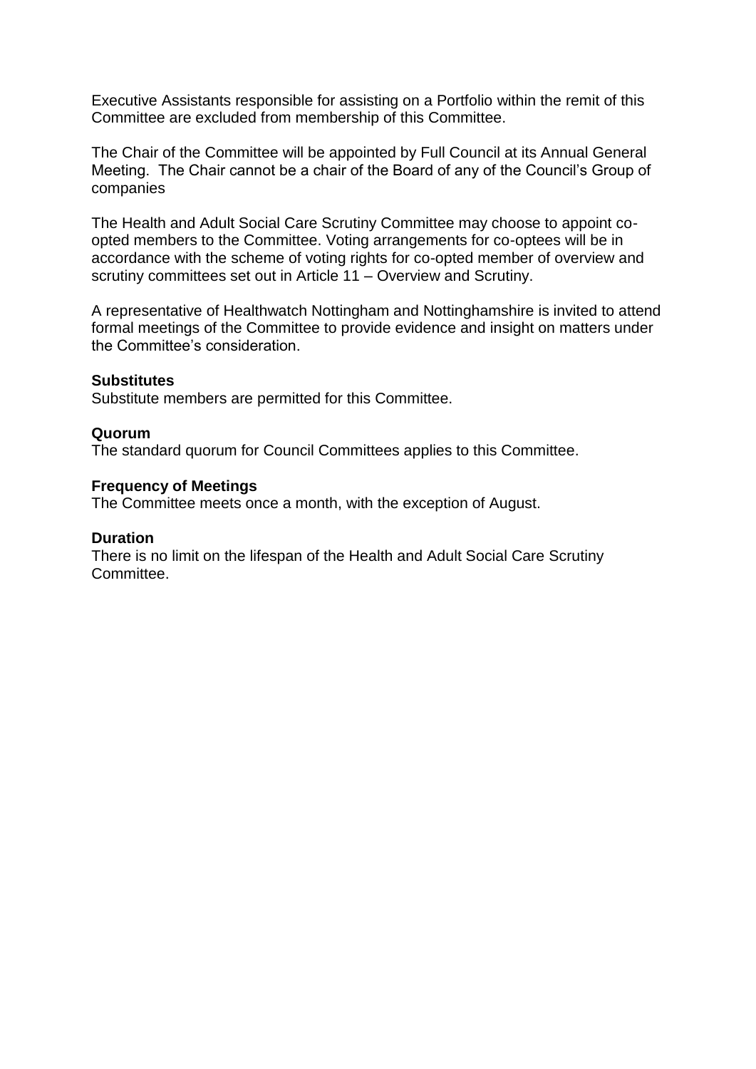Executive Assistants responsible for assisting on a Portfolio within the remit of this Committee are excluded from membership of this Committee.

The Chair of the Committee will be appointed by Full Council at its Annual General Meeting. The Chair cannot be a chair of the Board of any of the Council's Group of companies

The Health and Adult Social Care Scrutiny Committee may choose to appoint co-opted members to the Committee. Voting arrangements for co-optees will be in accordance with the scheme of voting rights for co-opted member of overview and scrutiny committees set out in Article 11 – Overview and Scrutiny.

A representative of Healthwatch Nottingham and Nottinghamshire is invited to attend formal meetings of the Committee to provide evidence and insight on matters under the Committee's consideration.

**Substitutes**
Substitute members are permitted for this Committee.

**Quorum**
The standard quorum for Council Committees applies to this Committee.

**Frequency of Meetings**
The Committee meets once a month, with the exception of August.

**Duration**
There is no limit on the lifespan of the Health and Adult Social Care Scrutiny Committee.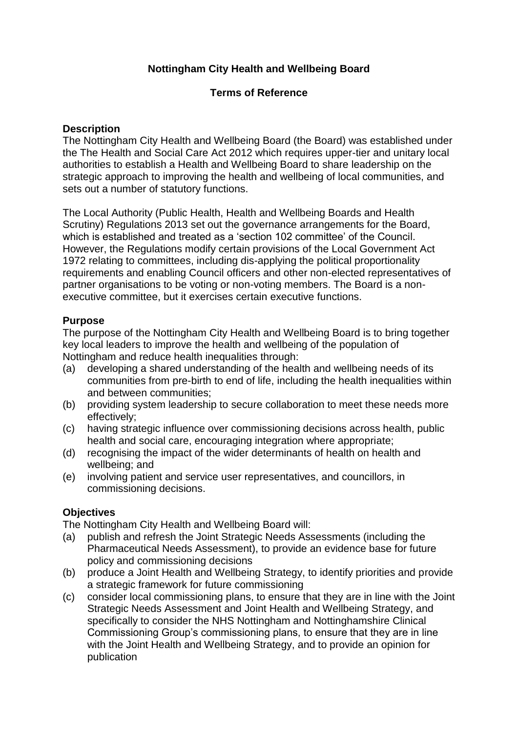**Nottingham City Health and Wellbeing Board**

**Terms of Reference**

**Description**

The Nottingham City Health and Wellbeing Board (the Board) was established under the The Health and Social Care Act 2012 which requires upper-tier and unitary local authorities to establish a Health and Wellbeing Board to share leadership on the strategic approach to improving the health and wellbeing of local communities, and sets out a number of statutory functions.

The Local Authority (Public Health, Health and Wellbeing Boards and Health Scrutiny) Regulations 2013 set out the governance arrangements for the Board, which is established and treated as a 'section 102 committee' of the Council. However, the Regulations modify certain provisions of the Local Government Act 1972 relating to committees, including dis-applying the political proportionality requirements and enabling Council officers and other non-elected representatives of partner organisations to be voting or non-voting members. The Board is a non-executive committee, but it exercises certain executive functions.

**Purpose**

The purpose of the Nottingham City Health and Wellbeing Board is to bring together key local leaders to improve the health and wellbeing of the population of Nottingham and reduce health inequalities through:

(a) developing a shared understanding of the health and wellbeing needs of its communities from pre-birth to end of life, including the health inequalities within and between communities;
(b) providing system leadership to secure collaboration to meet these needs more effectively;
(c) having strategic influence over commissioning decisions across health, public health and social care, encouraging integration where appropriate;
(d) recognising the impact of the wider determinants of health on health and wellbeing; and
(e) involving patient and service user representatives, and councillors, in commissioning decisions.

**Objectives**

The Nottingham City Health and Wellbeing Board will:

(a) publish and refresh the Joint Strategic Needs Assessments (including the Pharmaceutical Needs Assessment), to provide an evidence base for future policy and commissioning decisions
(b) produce a Joint Health and Wellbeing Strategy, to identify priorities and provide a strategic framework for future commissioning
(c) consider local commissioning plans, to ensure that they are in line with the Joint Strategic Needs Assessment and Joint Health and Wellbeing Strategy, and specifically to consider the NHS Nottingham and Nottinghamshire Clinical Commissioning Group's commissioning plans, to ensure that they are in line with the Joint Health and Wellbeing Strategy, and to provide an opinion for publication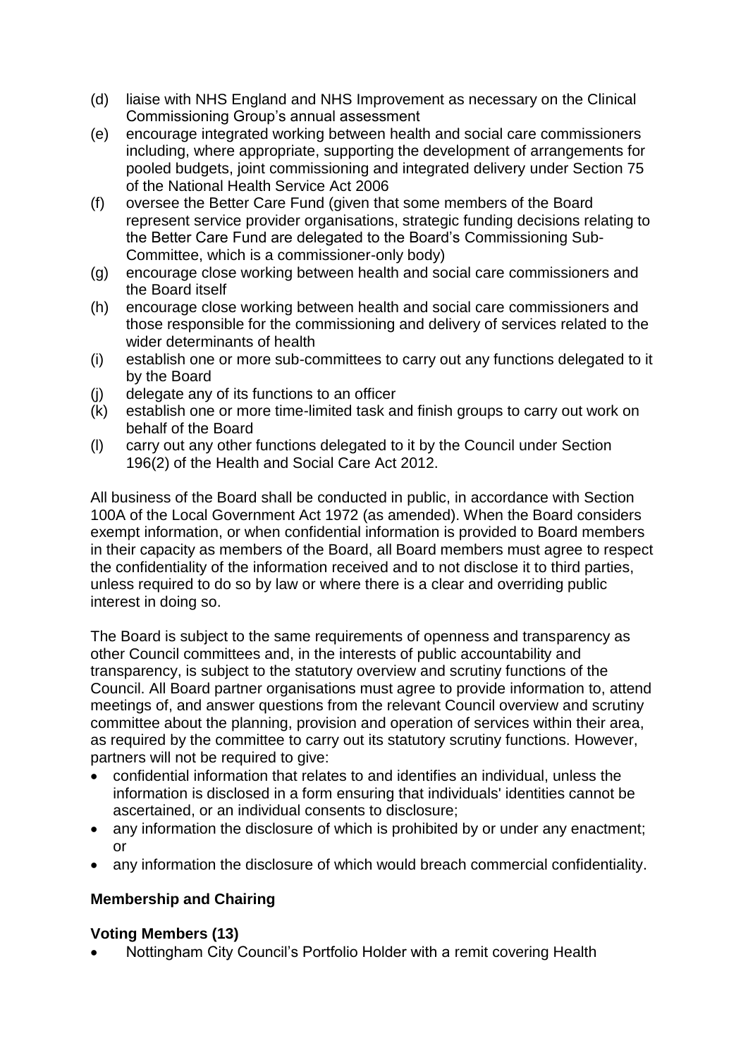(d) liaise with NHS England and NHS Improvement as necessary on the Clinical Commissioning Group's annual assessment
(e) encourage integrated working between health and social care commissioners including, where appropriate, supporting the development of arrangements for pooled budgets, joint commissioning and integrated delivery under Section 75 of the National Health Service Act 2006
(f) oversee the Better Care Fund (given that some members of the Board represent service provider organisations, strategic funding decisions relating to the Better Care Fund are delegated to the Board's Commissioning Sub-Committee, which is a commissioner-only body)
(g) encourage close working between health and social care commissioners and the Board itself
(h) encourage close working between health and social care commissioners and those responsible for the commissioning and delivery of services related to the wider determinants of health
(i) establish one or more sub-committees to carry out any functions delegated to it by the Board
(j) delegate any of its functions to an officer
(k) establish one or more time-limited task and finish groups to carry out work on behalf of the Board
(l) carry out any other functions delegated to it by the Council under Section 196(2) of the Health and Social Care Act 2012.

All business of the Board shall be conducted in public, in accordance with Section 100A of the Local Government Act 1972 (as amended). When the Board considers exempt information, or when confidential information is provided to Board members in their capacity as members of the Board, all Board members must agree to respect the confidentiality of the information received and to not disclose it to third parties, unless required to do so by law or where there is a clear and overriding public interest in doing so.

The Board is subject to the same requirements of openness and transparency as other Council committees and, in the interests of public accountability and transparency, is subject to the statutory overview and scrutiny functions of the Council. All Board partner organisations must agree to provide information to, attend meetings of, and answer questions from the relevant Council overview and scrutiny committee about the planning, provision and operation of services within their area, as required by the committee to carry out its statutory scrutiny functions. However, partners will not be required to give:

- confidential information that relates to and identifies an individual, unless the information is disclosed in a form ensuring that individuals' identities cannot be ascertained, or an individual consents to disclosure;
- any information the disclosure of which is prohibited by or under any enactment; or
- any information the disclosure of which would breach commercial confidentiality.

**Membership and Chairing**

**Voting Members (13)**

- Nottingham City Council's Portfolio Holder with a remit covering Health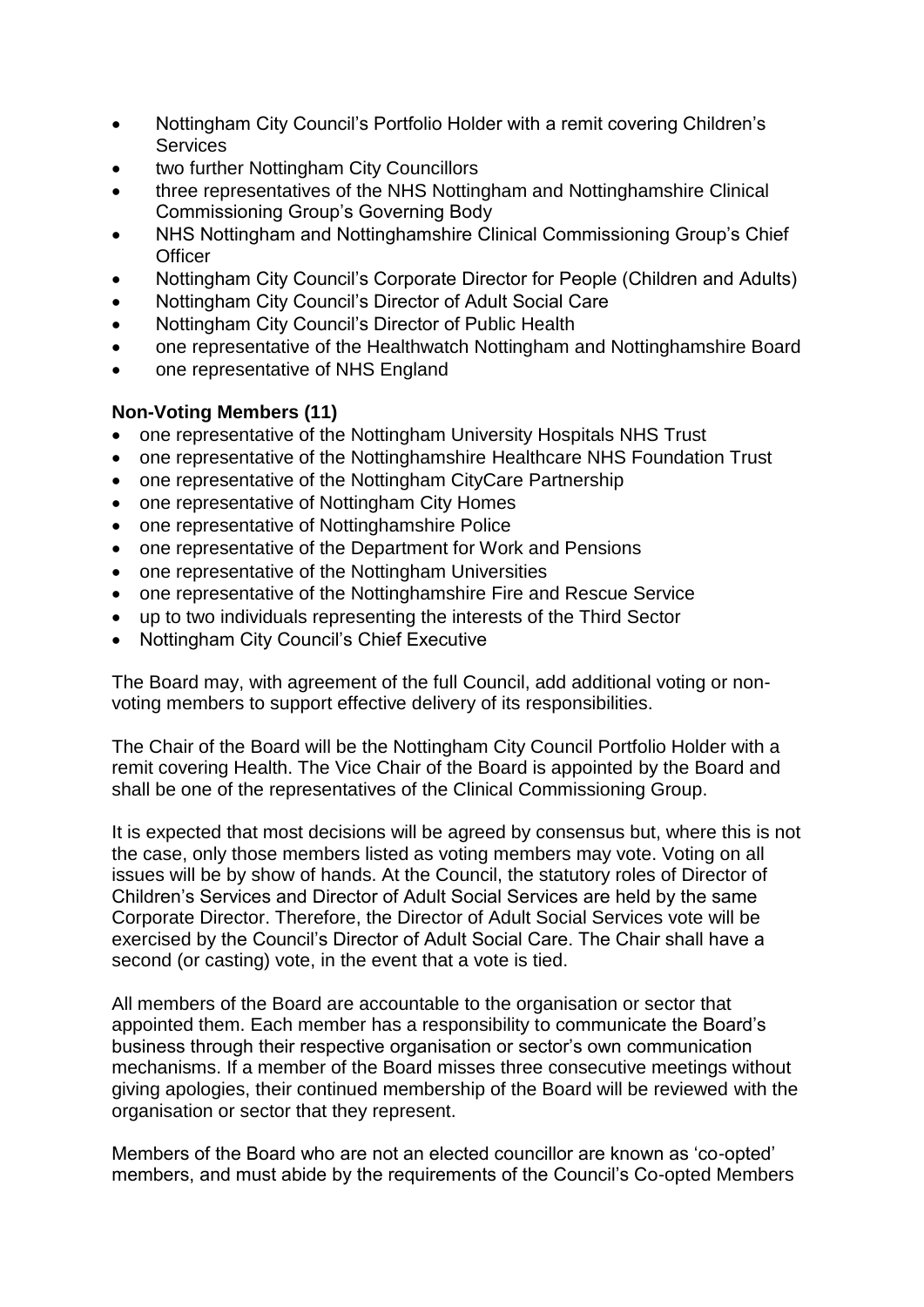- Nottingham City Council's Portfolio Holder with a remit covering Children's Services
- two further Nottingham City Councillors
- three representatives of the NHS Nottingham and Nottinghamshire Clinical Commissioning Group's Governing Body
- NHS Nottingham and Nottinghamshire Clinical Commissioning Group's Chief Officer
- Nottingham City Council's Corporate Director for People (Children and Adults)
- Nottingham City Council's Director of Adult Social Care
- Nottingham City Council's Director of Public Health
- one representative of the Healthwatch Nottingham and Nottinghamshire Board
- one representative of NHS England

**Non-Voting Members (11)**

- one representative of the Nottingham University Hospitals NHS Trust
- one representative of the Nottinghamshire Healthcare NHS Foundation Trust
- one representative of the Nottingham CityCare Partnership
- one representative of Nottingham City Homes
- one representative of Nottinghamshire Police
- one representative of the Department for Work and Pensions
- one representative of the Nottingham Universities
- one representative of the Nottinghamshire Fire and Rescue Service
- up to two individuals representing the interests of the Third Sector
- Nottingham City Council's Chief Executive

The Board may, with agreement of the full Council, add additional voting or non-voting members to support effective delivery of its responsibilities.

The Chair of the Board will be the Nottingham City Council Portfolio Holder with a remit covering Health. The Vice Chair of the Board is appointed by the Board and shall be one of the representatives of the Clinical Commissioning Group.

It is expected that most decisions will be agreed by consensus but, where this is not the case, only those members listed as voting members may vote. Voting on all issues will be by show of hands. At the Council, the statutory roles of Director of Children's Services and Director of Adult Social Services are held by the same Corporate Director. Therefore, the Director of Adult Social Services vote will be exercised by the Council's Director of Adult Social Care. The Chair shall have a second (or casting) vote, in the event that a vote is tied.

All members of the Board are accountable to the organisation or sector that appointed them. Each member has a responsibility to communicate the Board's business through their respective organisation or sector's own communication mechanisms. If a member of the Board misses three consecutive meetings without giving apologies, their continued membership of the Board will be reviewed with the organisation or sector that they represent.

Members of the Board who are not an elected councillor are known as 'co-opted' members, and must abide by the requirements of the Council's Co-opted Members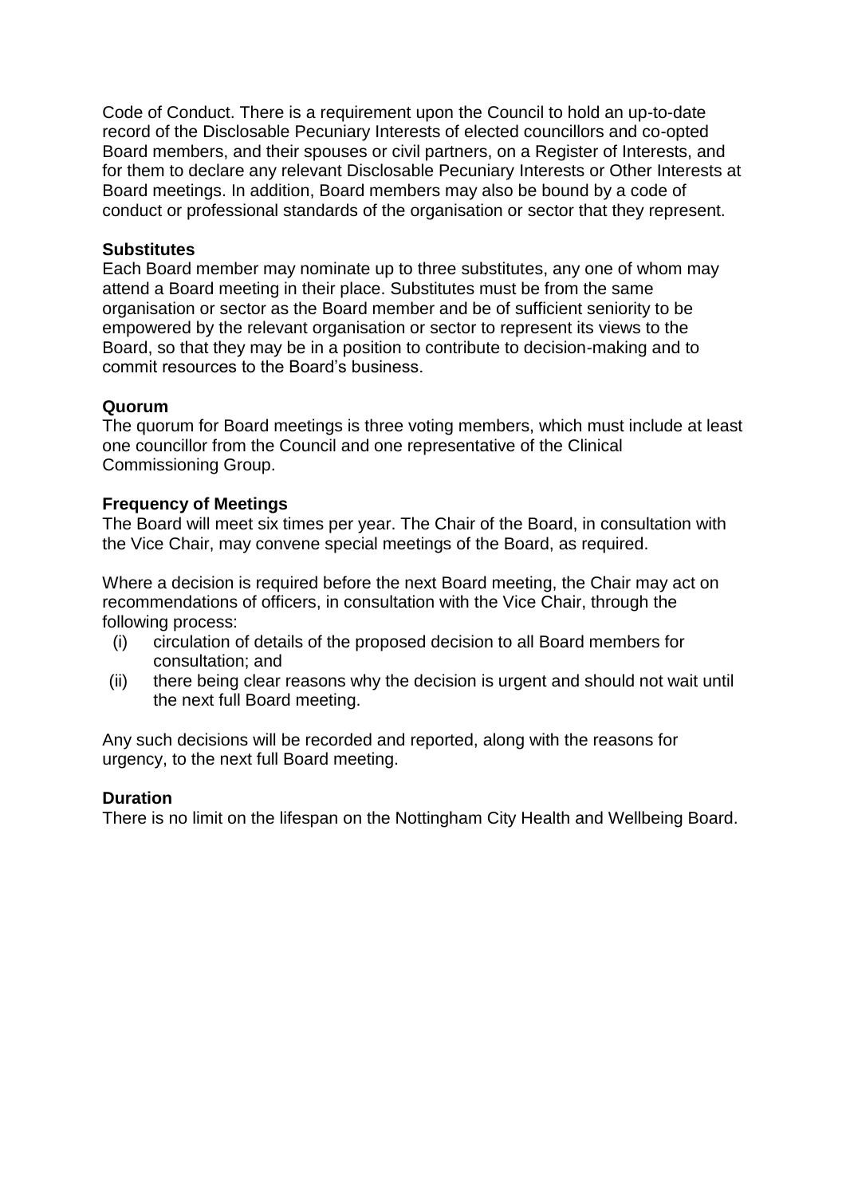Code of Conduct. There is a requirement upon the Council to hold an up-to-date record of the Disclosable Pecuniary Interests of elected councillors and co-opted Board members, and their spouses or civil partners, on a Register of Interests, and for them to declare any relevant Disclosable Pecuniary Interests or Other Interests at Board meetings. In addition, Board members may also be bound by a code of conduct or professional standards of the organisation or sector that they represent.

**Substitutes**

Each Board member may nominate up to three substitutes, any one of whom may attend a Board meeting in their place. Substitutes must be from the same organisation or sector as the Board member and be of sufficient seniority to be empowered by the relevant organisation or sector to represent its views to the Board, so that they may be in a position to contribute to decision-making and to commit resources to the Board's business.

**Quorum**

The quorum for Board meetings is three voting members, which must include at least one councillor from the Council and one representative of the Clinical Commissioning Group.

**Frequency of Meetings**

The Board will meet six times per year. The Chair of the Board, in consultation with the Vice Chair, may convene special meetings of the Board, as required.

Where a decision is required before the next Board meeting, the Chair may act on recommendations of officers, in consultation with the Vice Chair, through the following process:

(i) circulation of details of the proposed decision to all Board members for consultation; and

(ii) there being clear reasons why the decision is urgent and should not wait until the next full Board meeting.

Any such decisions will be recorded and reported, along with the reasons for urgency, to the next full Board meeting.

**Duration**

There is no limit on the lifespan on the Nottingham City Health and Wellbeing Board.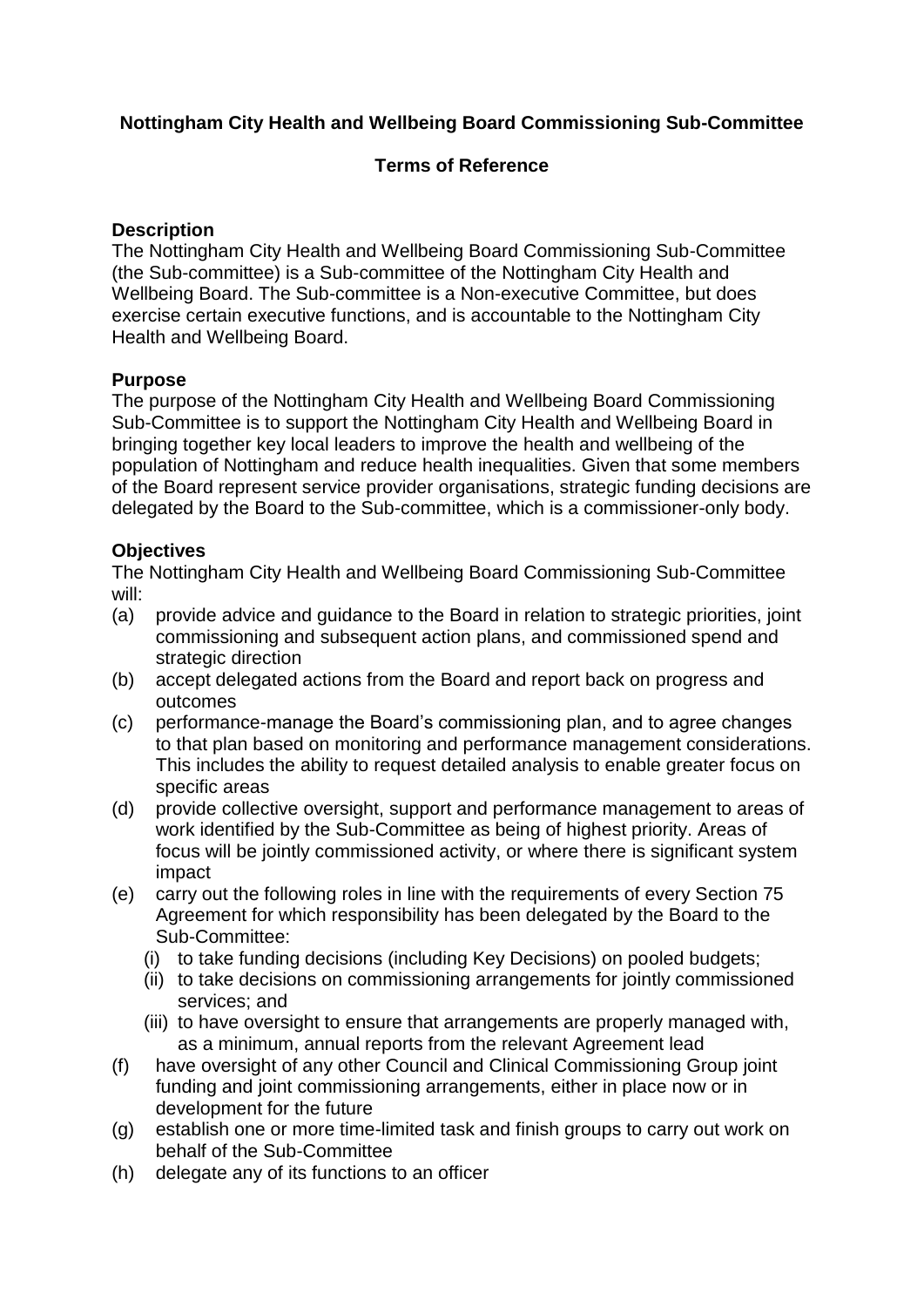**Nottingham City Health and Wellbeing Board Commissioning Sub-Committee**

**Terms of Reference**

## Description

The Nottingham City Health and Wellbeing Board Commissioning Sub-Committee (the Sub-committee) is a Sub-committee of the Nottingham City Health and Wellbeing Board. The Sub-committee is a Non-executive Committee, but does exercise certain executive functions, and is accountable to the Nottingham City Health and Wellbeing Board.

## Purpose

The purpose of the Nottingham City Health and Wellbeing Board Commissioning Sub-Committee is to support the Nottingham City Health and Wellbeing Board in bringing together key local leaders to improve the health and wellbeing of the population of Nottingham and reduce health inequalities. Given that some members of the Board represent service provider organisations, strategic funding decisions are delegated by the Board to the Sub-committee, which is a commissioner-only body.

## Objectives

The Nottingham City Health and Wellbeing Board Commissioning Sub-Committee will:

(a) provide advice and guidance to the Board in relation to strategic priorities, joint commissioning and subsequent action plans, and commissioned spend and strategic direction

(b) accept delegated actions from the Board and report back on progress and outcomes

(c) performance-manage the Board's commissioning plan, and to agree changes to that plan based on monitoring and performance management considerations. This includes the ability to request detailed analysis to enable greater focus on specific areas

(d) provide collective oversight, support and performance management to areas of work identified by the Sub-Committee as being of highest priority. Areas of focus will be jointly commissioned activity, or where there is significant system impact

(e) carry out the following roles in line with the requirements of every Section 75 Agreement for which responsibility has been delegated by the Board to the Sub-Committee:

   (i) to take funding decisions (including Key Decisions) on pooled budgets;

   (ii) to take decisions on commissioning arrangements for jointly commissioned services; and

   (iii) to have oversight to ensure that arrangements are properly managed with, as a minimum, annual reports from the relevant Agreement lead

(f) have oversight of any other Council and Clinical Commissioning Group joint funding and joint commissioning arrangements, either in place now or in development for the future

(g) establish one or more time-limited task and finish groups to carry out work on behalf of the Sub-Committee

(h) delegate any of its functions to an officer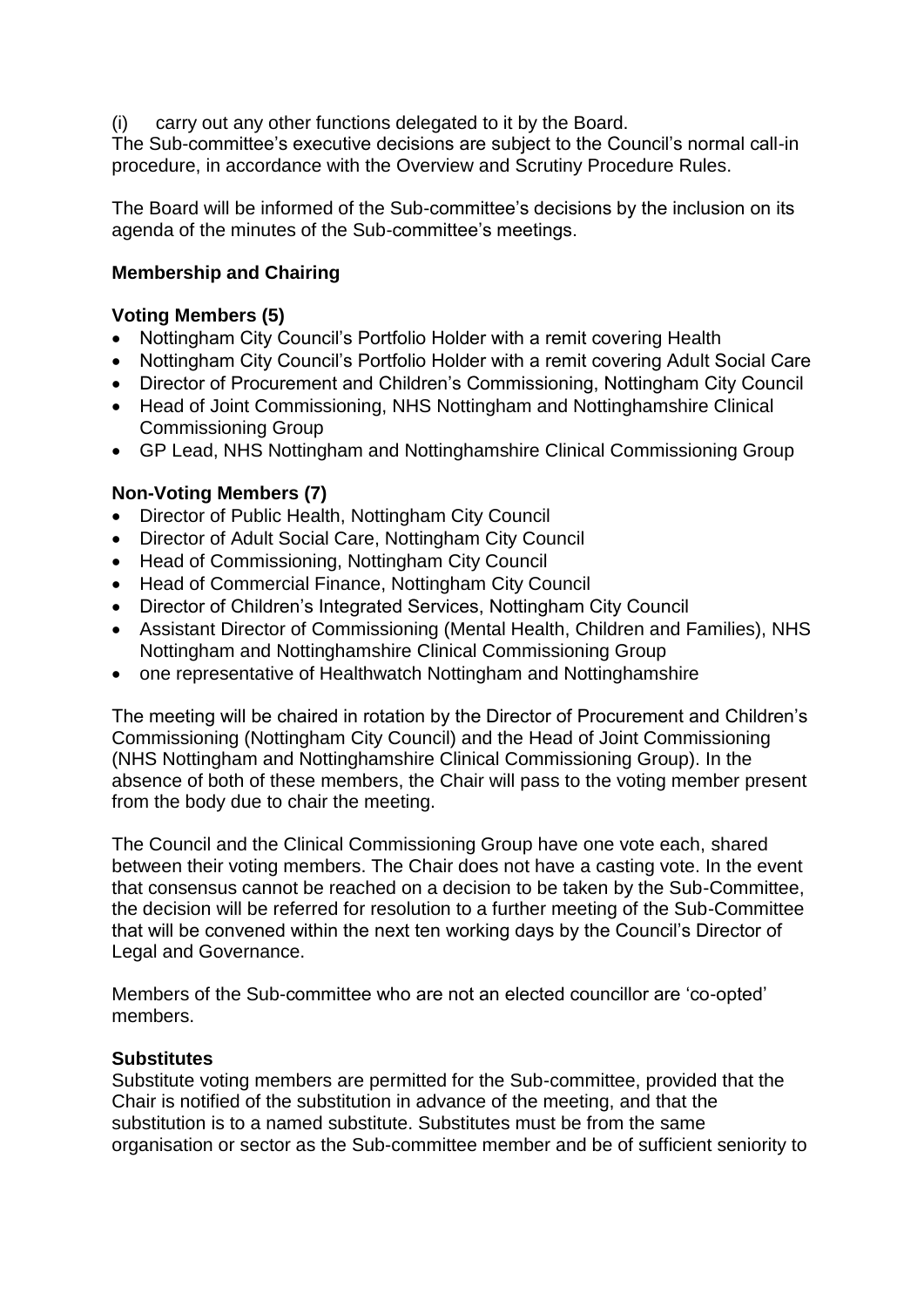(i) carry out any other functions delegated to it by the Board.

The Sub-committee's executive decisions are subject to the Council's normal call-in procedure, in accordance with the Overview and Scrutiny Procedure Rules.

The Board will be informed of the Sub-committee's decisions by the inclusion on its agenda of the minutes of the Sub-committee's meetings.

**Membership and Chairing**

**Voting Members (5)**

- Nottingham City Council's Portfolio Holder with a remit covering Health
- Nottingham City Council's Portfolio Holder with a remit covering Adult Social Care
- Director of Procurement and Children's Commissioning, Nottingham City Council
- Head of Joint Commissioning, NHS Nottingham and Nottinghamshire Clinical Commissioning Group
- GP Lead, NHS Nottingham and Nottinghamshire Clinical Commissioning Group

**Non-Voting Members (7)**

- Director of Public Health, Nottingham City Council
- Director of Adult Social Care, Nottingham City Council
- Head of Commissioning, Nottingham City Council
- Head of Commercial Finance, Nottingham City Council
- Director of Children's Integrated Services, Nottingham City Council
- Assistant Director of Commissioning (Mental Health, Children and Families), NHS Nottingham and Nottinghamshire Clinical Commissioning Group
- one representative of Healthwatch Nottingham and Nottinghamshire

The meeting will be chaired in rotation by the Director of Procurement and Children's Commissioning (Nottingham City Council) and the Head of Joint Commissioning (NHS Nottingham and Nottinghamshire Clinical Commissioning Group). In the absence of both of these members, the Chair will pass to the voting member present from the body due to chair the meeting.

The Council and the Clinical Commissioning Group have one vote each, shared between their voting members. The Chair does not have a casting vote. In the event that consensus cannot be reached on a decision to be taken by the Sub-Committee, the decision will be referred for resolution to a further meeting of the Sub-Committee that will be convened within the next ten working days by the Council's Director of Legal and Governance.

Members of the Sub-committee who are not an elected councillor are 'co-opted' members.

**Substitutes**

Substitute voting members are permitted for the Sub-committee, provided that the Chair is notified of the substitution in advance of the meeting, and that the substitution is to a named substitute. Substitutes must be from the same organisation or sector as the Sub-committee member and be of sufficient seniority to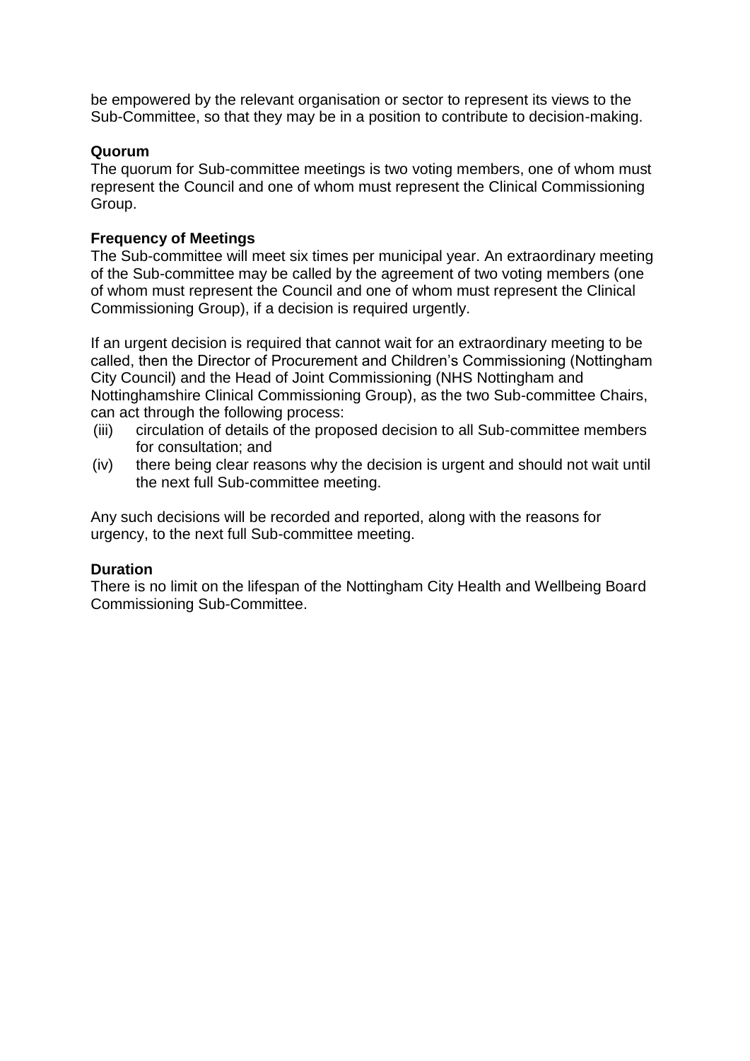be empowered by the relevant organisation or sector to represent its views to the Sub-Committee, so that they may be in a position to contribute to decision-making.

**Quorum**

The quorum for Sub-committee meetings is two voting members, one of whom must represent the Council and one of whom must represent the Clinical Commissioning Group.

**Frequency of Meetings**

The Sub-committee will meet six times per municipal year. An extraordinary meeting of the Sub-committee may be called by the agreement of two voting members (one of whom must represent the Council and one of whom must represent the Clinical Commissioning Group), if a decision is required urgently.

If an urgent decision is required that cannot wait for an extraordinary meeting to be called, then the Director of Procurement and Children's Commissioning (Nottingham City Council) and the Head of Joint Commissioning (NHS Nottingham and Nottinghamshire Clinical Commissioning Group), as the two Sub-committee Chairs, can act through the following process:

(iii) circulation of details of the proposed decision to all Sub-committee members for consultation; and

(iv) there being clear reasons why the decision is urgent and should not wait until the next full Sub-committee meeting.

Any such decisions will be recorded and reported, along with the reasons for urgency, to the next full Sub-committee meeting.

**Duration**

There is no limit on the lifespan of the Nottingham City Health and Wellbeing Board Commissioning Sub-Committee.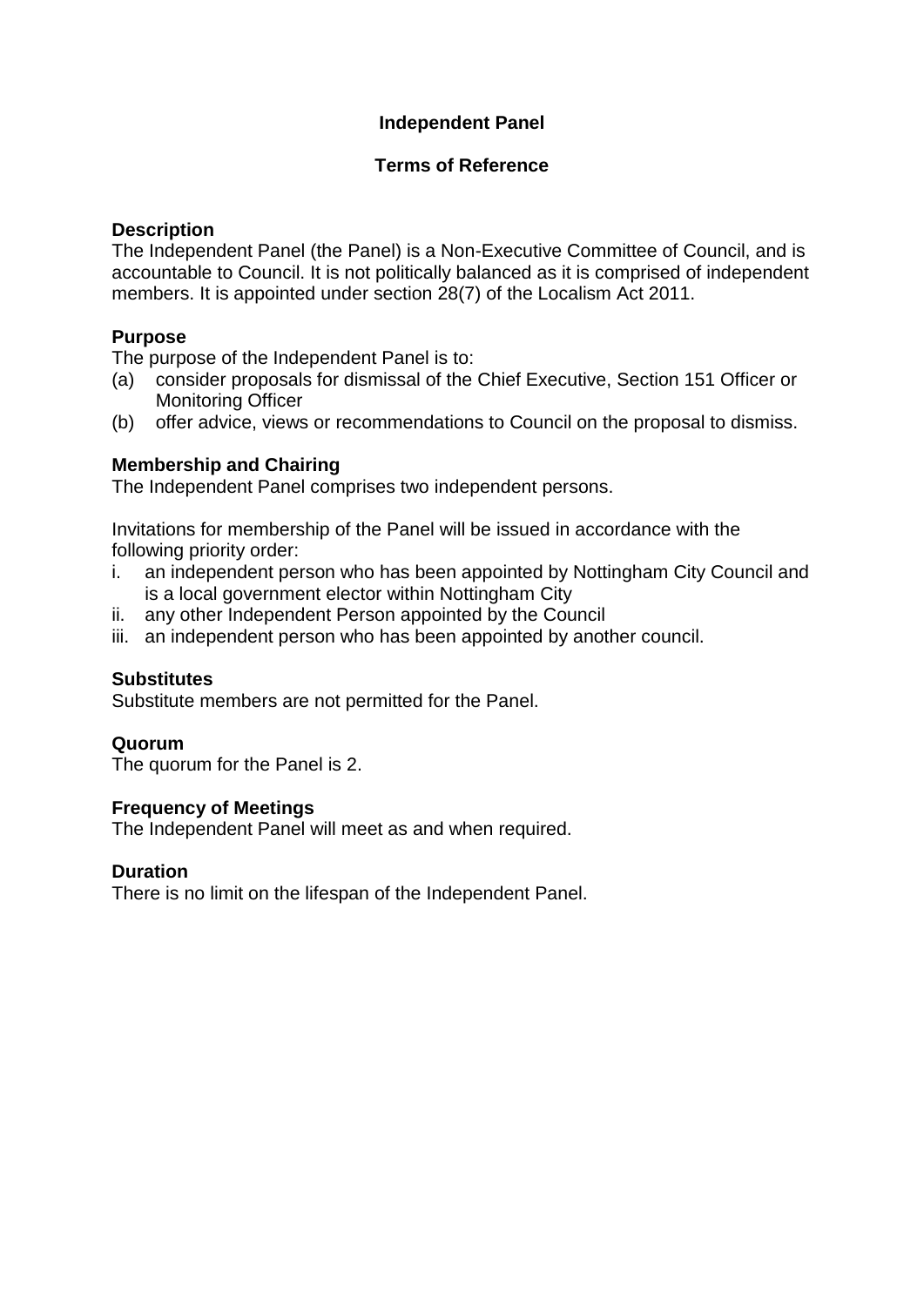# Independent Panel

## Terms of Reference

**Description**
The Independent Panel (the Panel) is a Non-Executive Committee of Council, and is accountable to Council. It is not politically balanced as it is comprised of independent members. It is appointed under section 28(7) of the Localism Act 2011.

**Purpose**
The purpose of the Independent Panel is to:
(a) consider proposals for dismissal of the Chief Executive, Section 151 Officer or Monitoring Officer
(b) offer advice, views or recommendations to Council on the proposal to dismiss.

**Membership and Chairing**
The Independent Panel comprises two independent persons.

Invitations for membership of the Panel will be issued in accordance with the following priority order:
i. an independent person who has been appointed by Nottingham City Council and is a local government elector within Nottingham City
ii. any other Independent Person appointed by the Council
iii. an independent person who has been appointed by another council.

**Substitutes**
Substitute members are not permitted for the Panel.

**Quorum**
The quorum for the Panel is 2.

**Frequency of Meetings**
The Independent Panel will meet as and when required.

**Duration**
There is no limit on the lifespan of the Independent Panel.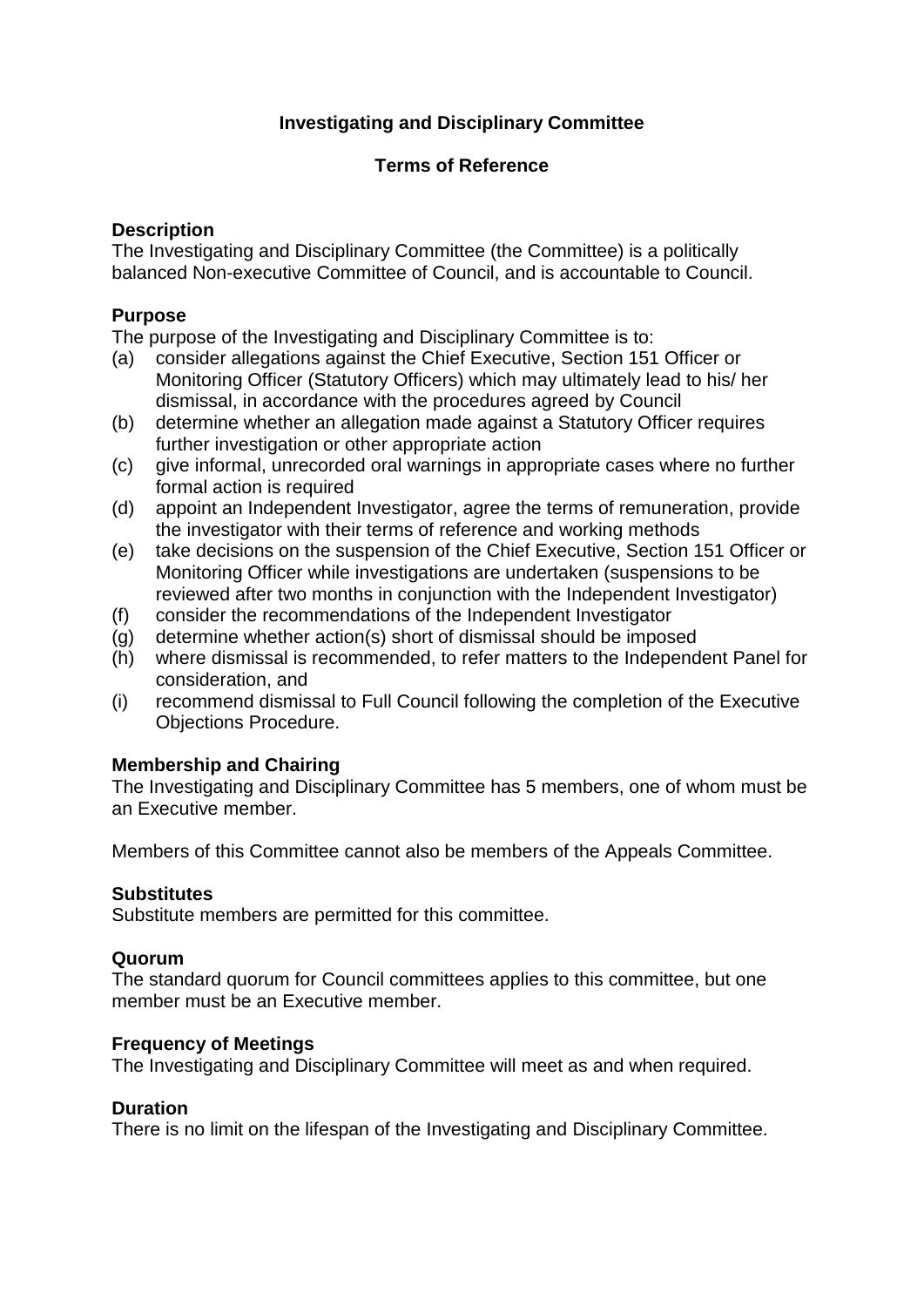## Investigating and Disciplinary Committee

## Terms of Reference

### Description

The Investigating and Disciplinary Committee (the Committee) is a politically balanced Non-executive Committee of Council, and is accountable to Council.

### Purpose

The purpose of the Investigating and Disciplinary Committee is to:

(a) consider allegations against the Chief Executive, Section 151 Officer or Monitoring Officer (Statutory Officers) which may ultimately lead to his/ her dismissal, in accordance with the procedures agreed by Council

(b) determine whether an allegation made against a Statutory Officer requires further investigation or other appropriate action

(c) give informal, unrecorded oral warnings in appropriate cases where no further formal action is required

(d) appoint an Independent Investigator, agree the terms of remuneration, provide the investigator with their terms of reference and working methods

(e) take decisions on the suspension of the Chief Executive, Section 151 Officer or Monitoring Officer while investigations are undertaken (suspensions to be reviewed after two months in conjunction with the Independent Investigator)

(f) consider the recommendations of the Independent Investigator

(g) determine whether action(s) short of dismissal should be imposed

(h) where dismissal is recommended, to refer matters to the Independent Panel for consideration, and

(i) recommend dismissal to Full Council following the completion of the Executive Objections Procedure.

### Membership and Chairing

The Investigating and Disciplinary Committee has 5 members, one of whom must be an Executive member.

Members of this Committee cannot also be members of the Appeals Committee.

### Substitutes

Substitute members are permitted for this committee.

### Quorum

The standard quorum for Council committees applies to this committee, but one member must be an Executive member.

### Frequency of Meetings

The Investigating and Disciplinary Committee will meet as and when required.

### Duration

There is no limit on the lifespan of the Investigating and Disciplinary Committee.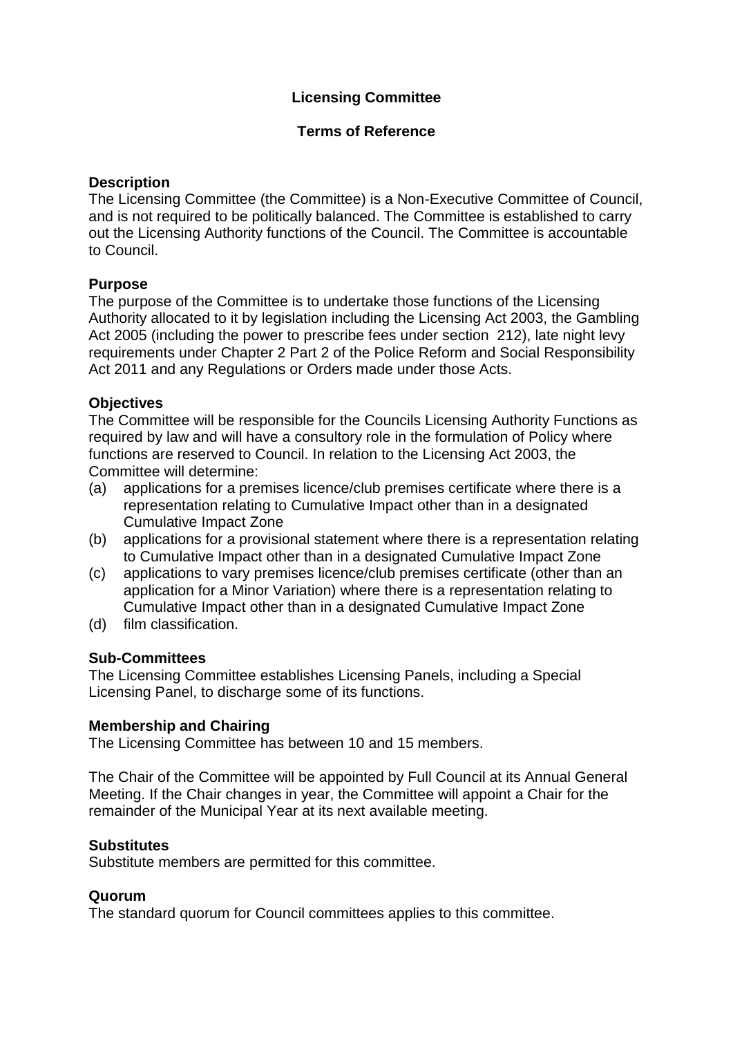# Licensing Committee

## Terms of Reference

**Description**
The Licensing Committee (the Committee) is a Non-Executive Committee of Council, and is not required to be politically balanced. The Committee is established to carry out the Licensing Authority functions of the Council. The Committee is accountable to Council.

**Purpose**
The purpose of the Committee is to undertake those functions of the Licensing Authority allocated to it by legislation including the Licensing Act 2003, the Gambling Act 2005 (including the power to prescribe fees under section 212), late night levy requirements under Chapter 2 Part 2 of the Police Reform and Social Responsibility Act 2011 and any Regulations or Orders made under those Acts.

**Objectives**
The Committee will be responsible for the Councils Licensing Authority Functions as required by law and will have a consultory role in the formulation of Policy where functions are reserved to Council. In relation to the Licensing Act 2003, the Committee will determine:

(a) applications for a premises licence/club premises certificate where there is a representation relating to Cumulative Impact other than in a designated Cumulative Impact Zone
(b) applications for a provisional statement where there is a representation relating to Cumulative Impact other than in a designated Cumulative Impact Zone
(c) applications to vary premises licence/club premises certificate (other than an application for a Minor Variation) where there is a representation relating to Cumulative Impact other than in a designated Cumulative Impact Zone
(d) film classification.

**Sub-Committees**
The Licensing Committee establishes Licensing Panels, including a Special Licensing Panel, to discharge some of its functions.

**Membership and Chairing**
The Licensing Committee has between 10 and 15 members.

The Chair of the Committee will be appointed by Full Council at its Annual General Meeting. If the Chair changes in year, the Committee will appoint a Chair for the remainder of the Municipal Year at its next available meeting.

**Substitutes**
Substitute members are permitted for this committee.

**Quorum**
The standard quorum for Council committees applies to this committee.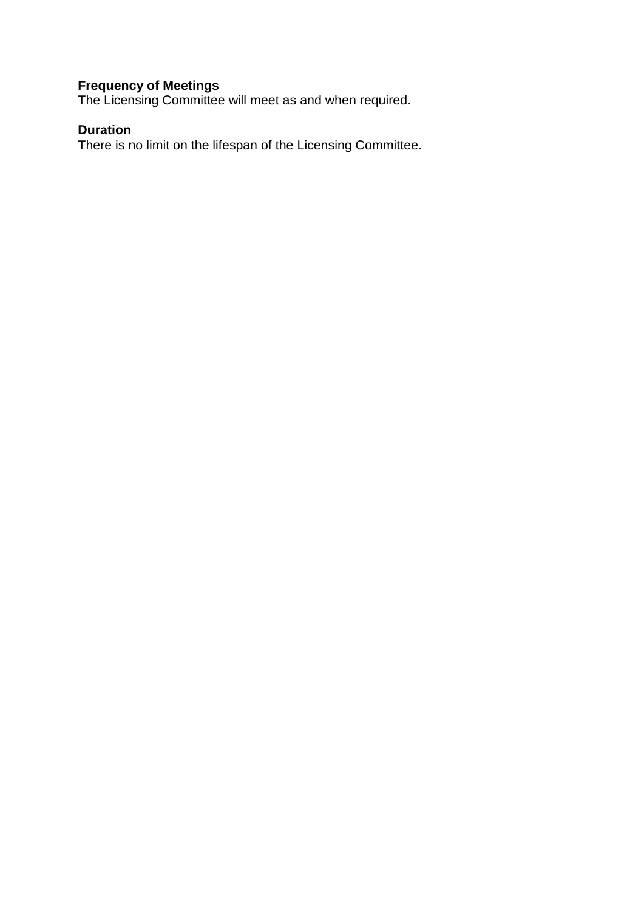**Frequency of Meetings**
The Licensing Committee will meet as and when required.

**Duration**
There is no limit on the lifespan of the Licensing Committee.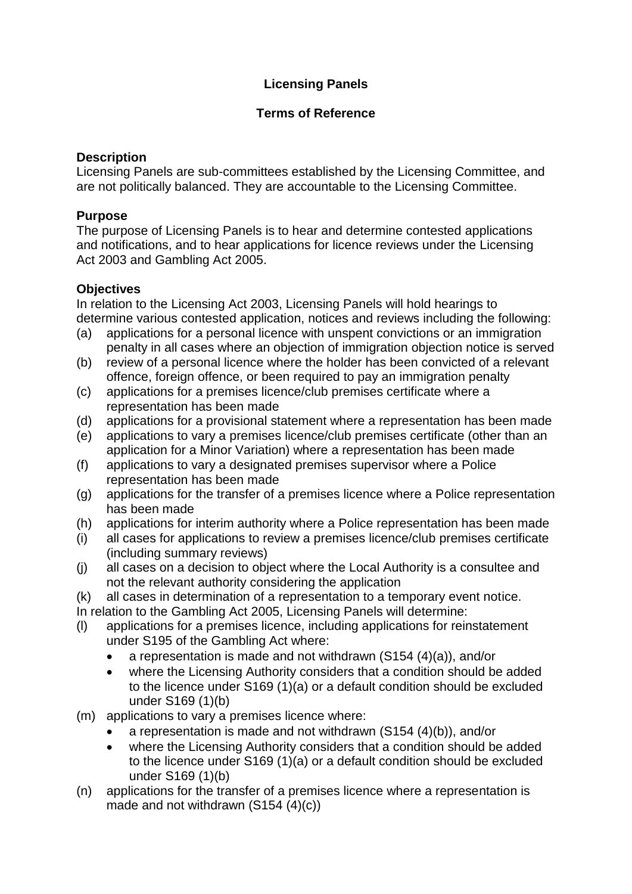# Licensing Panels

## Terms of Reference

### Description

Licensing Panels are sub-committees established by the Licensing Committee, and are not politically balanced. They are accountable to the Licensing Committee.

### Purpose

The purpose of Licensing Panels is to hear and determine contested applications and notifications, and to hear applications for licence reviews under the Licensing Act 2003 and Gambling Act 2005.

### Objectives

In relation to the Licensing Act 2003, Licensing Panels will hold hearings to determine various contested application, notices and reviews including the following:

(a) applications for a personal licence with unspent convictions or an immigration penalty in all cases where an objection of immigration objection notice is served
(b) review of a personal licence where the holder has been convicted of a relevant offence, foreign offence, or been required to pay an immigration penalty
(c) applications for a premises licence/club premises certificate where a representation has been made
(d) applications for a provisional statement where a representation has been made
(e) applications to vary a premises licence/club premises certificate (other than an application for a Minor Variation) where a representation has been made
(f) applications to vary a designated premises supervisor where a Police representation has been made
(g) applications for the transfer of a premises licence where a Police representation has been made
(h) applications for interim authority where a Police representation has been made
(i) all cases for applications to review a premises licence/club premises certificate (including summary reviews)
(j) all cases on a decision to object where the Local Authority is a consultee and not the relevant authority considering the application
(k) all cases in determination of a representation to a temporary event notice.

In relation to the Gambling Act 2005, Licensing Panels will determine:

(l) applications for a premises licence, including applications for reinstatement under S195 of the Gambling Act where:
   - a representation is made and not withdrawn (S154 (4)(a)), and/or
   - where the Licensing Authority considers that a condition should be added to the licence under S169 (1)(a) or a default condition should be excluded under S169 (1)(b)

(m) applications to vary a premises licence where:
   - a representation is made and not withdrawn (S154 (4)(b)), and/or
   - where the Licensing Authority considers that a condition should be added to the licence under S169 (1)(a) or a default condition should be excluded under S169 (1)(b)

(n) applications for the transfer of a premises licence where a representation is made and not withdrawn (S154 (4)(c))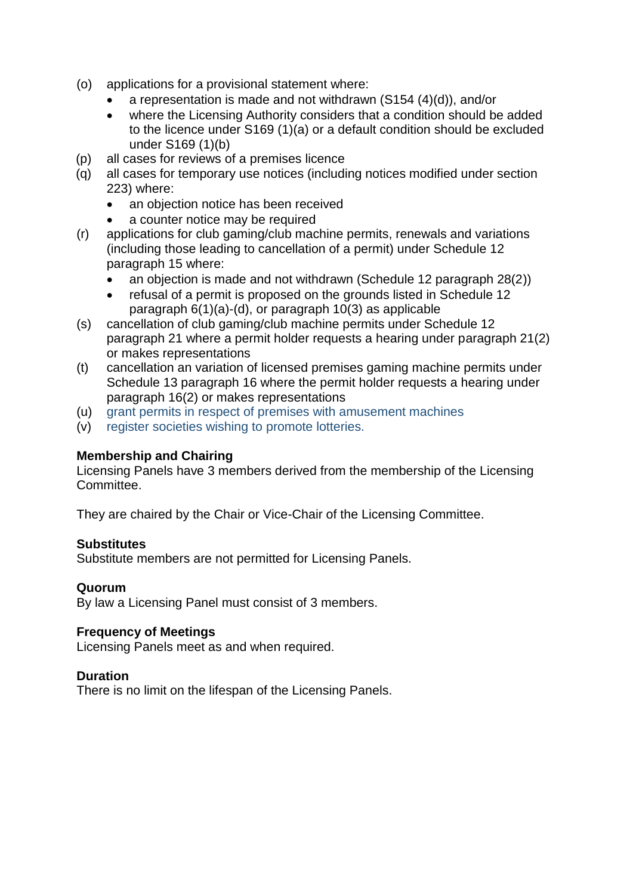(o) applications for a provisional statement where:
- a representation is made and not withdrawn (S154 (4)(d)), and/or
- where the Licensing Authority considers that a condition should be added to the licence under S169 (1)(a) or a default condition should be excluded under S169 (1)(b)

(p) all cases for reviews of a premises licence

(q) all cases for temporary use notices (including notices modified under section 223) where:
- an objection notice has been received
- a counter notice may be required

(r) applications for club gaming/club machine permits, renewals and variations (including those leading to cancellation of a permit) under Schedule 12 paragraph 15 where:
- an objection is made and not withdrawn (Schedule 12 paragraph 28(2))
- refusal of a permit is proposed on the grounds listed in Schedule 12 paragraph 6(1)(a)-(d), or paragraph 10(3) as applicable

(s) cancellation of club gaming/club machine permits under Schedule 12 paragraph 21 where a permit holder requests a hearing under paragraph 21(2) or makes representations

(t) cancellation an variation of licensed premises gaming machine permits under Schedule 13 paragraph 16 where the permit holder requests a hearing under paragraph 16(2) or makes representations

(u) grant permits in respect of premises with amusement machines

(v) register societies wishing to promote lotteries.

**Membership and Chairing**
Licensing Panels have 3 members derived from the membership of the Licensing Committee.

They are chaired by the Chair or Vice-Chair of the Licensing Committee.

**Substitutes**
Substitute members are not permitted for Licensing Panels.

**Quorum**
By law a Licensing Panel must consist of 3 members.

**Frequency of Meetings**
Licensing Panels meet as and when required.

**Duration**
There is no limit on the lifespan of the Licensing Panels.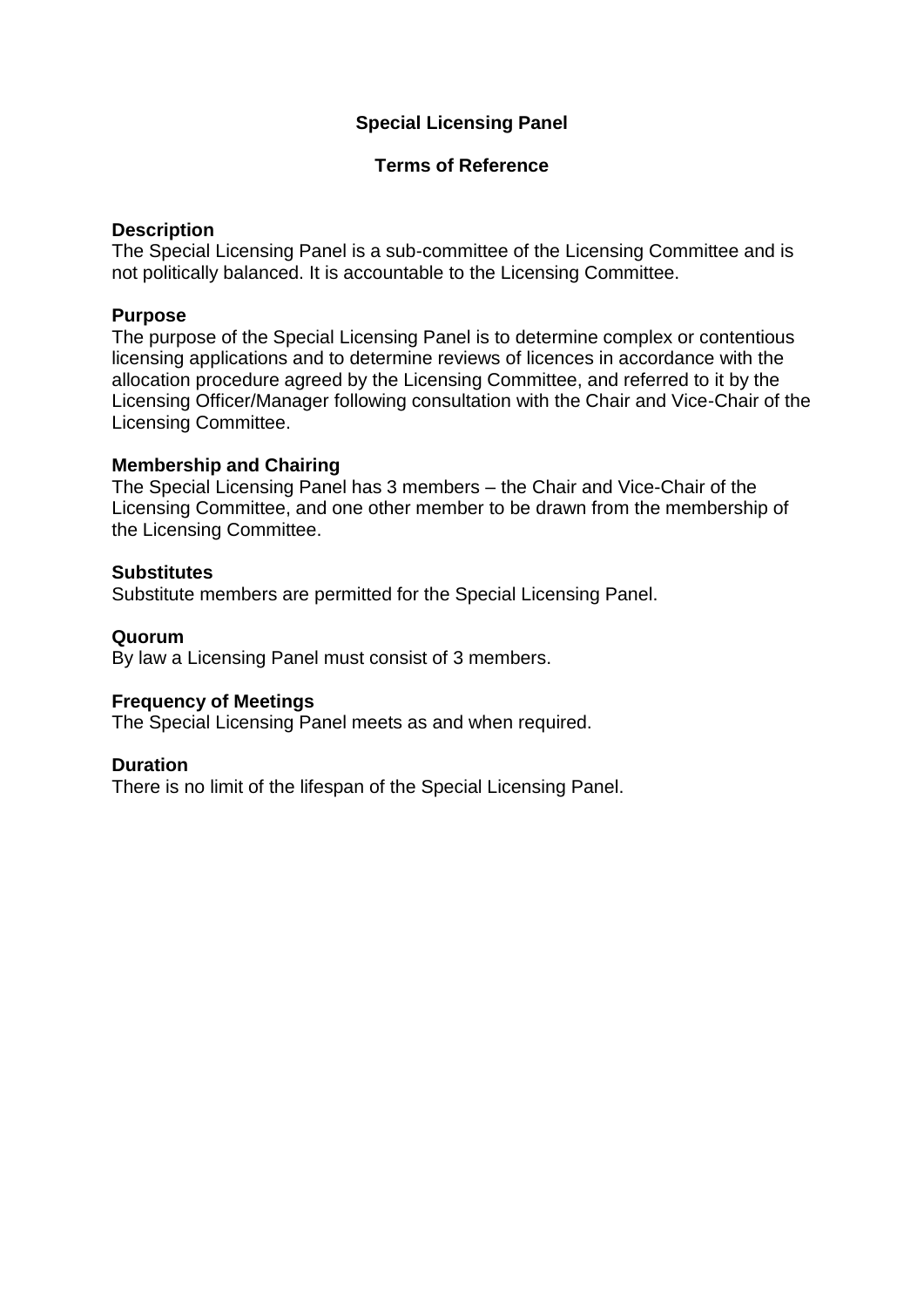# Special Licensing Panel

## Terms of Reference

**Description**
The Special Licensing Panel is a sub-committee of the Licensing Committee and is not politically balanced. It is accountable to the Licensing Committee.

**Purpose**
The purpose of the Special Licensing Panel is to determine complex or contentious licensing applications and to determine reviews of licences in accordance with the allocation procedure agreed by the Licensing Committee, and referred to it by the Licensing Officer/Manager following consultation with the Chair and Vice-Chair of the Licensing Committee.

**Membership and Chairing**
The Special Licensing Panel has 3 members – the Chair and Vice-Chair of the Licensing Committee, and one other member to be drawn from the membership of the Licensing Committee.

**Substitutes**
Substitute members are permitted for the Special Licensing Panel.

**Quorum**
By law a Licensing Panel must consist of 3 members.

**Frequency of Meetings**
The Special Licensing Panel meets as and when required.

**Duration**
There is no limit of the lifespan of the Special Licensing Panel.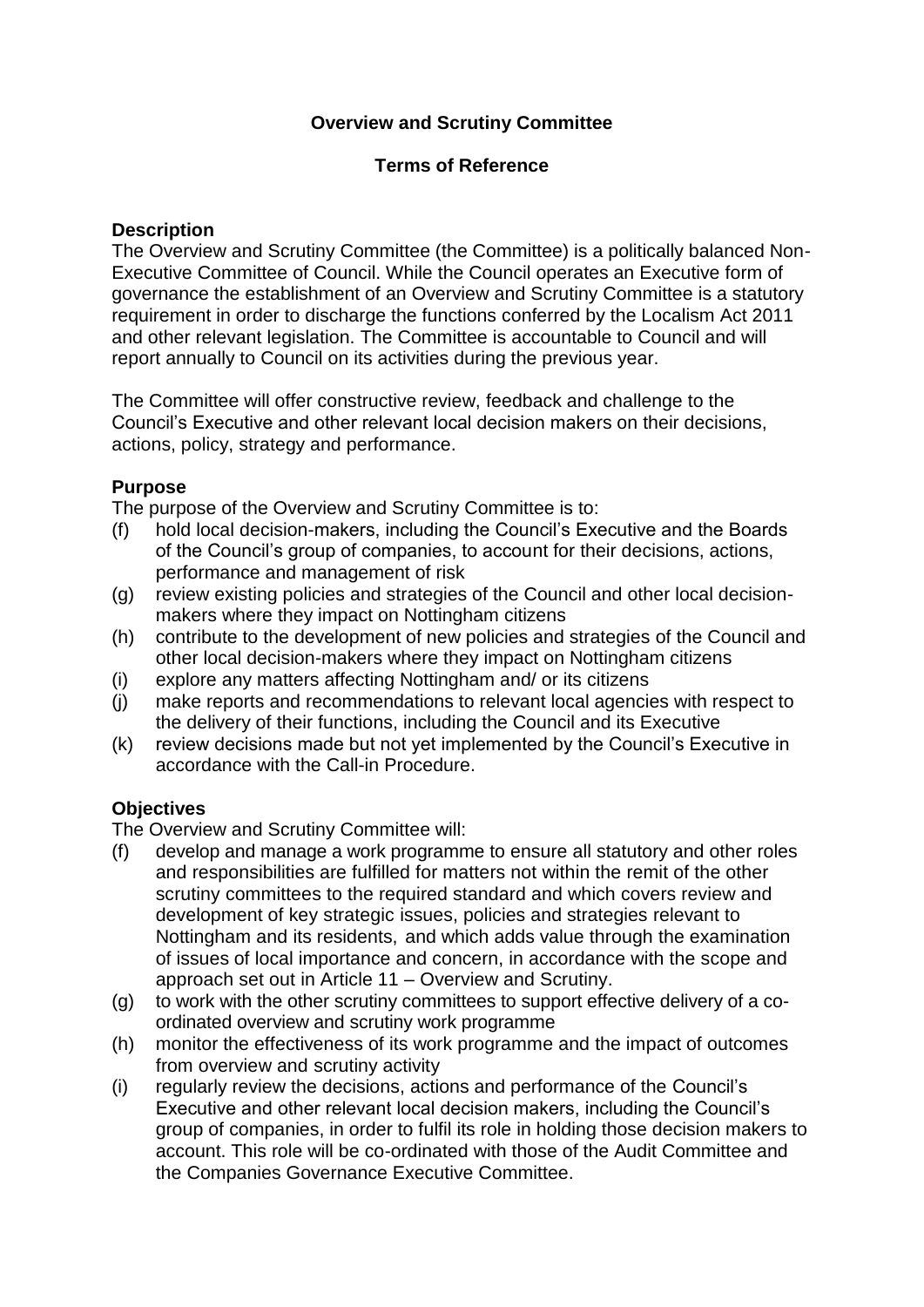# Overview and Scrutiny Committee

## Terms of Reference

### Description

The Overview and Scrutiny Committee (the Committee) is a politically balanced Non-Executive Committee of Council. While the Council operates an Executive form of governance the establishment of an Overview and Scrutiny Committee is a statutory requirement in order to discharge the functions conferred by the Localism Act 2011 and other relevant legislation. The Committee is accountable to Council and will report annually to Council on its activities during the previous year.

The Committee will offer constructive review, feedback and challenge to the Council's Executive and other relevant local decision makers on their decisions, actions, policy, strategy and performance.

### Purpose

The purpose of the Overview and Scrutiny Committee is to:

(f) hold local decision-makers, including the Council's Executive and the Boards of the Council's group of companies, to account for their decisions, actions, performance and management of risk

(g) review existing policies and strategies of the Council and other local decision-makers where they impact on Nottingham citizens

(h) contribute to the development of new policies and strategies of the Council and other local decision-makers where they impact on Nottingham citizens

(i) explore any matters affecting Nottingham and/ or its citizens

(j) make reports and recommendations to relevant local agencies with respect to the delivery of their functions, including the Council and its Executive

(k) review decisions made but not yet implemented by the Council's Executive in accordance with the Call-in Procedure.

### Objectives

The Overview and Scrutiny Committee will:

(f) develop and manage a work programme to ensure all statutory and other roles and responsibilities are fulfilled for matters not within the remit of the other scrutiny committees to the required standard and which covers review and development of key strategic issues, policies and strategies relevant to Nottingham and its residents, and which adds value through the examination of issues of local importance and concern, in accordance with the scope and approach set out in Article 11 – Overview and Scrutiny.

(g) to work with the other scrutiny committees to support effective delivery of a co-ordinated overview and scrutiny work programme

(h) monitor the effectiveness of its work programme and the impact of outcomes from overview and scrutiny activity

(i) regularly review the decisions, actions and performance of the Council's Executive and other relevant local decision makers, including the Council's group of companies, in order to fulfil its role in holding those decision makers to account. This role will be co-ordinated with those of the Audit Committee and the Companies Governance Executive Committee.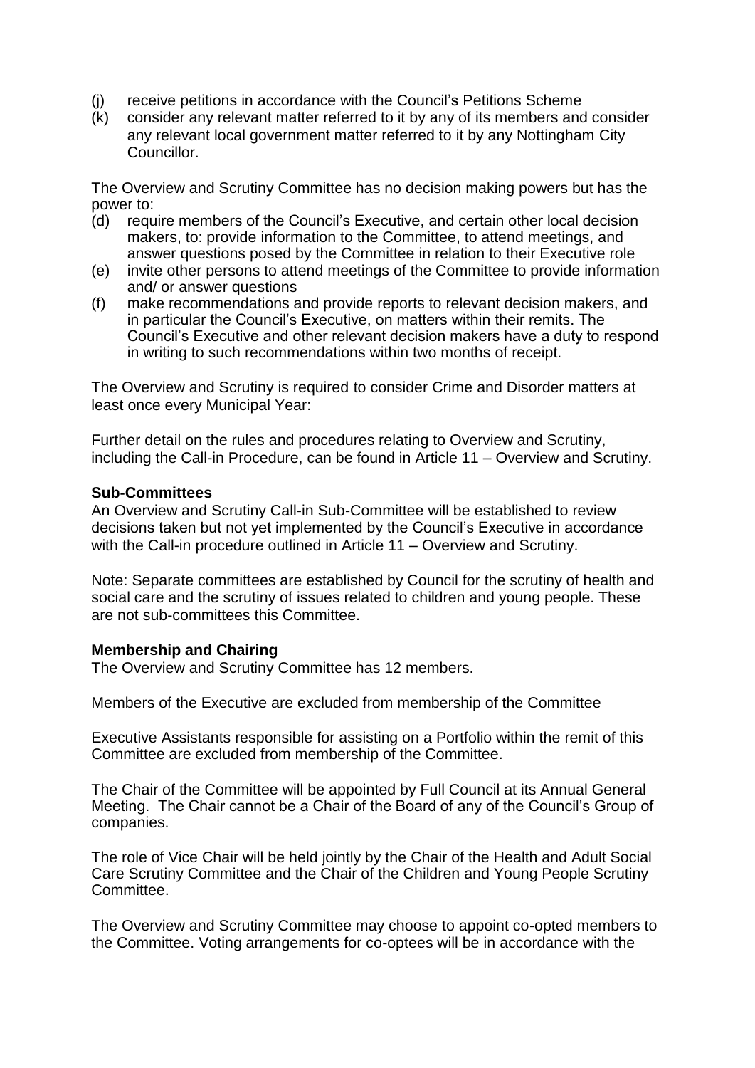(j) receive petitions in accordance with the Council's Petitions Scheme
(k) consider any relevant matter referred to it by any of its members and consider any relevant local government matter referred to it by any Nottingham City Councillor.

The Overview and Scrutiny Committee has no decision making powers but has the power to:

(d) require members of the Council's Executive, and certain other local decision makers, to: provide information to the Committee, to attend meetings, and answer questions posed by the Committee in relation to their Executive role
(e) invite other persons to attend meetings of the Committee to provide information and/ or answer questions
(f) make recommendations and provide reports to relevant decision makers, and in particular the Council's Executive, on matters within their remits. The Council's Executive and other relevant decision makers have a duty to respond in writing to such recommendations within two months of receipt.

The Overview and Scrutiny is required to consider Crime and Disorder matters at least once every Municipal Year:

Further detail on the rules and procedures relating to Overview and Scrutiny, including the Call-in Procedure, can be found in Article 11 – Overview and Scrutiny.

**Sub-Committees**

An Overview and Scrutiny Call-in Sub-Committee will be established to review decisions taken but not yet implemented by the Council's Executive in accordance with the Call-in procedure outlined in Article 11 – Overview and Scrutiny.

Note: Separate committees are established by Council for the scrutiny of health and social care and the scrutiny of issues related to children and young people. These are not sub-committees this Committee.

**Membership and Chairing**

The Overview and Scrutiny Committee has 12 members.

Members of the Executive are excluded from membership of the Committee

Executive Assistants responsible for assisting on a Portfolio within the remit of this Committee are excluded from membership of the Committee.

The Chair of the Committee will be appointed by Full Council at its Annual General Meeting. The Chair cannot be a Chair of the Board of any of the Council's Group of companies.

The role of Vice Chair will be held jointly by the Chair of the Health and Adult Social Care Scrutiny Committee and the Chair of the Children and Young People Scrutiny Committee.

The Overview and Scrutiny Committee may choose to appoint co-opted members to the Committee. Voting arrangements for co-optees will be in accordance with the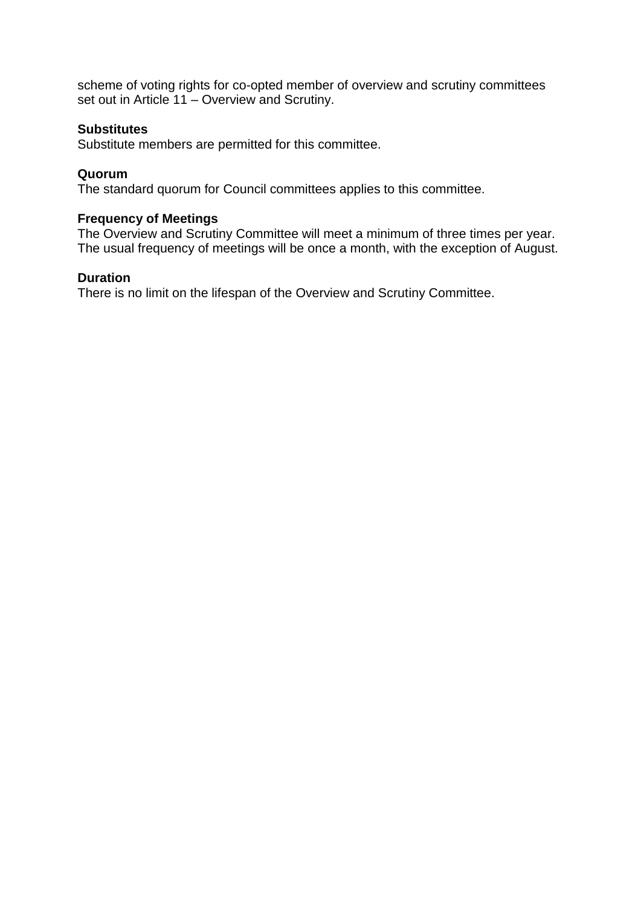scheme of voting rights for co-opted member of overview and scrutiny committees set out in Article 11 – Overview and Scrutiny.

**Substitutes**
Substitute members are permitted for this committee.

**Quorum**
The standard quorum for Council committees applies to this committee.

**Frequency of Meetings**
The Overview and Scrutiny Committee will meet a minimum of three times per year. The usual frequency of meetings will be once a month, with the exception of August.

**Duration**
There is no limit on the lifespan of the Overview and Scrutiny Committee.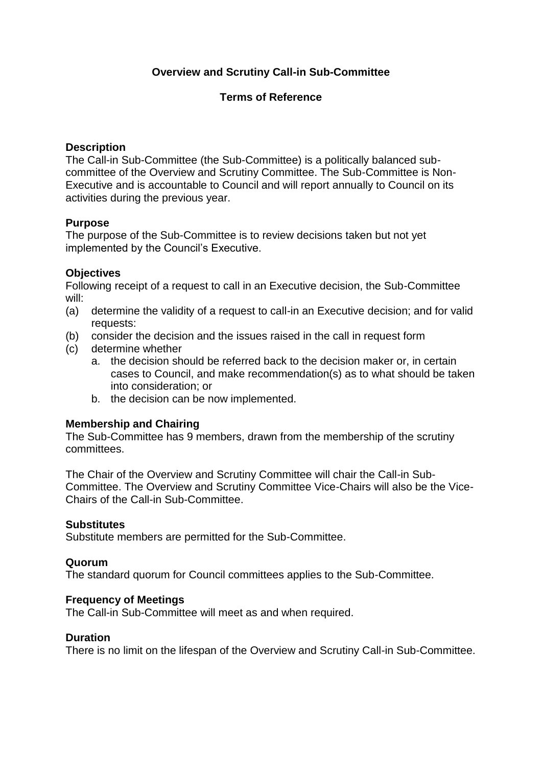# Overview and Scrutiny Call-in Sub-Committee

## Terms of Reference

### Description

The Call-in Sub-Committee (the Sub-Committee) is a politically balanced sub-committee of the Overview and Scrutiny Committee. The Sub-Committee is Non-Executive and is accountable to Council and will report annually to Council on its activities during the previous year.

### Purpose

The purpose of the Sub-Committee is to review decisions taken but not yet implemented by the Council's Executive.

### Objectives

Following receipt of a request to call in an Executive decision, the Sub-Committee will:

(a) determine the validity of a request to call-in an Executive decision; and for valid requests:

(b) consider the decision and the issues raised in the call in request form

(c) determine whether

  a. the decision should be referred back to the decision maker or, in certain cases to Council, and make recommendation(s) as to what should be taken into consideration; or

  b. the decision can be now implemented.

### Membership and Chairing

The Sub-Committee has 9 members, drawn from the membership of the scrutiny committees.

The Chair of the Overview and Scrutiny Committee will chair the Call-in Sub-Committee. The Overview and Scrutiny Committee Vice-Chairs will also be the Vice-Chairs of the Call-in Sub-Committee.

### Substitutes

Substitute members are permitted for the Sub-Committee.

### Quorum

The standard quorum for Council committees applies to the Sub-Committee.

### Frequency of Meetings

The Call-in Sub-Committee will meet as and when required.

### Duration

There is no limit on the lifespan of the Overview and Scrutiny Call-in Sub-Committee.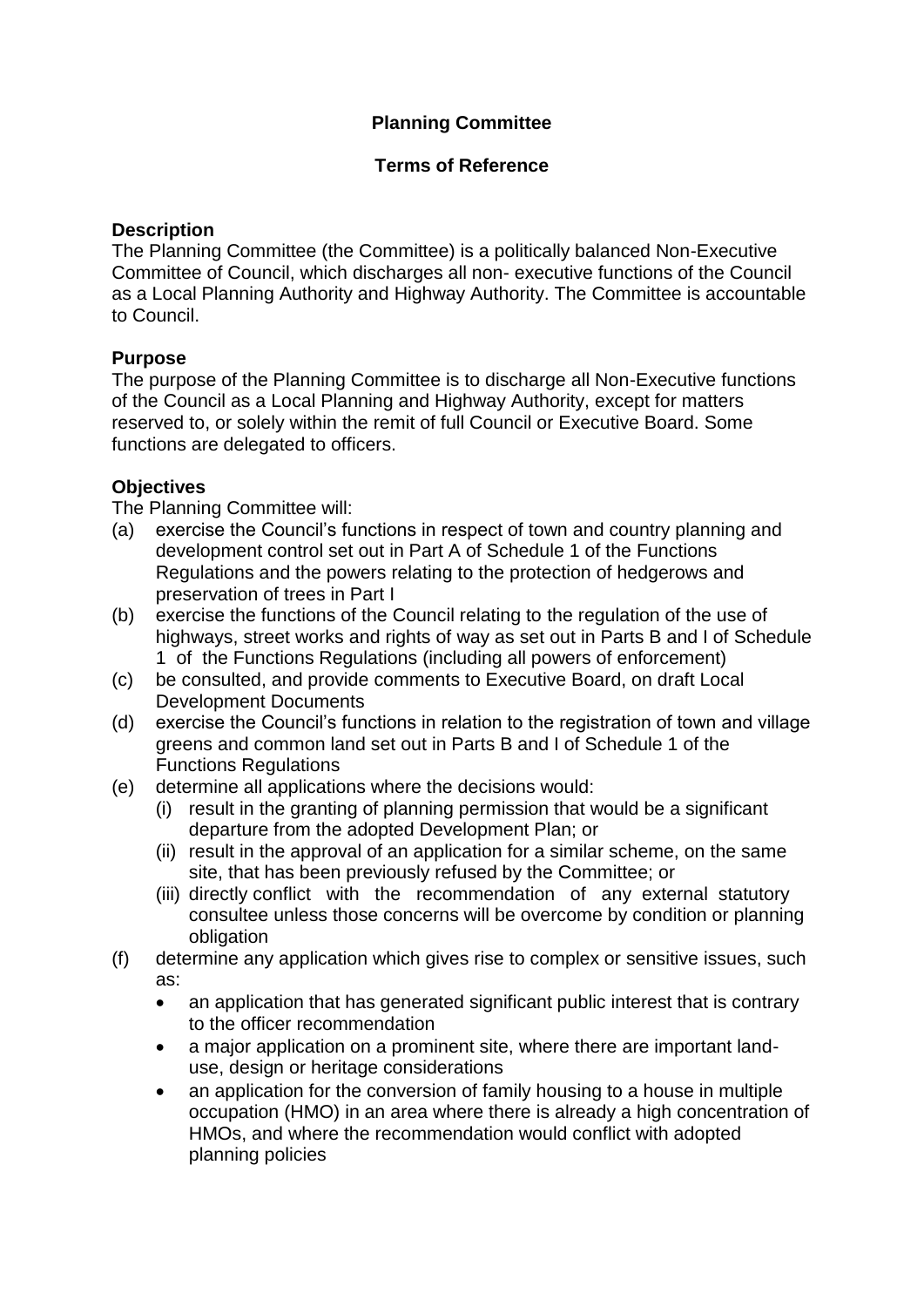# Planning Committee

## Terms of Reference

**Description**

The Planning Committee (the Committee) is a politically balanced Non-Executive Committee of Council, which discharges all non- executive functions of the Council as a Local Planning Authority and Highway Authority. The Committee is accountable to Council.

**Purpose**

The purpose of the Planning Committee is to discharge all Non-Executive functions of the Council as a Local Planning and Highway Authority, except for matters reserved to, or solely within the remit of full Council or Executive Board. Some functions are delegated to officers.

**Objectives**

The Planning Committee will:

(a) exercise the Council's functions in respect of town and country planning and development control set out in Part A of Schedule 1 of the Functions Regulations and the powers relating to the protection of hedgerows and preservation of trees in Part I

(b) exercise the functions of the Council relating to the regulation of the use of highways, street works and rights of way as set out in Parts B and I of Schedule 1 of the Functions Regulations (including all powers of enforcement)

(c) be consulted, and provide comments to Executive Board, on draft Local Development Documents

(d) exercise the Council's functions in relation to the registration of town and village greens and common land set out in Parts B and I of Schedule 1 of the Functions Regulations

(e) determine all applications where the decisions would:

   (i) result in the granting of planning permission that would be a significant departure from the adopted Development Plan; or

   (ii) result in the approval of an application for a similar scheme, on the same site, that has been previously refused by the Committee; or

   (iii) directly conflict with the recommendation of any external statutory consultee unless those concerns will be overcome by condition or planning obligation

(f) determine any application which gives rise to complex or sensitive issues, such as:

- an application that has generated significant public interest that is contrary to the officer recommendation
- a major application on a prominent site, where there are important land-use, design or heritage considerations
- an application for the conversion of family housing to a house in multiple occupation (HMO) in an area where there is already a high concentration of HMOs, and where the recommendation would conflict with adopted planning policies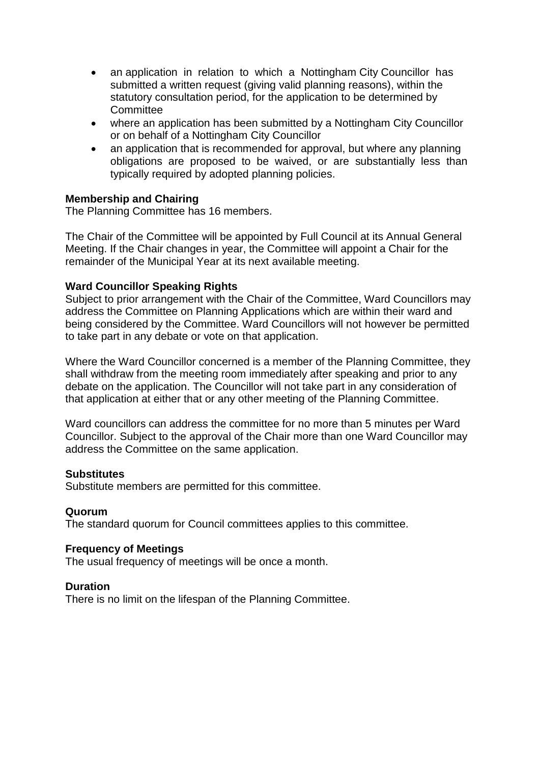- an application in relation to which a Nottingham City Councillor has submitted a written request (giving valid planning reasons), within the statutory consultation period, for the application to be determined by Committee
- where an application has been submitted by a Nottingham City Councillor or on behalf of a Nottingham City Councillor
- an application that is recommended for approval, but where any planning obligations are proposed to be waived, or are substantially less than typically required by adopted planning policies.

**Membership and Chairing**
The Planning Committee has 16 members.

The Chair of the Committee will be appointed by Full Council at its Annual General Meeting. If the Chair changes in year, the Committee will appoint a Chair for the remainder of the Municipal Year at its next available meeting.

**Ward Councillor Speaking Rights**
Subject to prior arrangement with the Chair of the Committee, Ward Councillors may address the Committee on Planning Applications which are within their ward and being considered by the Committee. Ward Councillors will not however be permitted to take part in any debate or vote on that application.

Where the Ward Councillor concerned is a member of the Planning Committee, they shall withdraw from the meeting room immediately after speaking and prior to any debate on the application. The Councillor will not take part in any consideration of that application at either that or any other meeting of the Planning Committee.

Ward councillors can address the committee for no more than 5 minutes per Ward Councillor. Subject to the approval of the Chair more than one Ward Councillor may address the Committee on the same application.

**Substitutes**
Substitute members are permitted for this committee.

**Quorum**
The standard quorum for Council committees applies to this committee.

**Frequency of Meetings**
The usual frequency of meetings will be once a month.

**Duration**
There is no limit on the lifespan of the Planning Committee.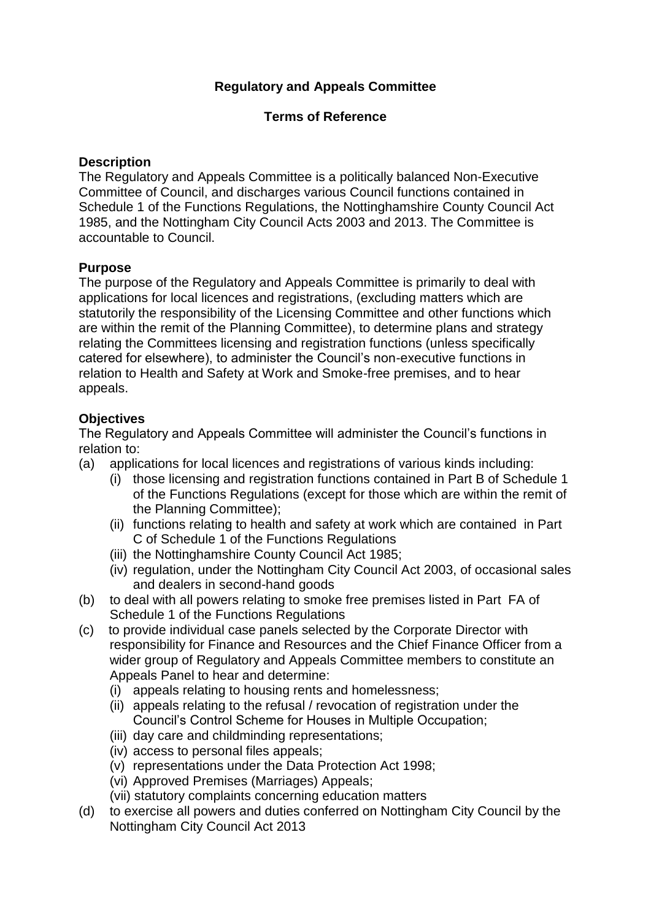**Regulatory and Appeals Committee**

**Terms of Reference**

**Description**

The Regulatory and Appeals Committee is a politically balanced Non-Executive Committee of Council, and discharges various Council functions contained in Schedule 1 of the Functions Regulations, the Nottinghamshire County Council Act 1985, and the Nottingham City Council Acts 2003 and 2013. The Committee is accountable to Council.

**Purpose**

The purpose of the Regulatory and Appeals Committee is primarily to deal with applications for local licences and registrations, (excluding matters which are statutorily the responsibility of the Licensing Committee and other functions which are within the remit of the Planning Committee), to determine plans and strategy relating the Committees licensing and registration functions (unless specifically catered for elsewhere), to administer the Council's non-executive functions in relation to Health and Safety at Work and Smoke-free premises, and to hear appeals.

**Objectives**

The Regulatory and Appeals Committee will administer the Council's functions in relation to:

(a) applications for local licences and registrations of various kinds including:
   (i) those licensing and registration functions contained in Part B of Schedule 1 of the Functions Regulations (except for those which are within the remit of the Planning Committee);
   (ii) functions relating to health and safety at work which are contained in Part C of Schedule 1 of the Functions Regulations
   (iii) the Nottinghamshire County Council Act 1985;
   (iv) regulation, under the Nottingham City Council Act 2003, of occasional sales and dealers in second-hand goods

(b) to deal with all powers relating to smoke free premises listed in Part FA of Schedule 1 of the Functions Regulations

(c) to provide individual case panels selected by the Corporate Director with responsibility for Finance and Resources and the Chief Finance Officer from a wider group of Regulatory and Appeals Committee members to constitute an Appeals Panel to hear and determine:
   (i) appeals relating to housing rents and homelessness;
   (ii) appeals relating to the refusal / revocation of registration under the Council's Control Scheme for Houses in Multiple Occupation;
   (iii) day care and childminding representations;
   (iv) access to personal files appeals;
   (v) representations under the Data Protection Act 1998;
   (vi) Approved Premises (Marriages) Appeals;
   (vii) statutory complaints concerning education matters

(d) to exercise all powers and duties conferred on Nottingham City Council by the Nottingham City Council Act 2013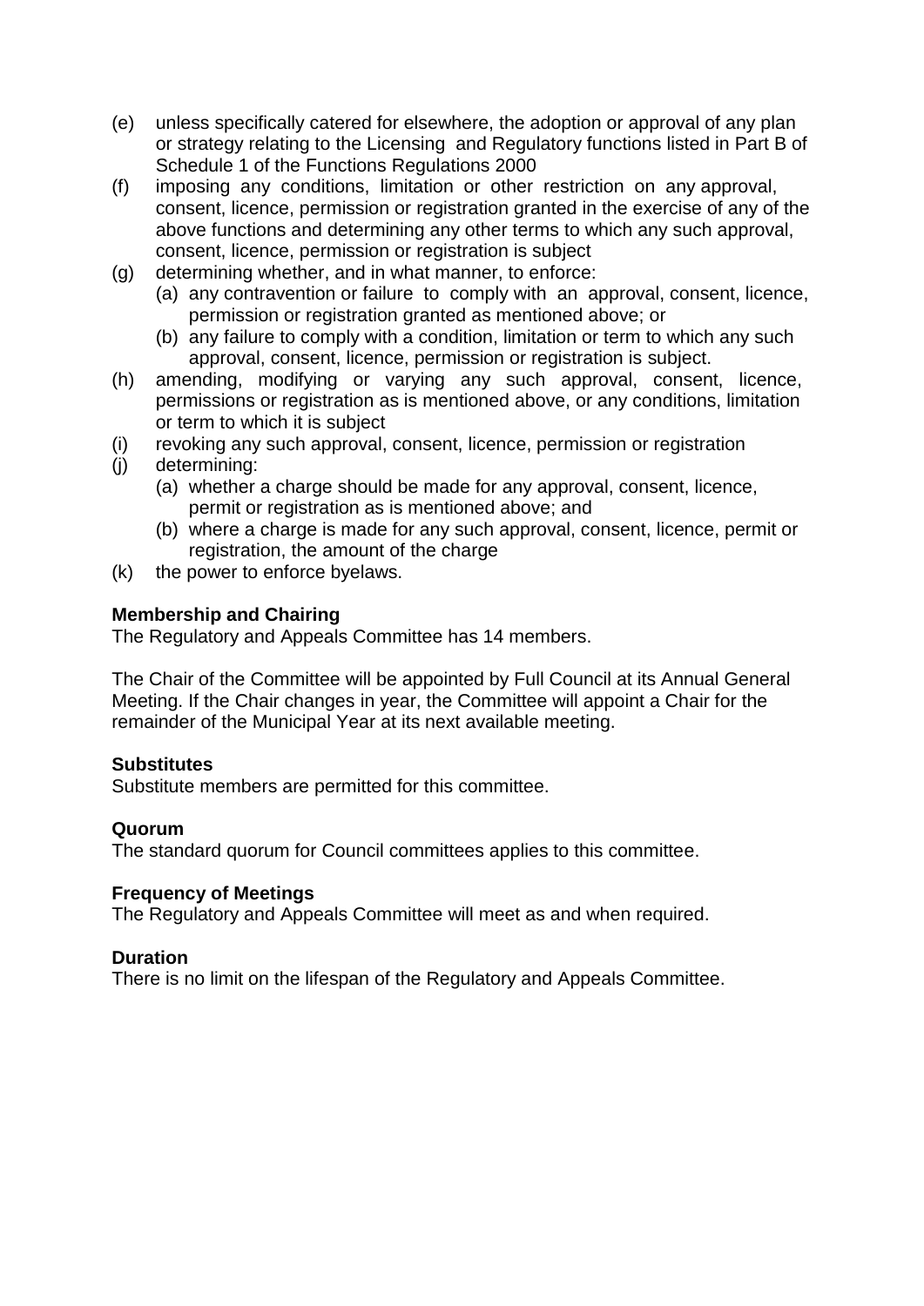(e) unless specifically catered for elsewhere, the adoption or approval of any plan or strategy relating to the Licensing and Regulatory functions listed in Part B of Schedule 1 of the Functions Regulations 2000
(f) imposing any conditions, limitation or other restriction on any approval, consent, licence, permission or registration granted in the exercise of any of the above functions and determining any other terms to which any such approval, consent, licence, permission or registration is subject
(g) determining whether, and in what manner, to enforce:
    (a) any contravention or failure to comply with an approval, consent, licence, permission or registration granted as mentioned above; or
    (b) any failure to comply with a condition, limitation or term to which any such approval, consent, licence, permission or registration is subject.
(h) amending, modifying or varying any such approval, consent, licence, permissions or registration as is mentioned above, or any conditions, limitation or term to which it is subject
(i) revoking any such approval, consent, licence, permission or registration
(j) determining:
    (a) whether a charge should be made for any approval, consent, licence, permit or registration as is mentioned above; and
    (b) where a charge is made for any such approval, consent, licence, permit or registration, the amount of the charge
(k) the power to enforce byelaws.

**Membership and Chairing**
The Regulatory and Appeals Committee has 14 members.

The Chair of the Committee will be appointed by Full Council at its Annual General Meeting. If the Chair changes in year, the Committee will appoint a Chair for the remainder of the Municipal Year at its next available meeting.

**Substitutes**
Substitute members are permitted for this committee.

**Quorum**
The standard quorum for Council committees applies to this committee.

**Frequency of Meetings**
The Regulatory and Appeals Committee will meet as and when required.

**Duration**
There is no limit on the lifespan of the Regulatory and Appeals Committee.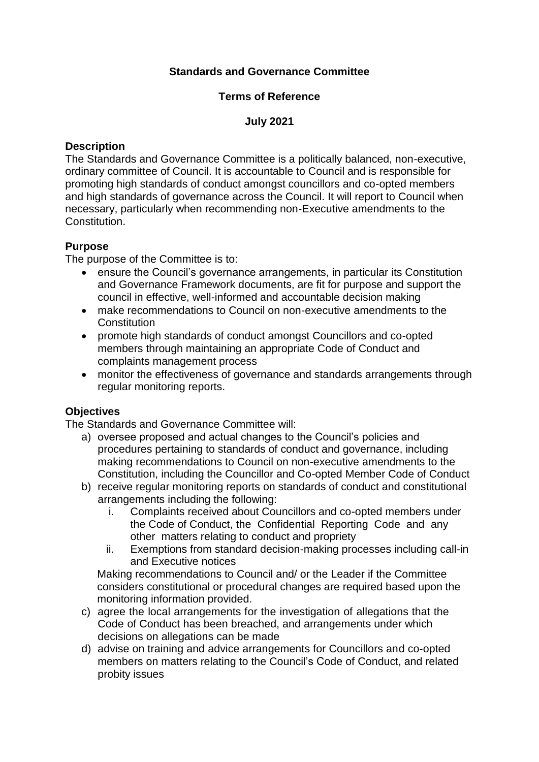**Standards and Governance Committee**

**Terms of Reference**

**July 2021**

### Description

The Standards and Governance Committee is a politically balanced, non-executive, ordinary committee of Council. It is accountable to Council and is responsible for promoting high standards of conduct amongst councillors and co-opted members and high standards of governance across the Council. It will report to Council when necessary, particularly when recommending non-Executive amendments to the Constitution.

### Purpose

The purpose of the Committee is to:

- ensure the Council's governance arrangements, in particular its Constitution and Governance Framework documents, are fit for purpose and support the council in effective, well-informed and accountable decision making
- make recommendations to Council on non-executive amendments to the Constitution
- promote high standards of conduct amongst Councillors and co-opted members through maintaining an appropriate Code of Conduct and complaints management process
- monitor the effectiveness of governance and standards arrangements through regular monitoring reports.

### Objectives

The Standards and Governance Committee will:

a) oversee proposed and actual changes to the Council's policies and procedures pertaining to standards of conduct and governance, including making recommendations to Council on non-executive amendments to the Constitution, including the Councillor and Co-opted Member Code of Conduct

b) receive regular monitoring reports on standards of conduct and constitutional arrangements including the following:

   i. Complaints received about Councillors and co-opted members under the Code of Conduct, the Confidential Reporting Code and any other matters relating to conduct and propriety

   ii. Exemptions from standard decision-making processes including call-in and Executive notices

   Making recommendations to Council and/ or the Leader if the Committee considers constitutional or procedural changes are required based upon the monitoring information provided.

c) agree the local arrangements for the investigation of allegations that the Code of Conduct has been breached, and arrangements under which decisions on allegations can be made

d) advise on training and advice arrangements for Councillors and co-opted members on matters relating to the Council's Code of Conduct, and related probity issues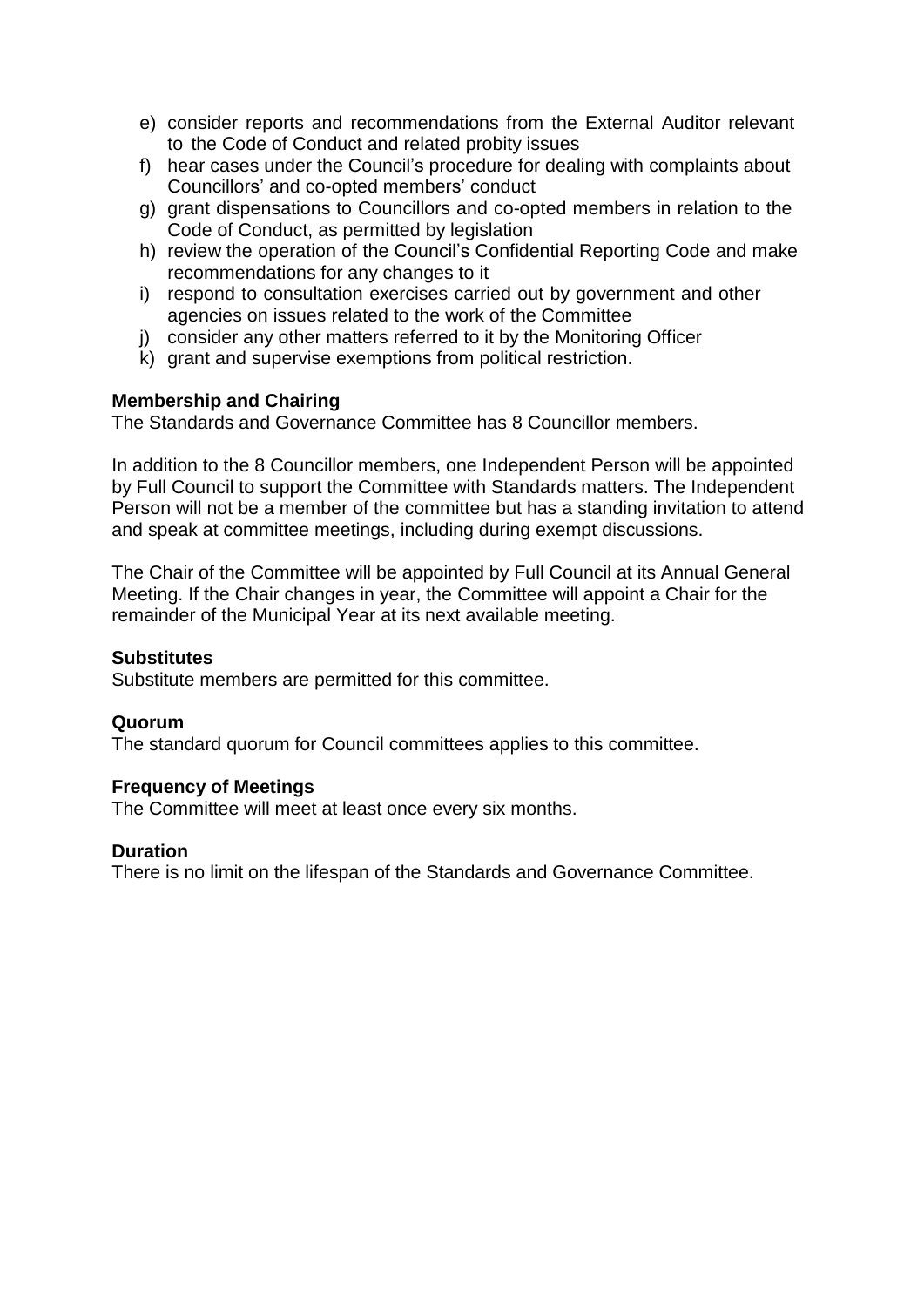e) consider reports and recommendations from the External Auditor relevant to the Code of Conduct and related probity issues
f) hear cases under the Council's procedure for dealing with complaints about Councillors' and co-opted members' conduct
g) grant dispensations to Councillors and co-opted members in relation to the Code of Conduct, as permitted by legislation
h) review the operation of the Council's Confidential Reporting Code and make recommendations for any changes to it
i) respond to consultation exercises carried out by government and other agencies on issues related to the work of the Committee
j) consider any other matters referred to it by the Monitoring Officer
k) grant and supervise exemptions from political restriction.

**Membership and Chairing**

The Standards and Governance Committee has 8 Councillor members.

In addition to the 8 Councillor members, one Independent Person will be appointed by Full Council to support the Committee with Standards matters. The Independent Person will not be a member of the committee but has a standing invitation to attend and speak at committee meetings, including during exempt discussions.

The Chair of the Committee will be appointed by Full Council at its Annual General Meeting. If the Chair changes in year, the Committee will appoint a Chair for the remainder of the Municipal Year at its next available meeting.

**Substitutes**

Substitute members are permitted for this committee.

**Quorum**

The standard quorum for Council committees applies to this committee.

**Frequency of Meetings**

The Committee will meet at least once every six months.

**Duration**

There is no limit on the lifespan of the Standards and Governance Committee.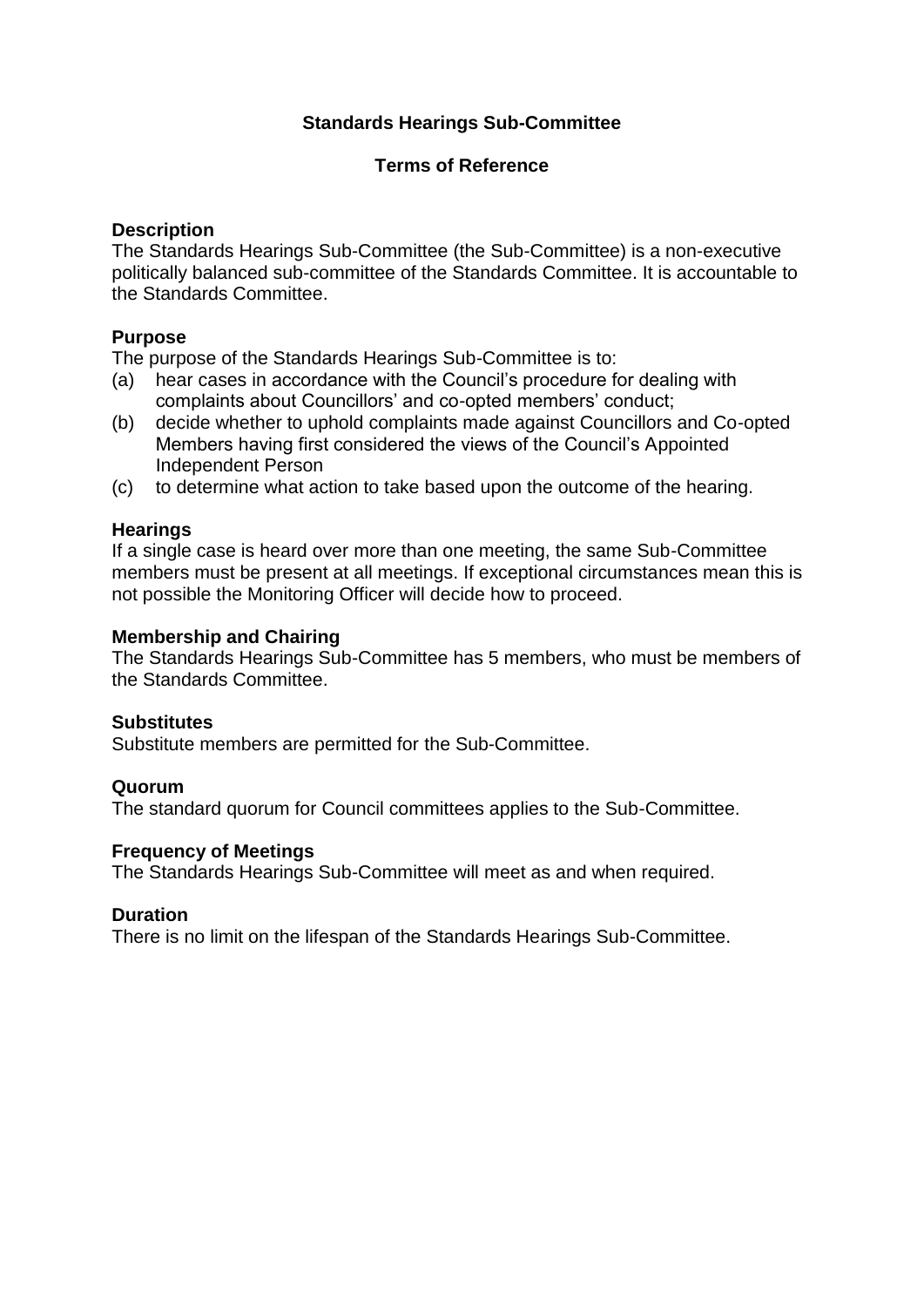# Standards Hearings Sub-Committee

## Terms of Reference

### Description

The Standards Hearings Sub-Committee (the Sub-Committee) is a non-executive politically balanced sub-committee of the Standards Committee. It is accountable to the Standards Committee.

### Purpose

The purpose of the Standards Hearings Sub-Committee is to:

(a) hear cases in accordance with the Council's procedure for dealing with complaints about Councillors' and co-opted members' conduct;

(b) decide whether to uphold complaints made against Councillors and Co-opted Members having first considered the views of the Council's Appointed Independent Person

(c) to determine what action to take based upon the outcome of the hearing.

### Hearings

If a single case is heard over more than one meeting, the same Sub-Committee members must be present at all meetings. If exceptional circumstances mean this is not possible the Monitoring Officer will decide how to proceed.

### Membership and Chairing

The Standards Hearings Sub-Committee has 5 members, who must be members of the Standards Committee.

### Substitutes

Substitute members are permitted for the Sub-Committee.

### Quorum

The standard quorum for Council committees applies to the Sub-Committee.

### Frequency of Meetings

The Standards Hearings Sub-Committee will meet as and when required.

### Duration

There is no limit on the lifespan of the Standards Hearings Sub-Committee.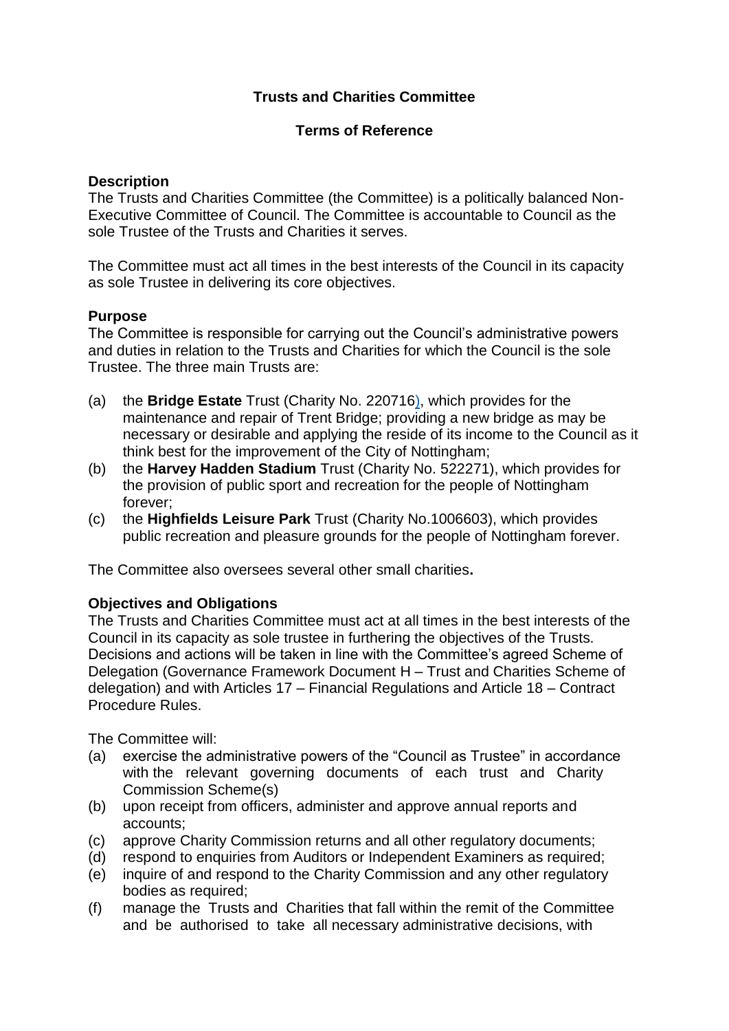**Trusts and Charities Committee**

**Terms of Reference**

**Description**

The Trusts and Charities Committee (the Committee) is a politically balanced Non-Executive Committee of Council. The Committee is accountable to Council as the sole Trustee of the Trusts and Charities it serves.

The Committee must act all times in the best interests of the Council in its capacity as sole Trustee in delivering its core objectives.

**Purpose**

The Committee is responsible for carrying out the Council's administrative powers and duties in relation to the Trusts and Charities for which the Council is the sole Trustee. The three main Trusts are:

(a) the **Bridge Estate** Trust (Charity No. 220716), which provides for the maintenance and repair of Trent Bridge; providing a new bridge as may be necessary or desirable and applying the reside of its income to the Council as it think best for the improvement of the City of Nottingham;

(b) the **Harvey Hadden Stadium** Trust (Charity No. 522271), which provides for the provision of public sport and recreation for the people of Nottingham forever;

(c) the **Highfields Leisure Park** Trust (Charity No.1006603), which provides public recreation and pleasure grounds for the people of Nottingham forever.

The Committee also oversees several other small charities**.**

**Objectives and Obligations**

The Trusts and Charities Committee must act at all times in the best interests of the Council in its capacity as sole trustee in furthering the objectives of the Trusts. Decisions and actions will be taken in line with the Committee's agreed Scheme of Delegation (Governance Framework Document H – Trust and Charities Scheme of delegation) and with Articles 17 – Financial Regulations and Article 18 – Contract Procedure Rules.

The Committee will:

(a) exercise the administrative powers of the "Council as Trustee" in accordance with the relevant governing documents of each trust and Charity Commission Scheme(s)

(b) upon receipt from officers, administer and approve annual reports and accounts;

(c) approve Charity Commission returns and all other regulatory documents;

(d) respond to enquiries from Auditors or Independent Examiners as required;

(e) inquire of and respond to the Charity Commission and any other regulatory bodies as required;

(f) manage the Trusts and Charities that fall within the remit of the Committee and be authorised to take all necessary administrative decisions, with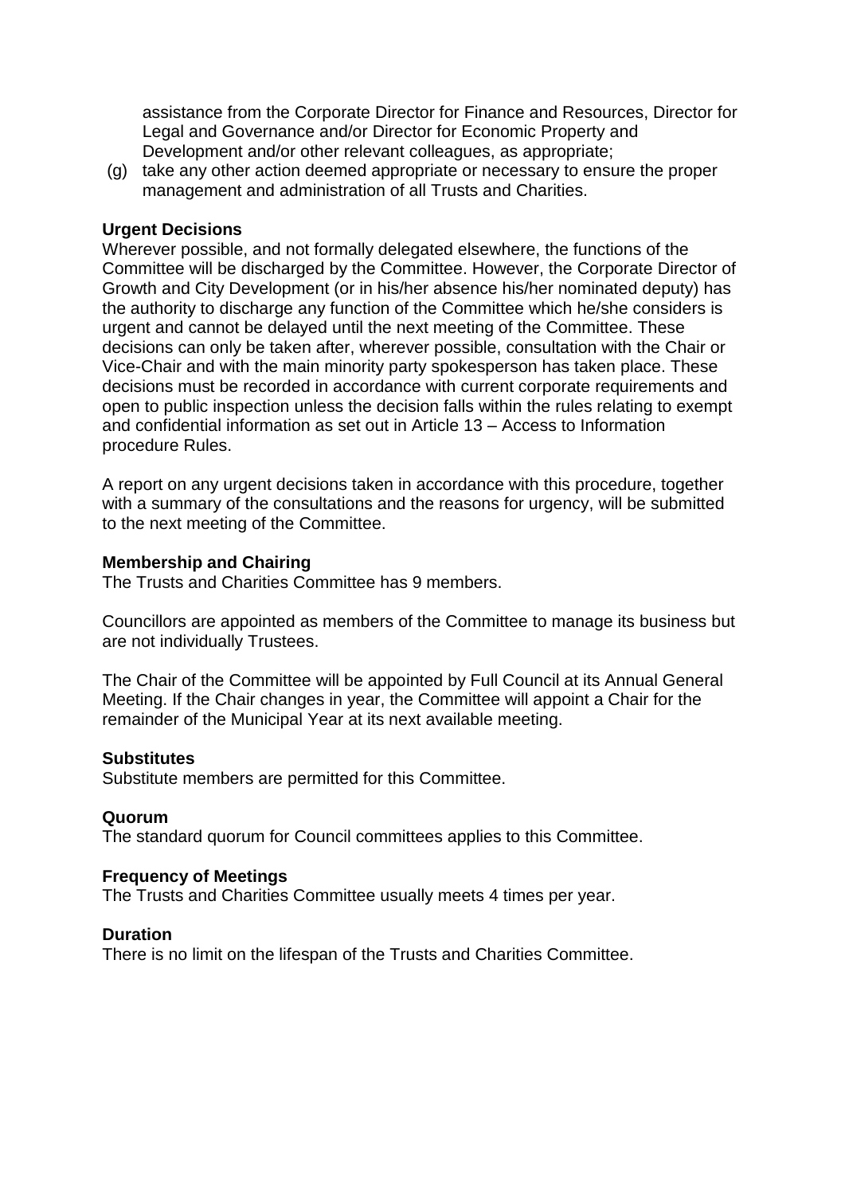assistance from the Corporate Director for Finance and Resources, Director for Legal and Governance and/or Director for Economic Property and Development and/or other relevant colleagues, as appropriate;

(g) take any other action deemed appropriate or necessary to ensure the proper management and administration of all Trusts and Charities.

**Urgent Decisions**

Wherever possible, and not formally delegated elsewhere, the functions of the Committee will be discharged by the Committee. However, the Corporate Director of Growth and City Development (or in his/her absence his/her nominated deputy) has the authority to discharge any function of the Committee which he/she considers is urgent and cannot be delayed until the next meeting of the Committee. These decisions can only be taken after, wherever possible, consultation with the Chair or Vice-Chair and with the main minority party spokesperson has taken place. These decisions must be recorded in accordance with current corporate requirements and open to public inspection unless the decision falls within the rules relating to exempt and confidential information as set out in Article 13 – Access to Information procedure Rules.

A report on any urgent decisions taken in accordance with this procedure, together with a summary of the consultations and the reasons for urgency, will be submitted to the next meeting of the Committee.

**Membership and Chairing**

The Trusts and Charities Committee has 9 members.

Councillors are appointed as members of the Committee to manage its business but are not individually Trustees.

The Chair of the Committee will be appointed by Full Council at its Annual General Meeting. If the Chair changes in year, the Committee will appoint a Chair for the remainder of the Municipal Year at its next available meeting.

**Substitutes**

Substitute members are permitted for this Committee.

**Quorum**

The standard quorum for Council committees applies to this Committee.

**Frequency of Meetings**

The Trusts and Charities Committee usually meets 4 times per year.

**Duration**

There is no limit on the lifespan of the Trusts and Charities Committee.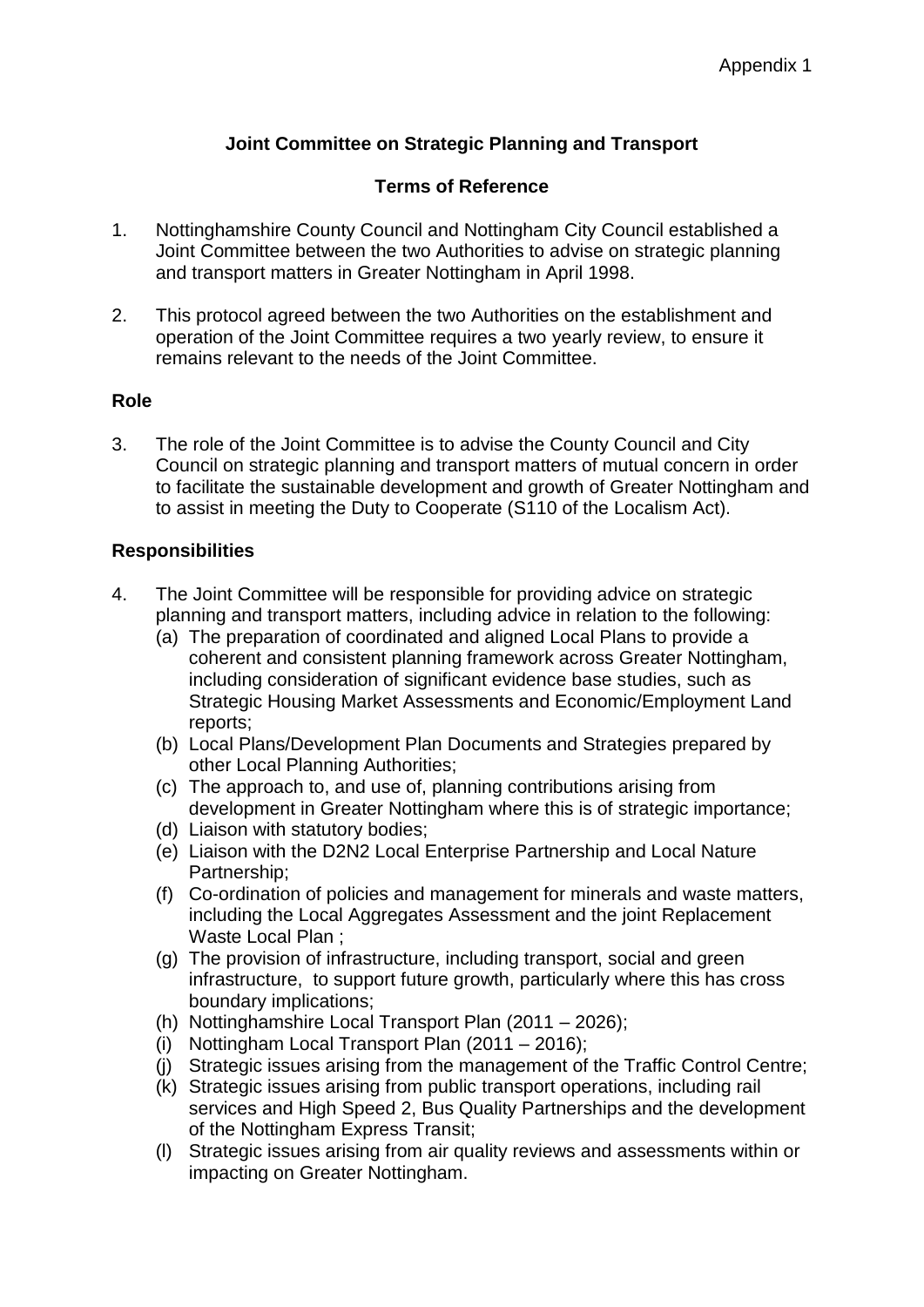Appendix 1

**Joint Committee on Strategic Planning and Transport**

**Terms of Reference**

1. Nottinghamshire County Council and Nottingham City Council established a Joint Committee between the two Authorities to advise on strategic planning and transport matters in Greater Nottingham in April 1998.

2. This protocol agreed between the two Authorities on the establishment and operation of the Joint Committee requires a two yearly review, to ensure it remains relevant to the needs of the Joint Committee.

**Role**

3. The role of the Joint Committee is to advise the County Council and City Council on strategic planning and transport matters of mutual concern in order to facilitate the sustainable development and growth of Greater Nottingham and to assist in meeting the Duty to Cooperate (S110 of the Localism Act).

**Responsibilities**

4. The Joint Committee will be responsible for providing advice on strategic planning and transport matters, including advice in relation to the following:
   (a) The preparation of coordinated and aligned Local Plans to provide a coherent and consistent planning framework across Greater Nottingham, including consideration of significant evidence base studies, such as Strategic Housing Market Assessments and Economic/Employment Land reports;
   (b) Local Plans/Development Plan Documents and Strategies prepared by other Local Planning Authorities;
   (c) The approach to, and use of, planning contributions arising from development in Greater Nottingham where this is of strategic importance;
   (d) Liaison with statutory bodies;
   (e) Liaison with the D2N2 Local Enterprise Partnership and Local Nature Partnership;
   (f) Co-ordination of policies and management for minerals and waste matters, including the Local Aggregates Assessment and the joint Replacement Waste Local Plan ;
   (g) The provision of infrastructure, including transport, social and green infrastructure, to support future growth, particularly where this has cross boundary implications;
   (h) Nottinghamshire Local Transport Plan (2011 – 2026);
   (i) Nottingham Local Transport Plan (2011 – 2016);
   (j) Strategic issues arising from the management of the Traffic Control Centre;
   (k) Strategic issues arising from public transport operations, including rail services and High Speed 2, Bus Quality Partnerships and the development of the Nottingham Express Transit;
   (l) Strategic issues arising from air quality reviews and assessments within or impacting on Greater Nottingham.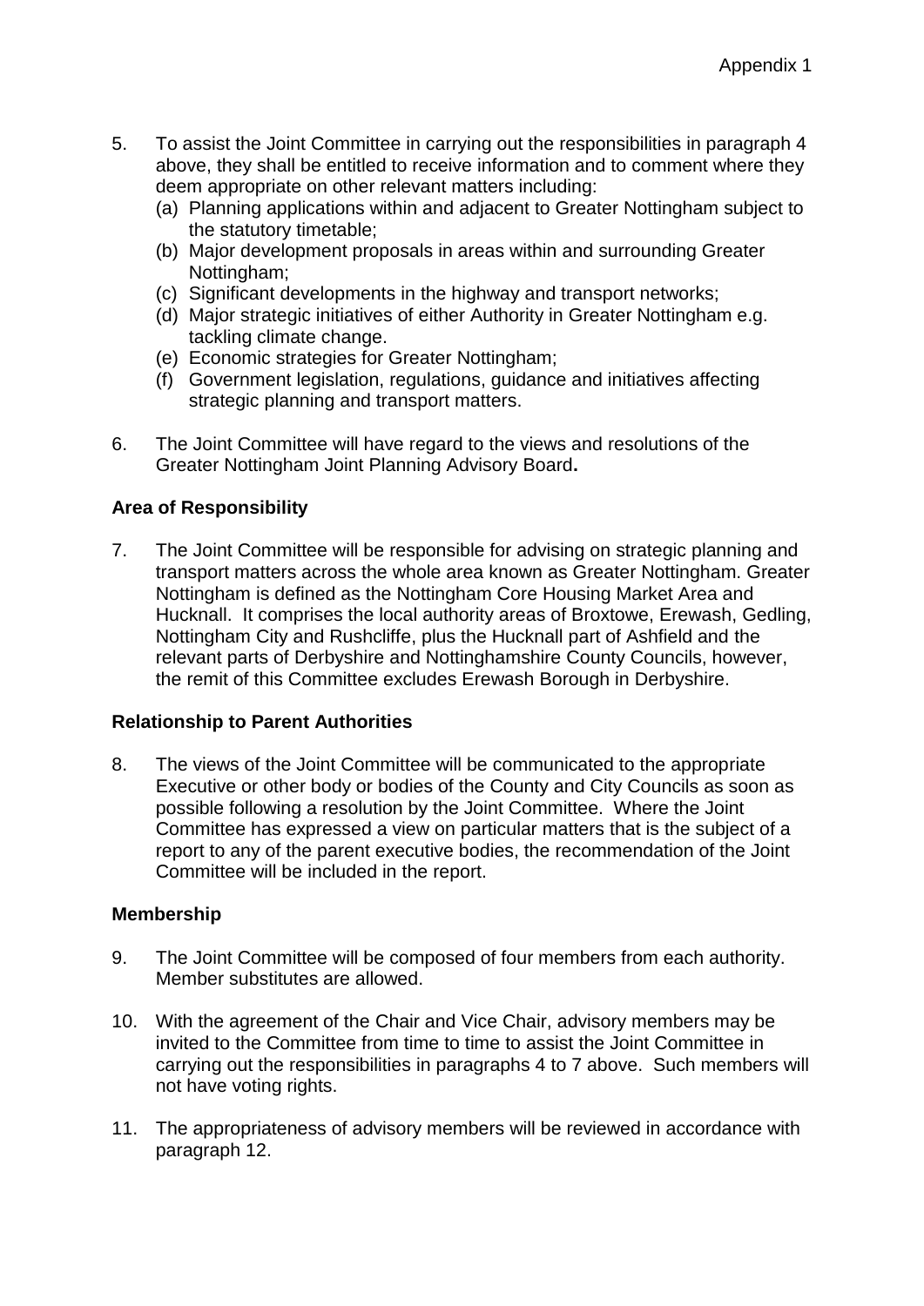5. To assist the Joint Committee in carrying out the responsibilities in paragraph 4 above, they shall be entitled to receive information and to comment where they deem appropriate on other relevant matters including:
   (a) Planning applications within and adjacent to Greater Nottingham subject to the statutory timetable;
   (b) Major development proposals in areas within and surrounding Greater Nottingham;
   (c) Significant developments in the highway and transport networks;
   (d) Major strategic initiatives of either Authority in Greater Nottingham e.g. tackling climate change.
   (e) Economic strategies for Greater Nottingham;
   (f) Government legislation, regulations, guidance and initiatives affecting strategic planning and transport matters.

6. The Joint Committee will have regard to the views and resolutions of the Greater Nottingham Joint Planning Advisory Board**.**

**Area of Responsibility**

7. The Joint Committee will be responsible for advising on strategic planning and transport matters across the whole area known as Greater Nottingham. Greater Nottingham is defined as the Nottingham Core Housing Market Area and Hucknall. It comprises the local authority areas of Broxtowe, Erewash, Gedling, Nottingham City and Rushcliffe, plus the Hucknall part of Ashfield and the relevant parts of Derbyshire and Nottinghamshire County Councils, however, the remit of this Committee excludes Erewash Borough in Derbyshire.

**Relationship to Parent Authorities**

8. The views of the Joint Committee will be communicated to the appropriate Executive or other body or bodies of the County and City Councils as soon as possible following a resolution by the Joint Committee. Where the Joint Committee has expressed a view on particular matters that is the subject of a report to any of the parent executive bodies, the recommendation of the Joint Committee will be included in the report.

**Membership**

9. The Joint Committee will be composed of four members from each authority. Member substitutes are allowed.

10. With the agreement of the Chair and Vice Chair, advisory members may be invited to the Committee from time to time to assist the Joint Committee in carrying out the responsibilities in paragraphs 4 to 7 above. Such members will not have voting rights.

11. The appropriateness of advisory members will be reviewed in accordance with paragraph 12.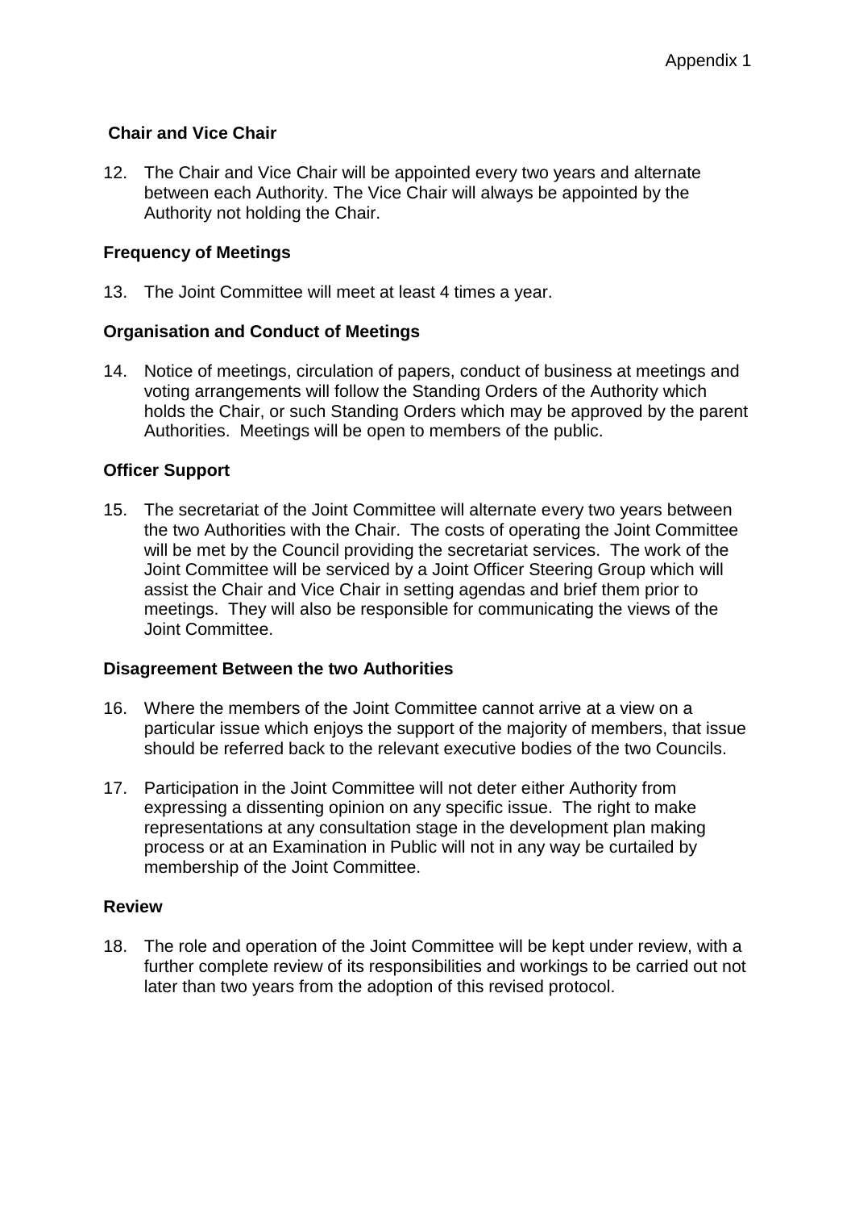Appendix 1

**Chair and Vice Chair**

12. The Chair and Vice Chair will be appointed every two years and alternate between each Authority. The Vice Chair will always be appointed by the Authority not holding the Chair.

**Frequency of Meetings**

13. The Joint Committee will meet at least 4 times a year.

**Organisation and Conduct of Meetings**

14. Notice of meetings, circulation of papers, conduct of business at meetings and voting arrangements will follow the Standing Orders of the Authority which holds the Chair, or such Standing Orders which may be approved by the parent Authorities. Meetings will be open to members of the public.

**Officer Support**

15. The secretariat of the Joint Committee will alternate every two years between the two Authorities with the Chair. The costs of operating the Joint Committee will be met by the Council providing the secretariat services. The work of the Joint Committee will be serviced by a Joint Officer Steering Group which will assist the Chair and Vice Chair in setting agendas and brief them prior to meetings. They will also be responsible for communicating the views of the Joint Committee.

**Disagreement Between the two Authorities**

16. Where the members of the Joint Committee cannot arrive at a view on a particular issue which enjoys the support of the majority of members, that issue should be referred back to the relevant executive bodies of the two Councils.

17. Participation in the Joint Committee will not deter either Authority from expressing a dissenting opinion on any specific issue. The right to make representations at any consultation stage in the development plan making process or at an Examination in Public will not in any way be curtailed by membership of the Joint Committee.

**Review**

18. The role and operation of the Joint Committee will be kept under review, with a further complete review of its responsibilities and workings to be carried out not later than two years from the adoption of this revised protocol.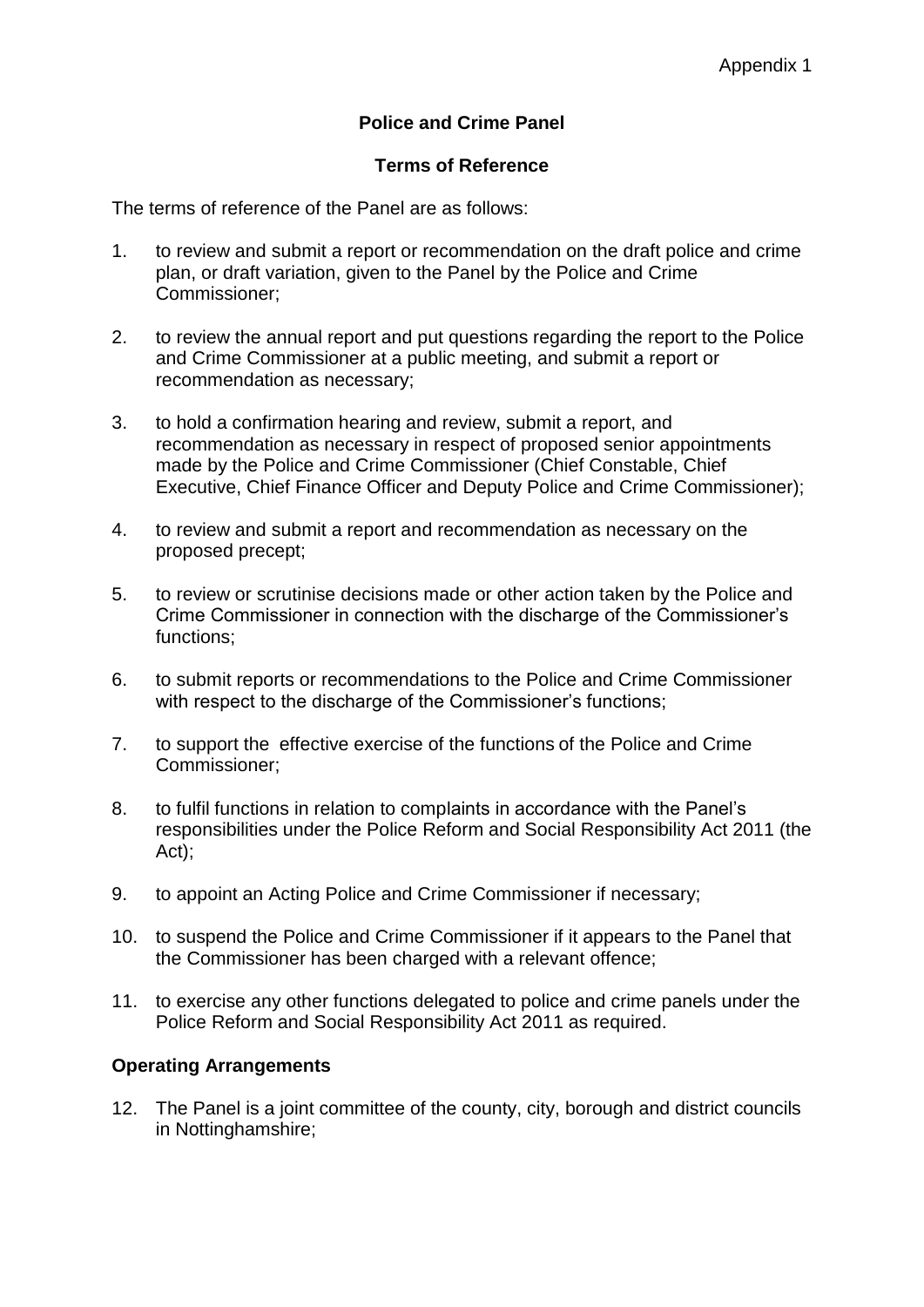Appendix 1

## Police and Crime Panel

### Terms of Reference

The terms of reference of the Panel are as follows:

1. to review and submit a report or recommendation on the draft police and crime plan, or draft variation, given to the Panel by the Police and Crime Commissioner;

2. to review the annual report and put questions regarding the report to the Police and Crime Commissioner at a public meeting, and submit a report or recommendation as necessary;

3. to hold a confirmation hearing and review, submit a report, and recommendation as necessary in respect of proposed senior appointments made by the Police and Crime Commissioner (Chief Constable, Chief Executive, Chief Finance Officer and Deputy Police and Crime Commissioner);

4. to review and submit a report and recommendation as necessary on the proposed precept;

5. to review or scrutinise decisions made or other action taken by the Police and Crime Commissioner in connection with the discharge of the Commissioner's functions;

6. to submit reports or recommendations to the Police and Crime Commissioner with respect to the discharge of the Commissioner's functions;

7. to support the effective exercise of the functions of the Police and Crime Commissioner;

8. to fulfil functions in relation to complaints in accordance with the Panel's responsibilities under the Police Reform and Social Responsibility Act 2011 (the Act);

9. to appoint an Acting Police and Crime Commissioner if necessary;

10. to suspend the Police and Crime Commissioner if it appears to the Panel that the Commissioner has been charged with a relevant offence;

11. to exercise any other functions delegated to police and crime panels under the Police Reform and Social Responsibility Act 2011 as required.

### Operating Arrangements

12. The Panel is a joint committee of the county, city, borough and district councils in Nottinghamshire;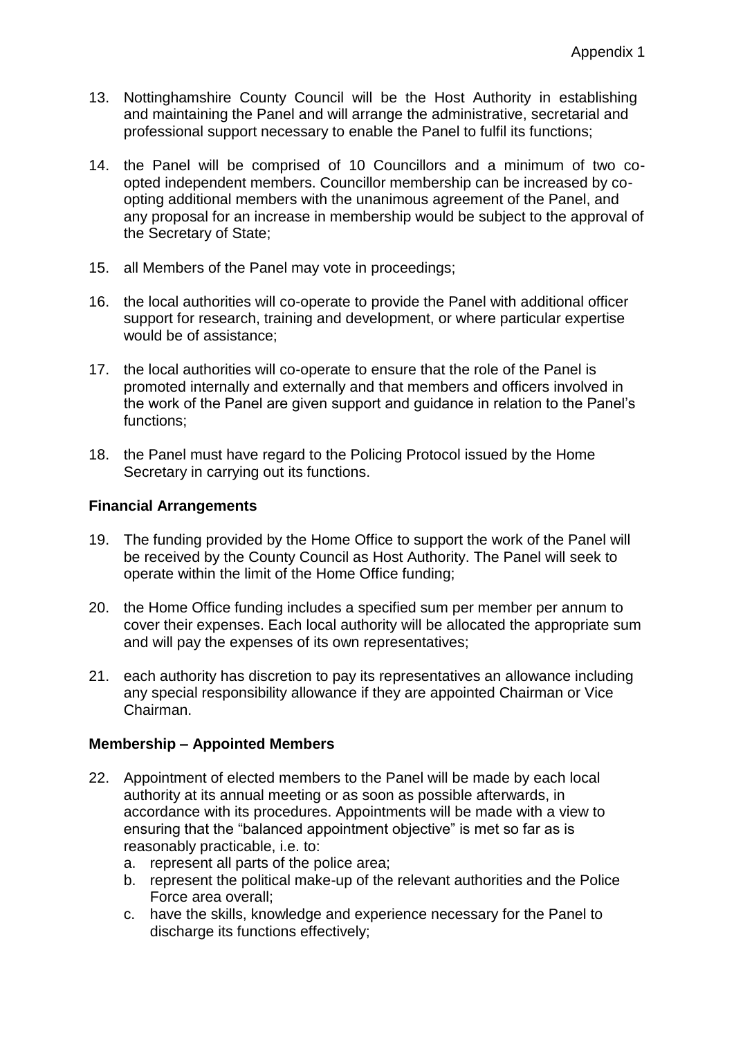13. Nottinghamshire County Council will be the Host Authority in establishing and maintaining the Panel and will arrange the administrative, secretarial and professional support necessary to enable the Panel to fulfil its functions;

14. the Panel will be comprised of 10 Councillors and a minimum of two co-opted independent members. Councillor membership can be increased by co-opting additional members with the unanimous agreement of the Panel, and any proposal for an increase in membership would be subject to the approval of the Secretary of State;

15. all Members of the Panel may vote in proceedings;

16. the local authorities will co-operate to provide the Panel with additional officer support for research, training and development, or where particular expertise would be of assistance;

17. the local authorities will co-operate to ensure that the role of the Panel is promoted internally and externally and that members and officers involved in the work of the Panel are given support and guidance in relation to the Panel's functions;

18. the Panel must have regard to the Policing Protocol issued by the Home Secretary in carrying out its functions.

**Financial Arrangements**

19. The funding provided by the Home Office to support the work of the Panel will be received by the County Council as Host Authority. The Panel will seek to operate within the limit of the Home Office funding;

20. the Home Office funding includes a specified sum per member per annum to cover their expenses. Each local authority will be allocated the appropriate sum and will pay the expenses of its own representatives;

21. each authority has discretion to pay its representatives an allowance including any special responsibility allowance if they are appointed Chairman or Vice Chairman.

**Membership – Appointed Members**

22. Appointment of elected members to the Panel will be made by each local authority at its annual meeting or as soon as possible afterwards, in accordance with its procedures. Appointments will be made with a view to ensuring that the "balanced appointment objective" is met so far as is reasonably practicable, i.e. to:
    a. represent all parts of the police area;
    b. represent the political make-up of the relevant authorities and the Police Force area overall;
    c. have the skills, knowledge and experience necessary for the Panel to discharge its functions effectively;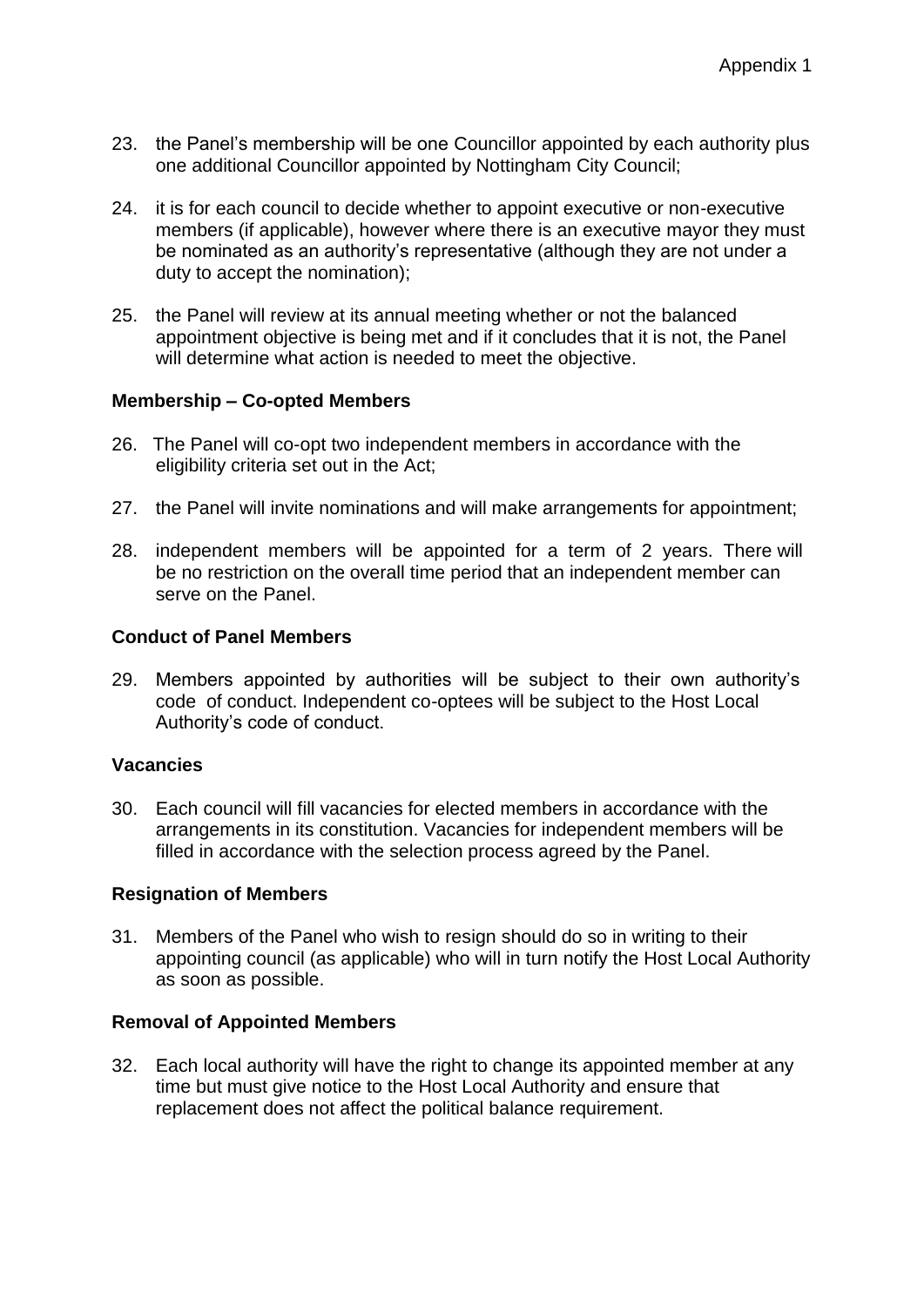23. the Panel's membership will be one Councillor appointed by each authority plus one additional Councillor appointed by Nottingham City Council;

24. it is for each council to decide whether to appoint executive or non-executive members (if applicable), however where there is an executive mayor they must be nominated as an authority's representative (although they are not under a duty to accept the nomination);

25. the Panel will review at its annual meeting whether or not the balanced appointment objective is being met and if it concludes that it is not, the Panel will determine what action is needed to meet the objective.

**Membership – Co-opted Members**

26. The Panel will co-opt two independent members in accordance with the eligibility criteria set out in the Act;

27. the Panel will invite nominations and will make arrangements for appointment;

28. independent members will be appointed for a term of 2 years. There will be no restriction on the overall time period that an independent member can serve on the Panel.

**Conduct of Panel Members**

29. Members appointed by authorities will be subject to their own authority's code of conduct. Independent co-optees will be subject to the Host Local Authority's code of conduct.

**Vacancies**

30. Each council will fill vacancies for elected members in accordance with the arrangements in its constitution. Vacancies for independent members will be filled in accordance with the selection process agreed by the Panel.

**Resignation of Members**

31. Members of the Panel who wish to resign should do so in writing to their appointing council (as applicable) who will in turn notify the Host Local Authority as soon as possible.

**Removal of Appointed Members**

32. Each local authority will have the right to change its appointed member at any time but must give notice to the Host Local Authority and ensure that replacement does not affect the political balance requirement.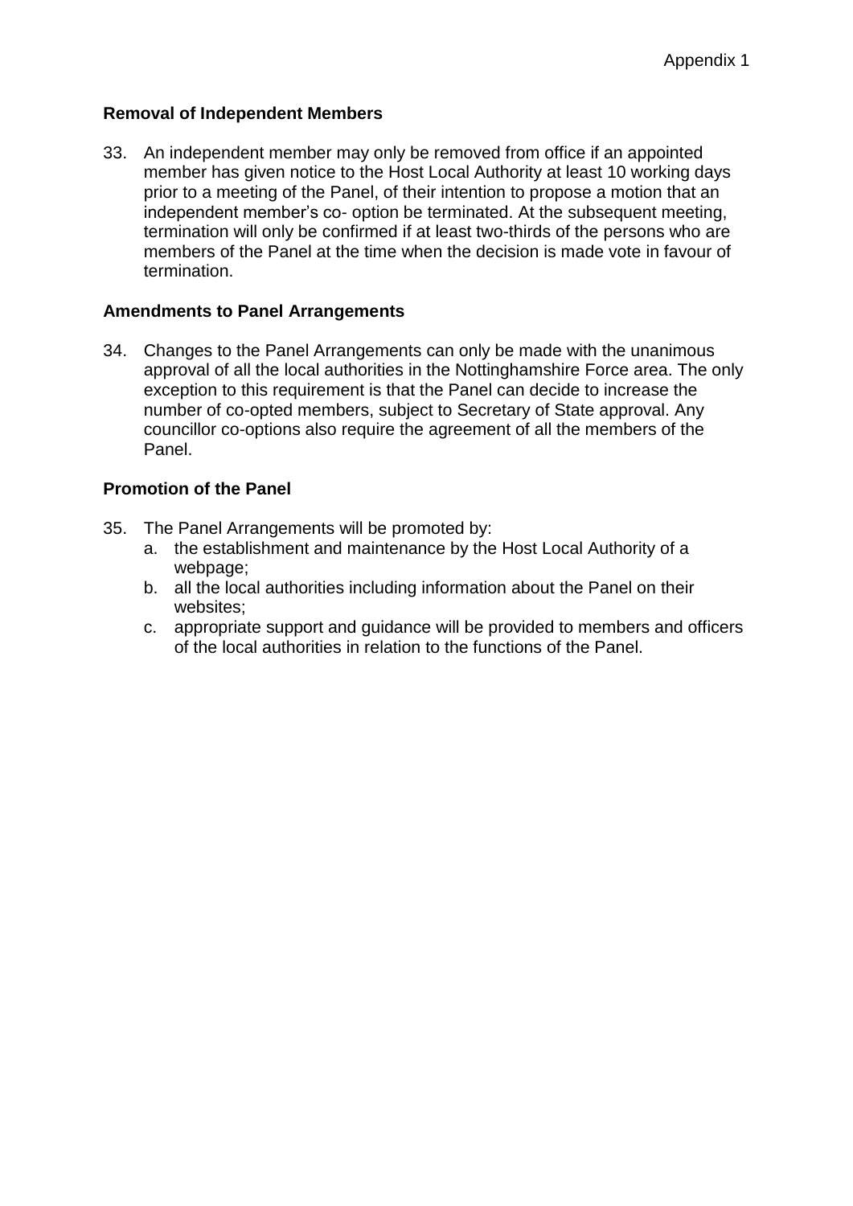Appendix 1

**Removal of Independent Members**

33. An independent member may only be removed from office if an appointed member has given notice to the Host Local Authority at least 10 working days prior to a meeting of the Panel, of their intention to propose a motion that an independent member's co- option be terminated. At the subsequent meeting, termination will only be confirmed if at least two-thirds of the persons who are members of the Panel at the time when the decision is made vote in favour of termination.

**Amendments to Panel Arrangements**

34. Changes to the Panel Arrangements can only be made with the unanimous approval of all the local authorities in the Nottinghamshire Force area. The only exception to this requirement is that the Panel can decide to increase the number of co-opted members, subject to Secretary of State approval. Any councillor co-options also require the agreement of all the members of the Panel.

**Promotion of the Panel**

35. The Panel Arrangements will be promoted by:
    a. the establishment and maintenance by the Host Local Authority of a webpage;
    b. all the local authorities including information about the Panel on their websites;
    c. appropriate support and guidance will be provided to members and officers of the local authorities in relation to the functions of the Panel.